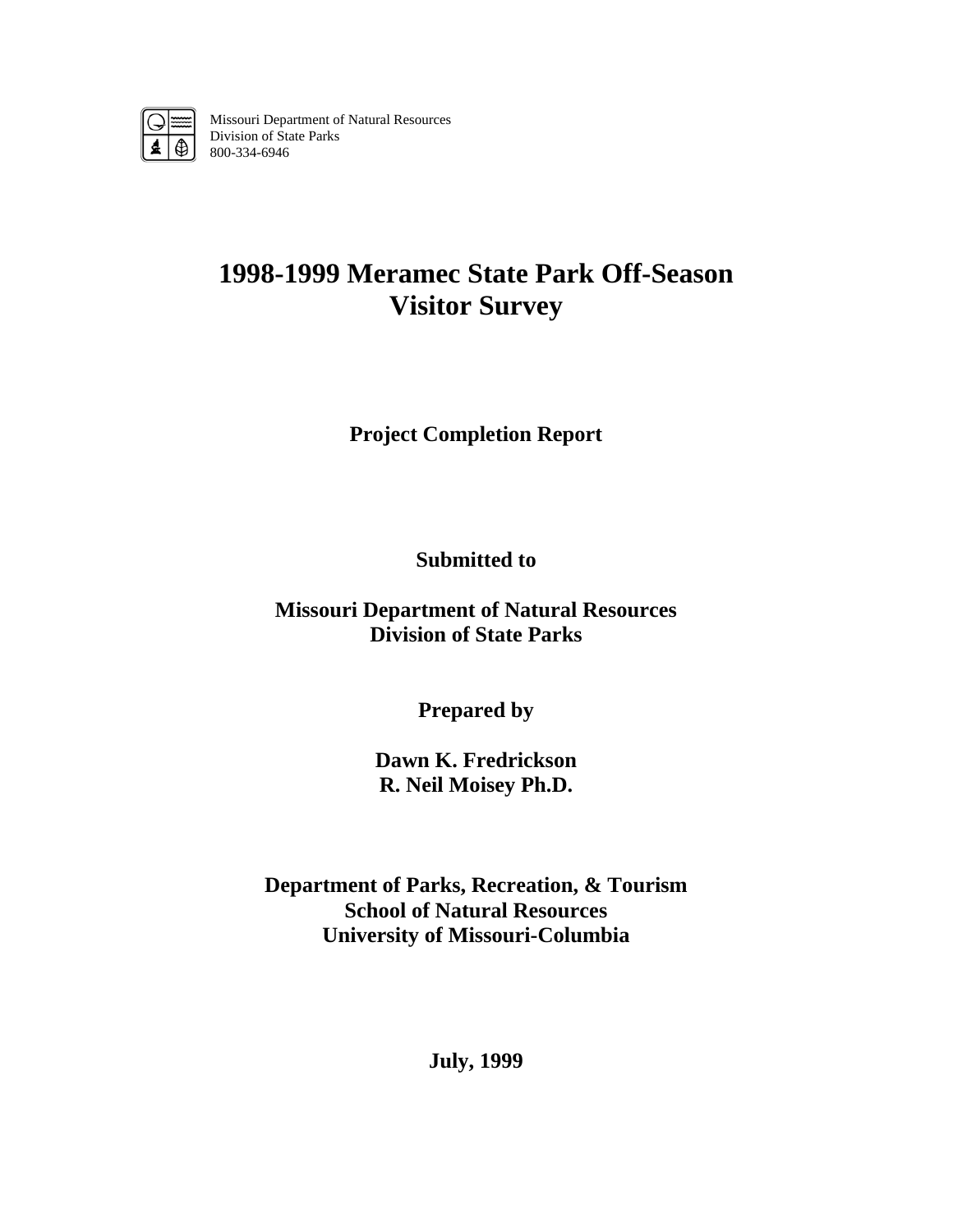Missouri Department of Natural Resources
Division of State Parks
800-334-6946

# 1998-1999 Meramec State Park Off-Season Visitor Survey

**Project Completion Report**

**Submitted to**

**Missouri Department of Natural Resources**
**Division of State Parks**

**Prepared by**

**Dawn K. Fredrickson**
**R. Neil Moisey Ph.D.**

**Department of Parks, Recreation, & Tourism**
**School of Natural Resources**
**University of Missouri-Columbia**

**July, 1999**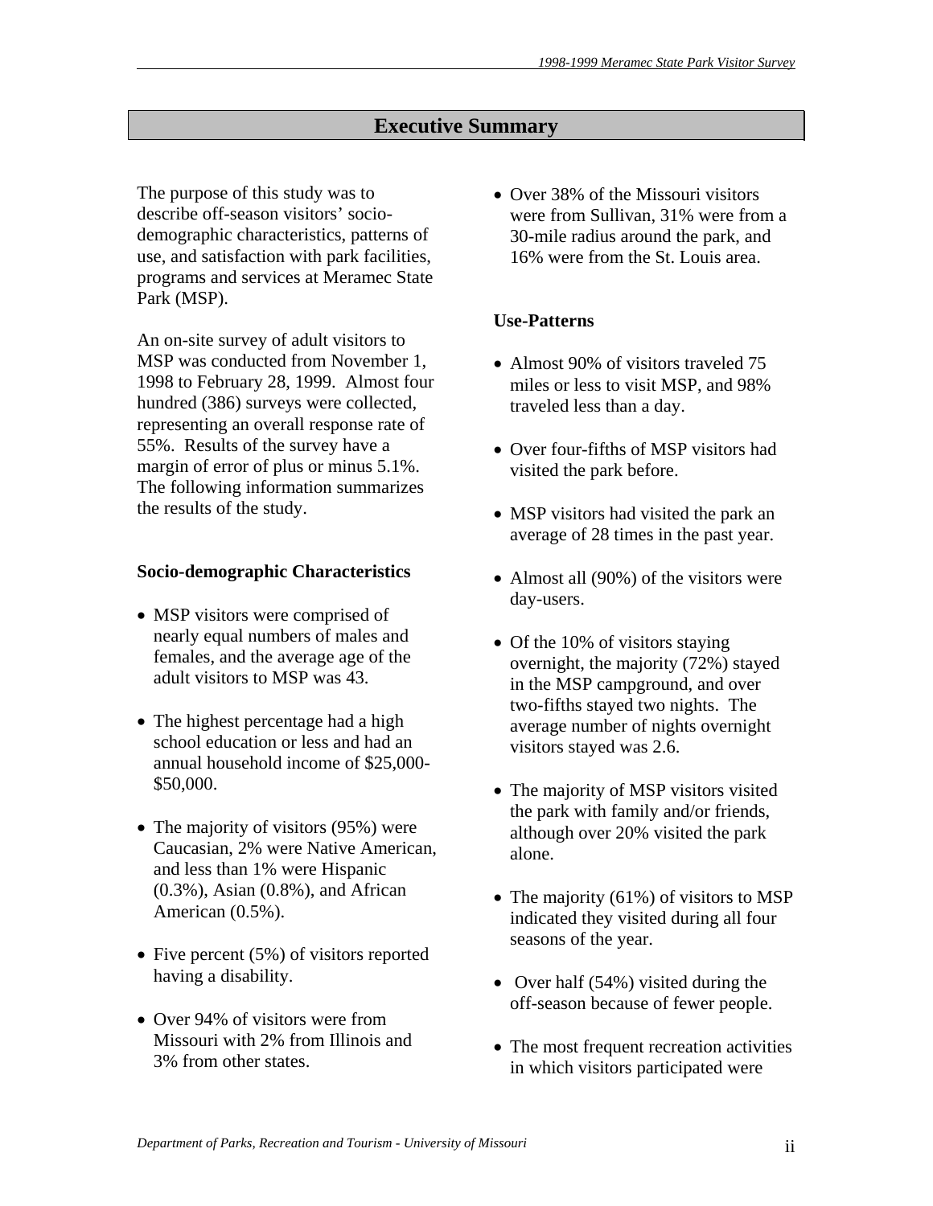## Executive Summary

The purpose of this study was to describe off-season visitors' socio-demographic characteristics, patterns of use, and satisfaction with park facilities, programs and services at Meramec State Park (MSP).

An on-site survey of adult visitors to MSP was conducted from November 1, 1998 to February 28, 1999. Almost four hundred (386) surveys were collected, representing an overall response rate of 55%. Results of the survey have a margin of error of plus or minus 5.1%. The following information summarizes the results of the study.

### Socio-demographic Characteristics

- MSP visitors were comprised of nearly equal numbers of males and females, and the average age of the adult visitors to MSP was 43.
- The highest percentage had a high school education or less and had an annual household income of $25,000-$50,000.
- The majority of visitors (95%) were Caucasian, 2% were Native American, and less than 1% were Hispanic (0.3%), Asian (0.8%), and African American (0.5%).
- Five percent (5%) of visitors reported having a disability.
- Over 94% of visitors were from Missouri with 2% from Illinois and 3% from other states.
- Over 38% of the Missouri visitors were from Sullivan, 31% were from a 30-mile radius around the park, and 16% were from the St. Louis area.

### Use-Patterns

- Almost 90% of visitors traveled 75 miles or less to visit MSP, and 98% traveled less than a day.
- Over four-fifths of MSP visitors had visited the park before.
- MSP visitors had visited the park an average of 28 times in the past year.
- Almost all (90%) of the visitors were day-users.
- Of the 10% of visitors staying overnight, the majority (72%) stayed in the MSP campground, and over two-fifths stayed two nights. The average number of nights overnight visitors stayed was 2.6.
- The majority of MSP visitors visited the park with family and/or friends, although over 20% visited the park alone.
- The majority (61%) of visitors to MSP indicated they visited during all four seasons of the year.
- Over half (54%) visited during the off-season because of fewer people.
- The most frequent recreation activities in which visitors participated were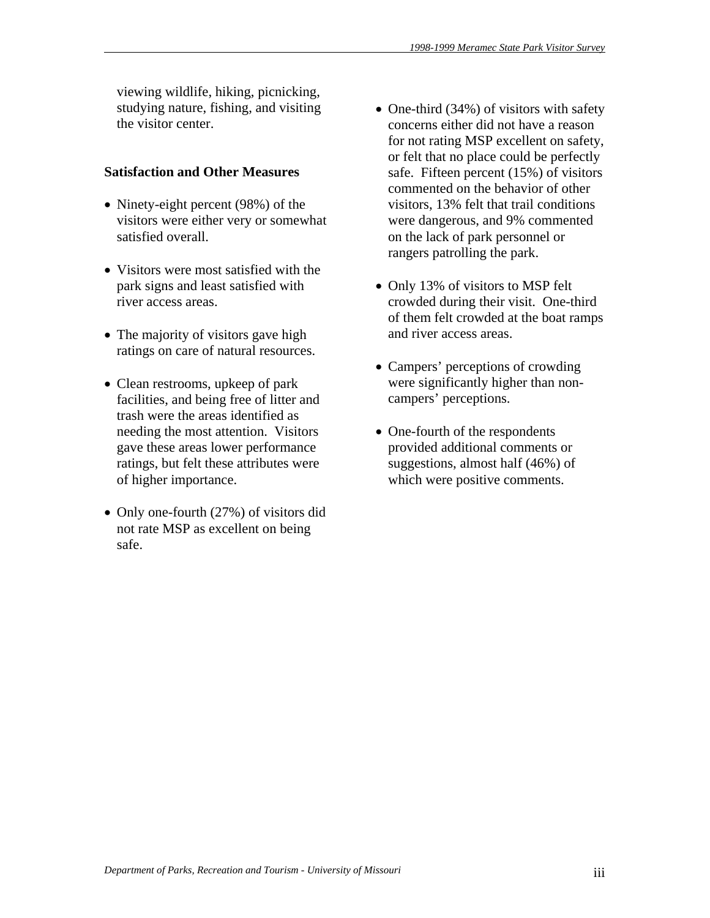viewing wildlife, hiking, picnicking, studying nature, fishing, and visiting the visitor center.

### Satisfaction and Other Measures

- Ninety-eight percent (98%) of the visitors were either very or somewhat satisfied overall.
- Visitors were most satisfied with the park signs and least satisfied with river access areas.
- The majority of visitors gave high ratings on care of natural resources.
- Clean restrooms, upkeep of park facilities, and being free of litter and trash were the areas identified as needing the most attention. Visitors gave these areas lower performance ratings, but felt these attributes were of higher importance.
- Only one-fourth (27%) of visitors did not rate MSP as excellent on being safe.
- One-third (34%) of visitors with safety concerns either did not have a reason for not rating MSP excellent on safety, or felt that no place could be perfectly safe. Fifteen percent (15%) of visitors commented on the behavior of other visitors, 13% felt that trail conditions were dangerous, and 9% commented on the lack of park personnel or rangers patrolling the park.
- Only 13% of visitors to MSP felt crowded during their visit. One-third of them felt crowded at the boat ramps and river access areas.
- Campers' perceptions of crowding were significantly higher than non-campers' perceptions.
- One-fourth of the respondents provided additional comments or suggestions, almost half (46%) of which were positive comments.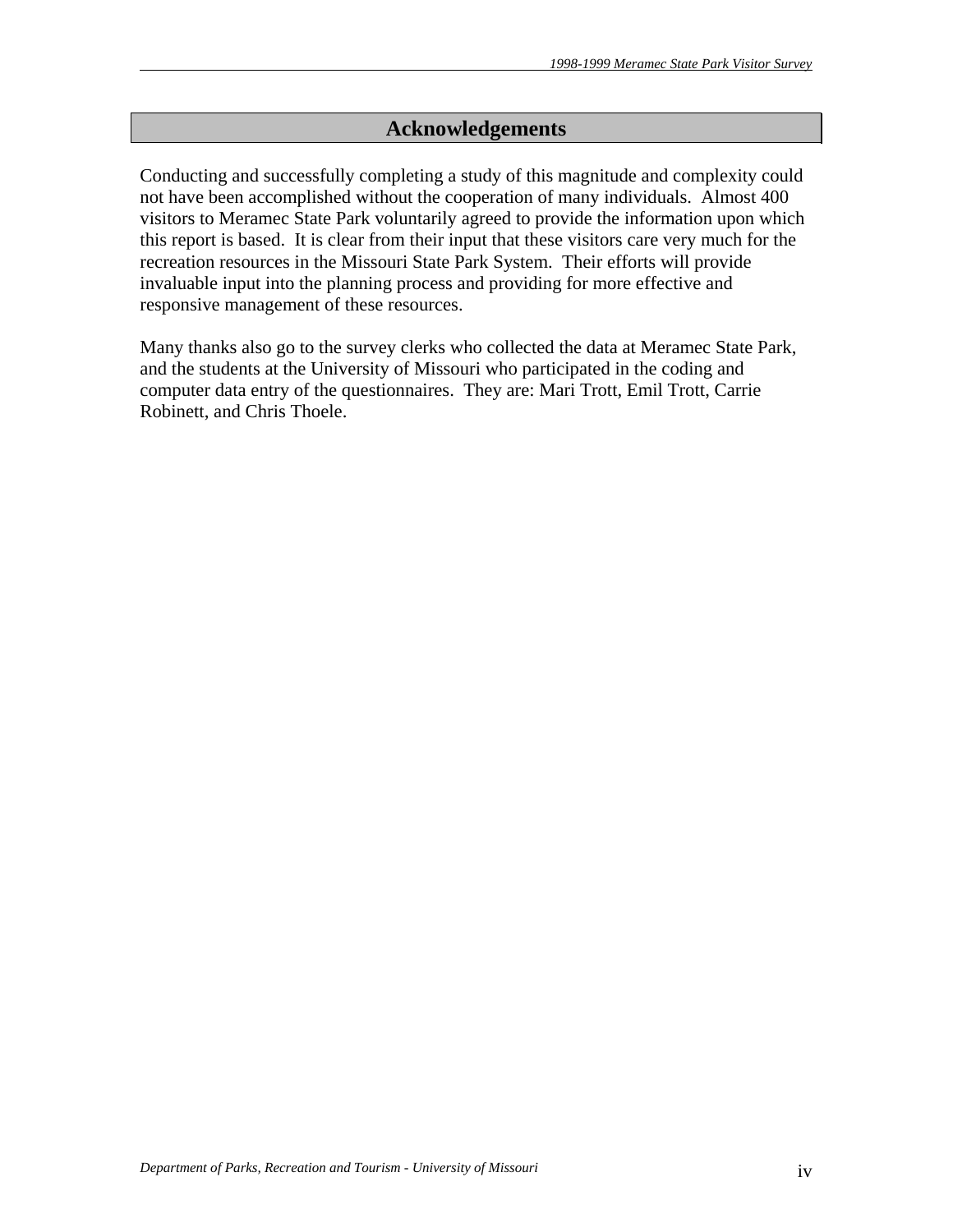# Acknowledgements

Conducting and successfully completing a study of this magnitude and complexity could not have been accomplished without the cooperation of many individuals. Almost 400 visitors to Meramec State Park voluntarily agreed to provide the information upon which this report is based. It is clear from their input that these visitors care very much for the recreation resources in the Missouri State Park System. Their efforts will provide invaluable input into the planning process and providing for more effective and responsive management of these resources.

Many thanks also go to the survey clerks who collected the data at Meramec State Park, and the students at the University of Missouri who participated in the coding and computer data entry of the questionnaires. They are: Mari Trott, Emil Trott, Carrie Robinett, and Chris Thoele.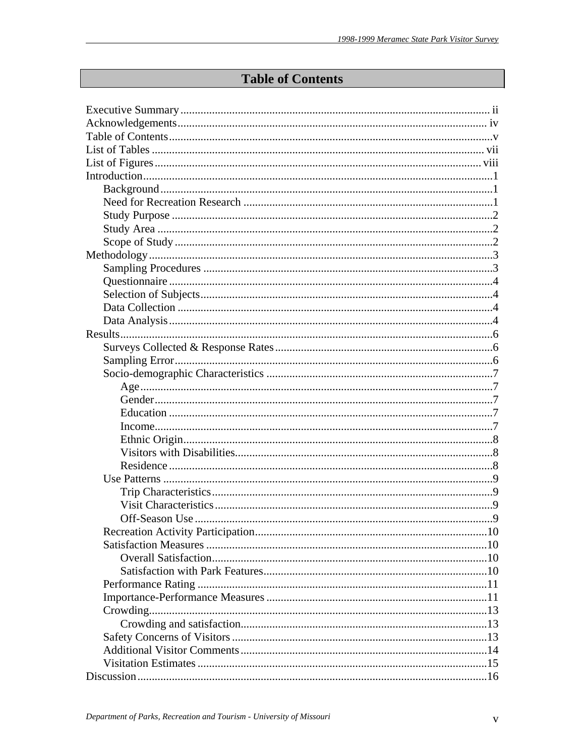# Table of Contents

Executive Summary ........................................ ii
Acknowledgements ........................................ iv
Table of Contents ........................................ v
List of Tables ........................................ vii
List of Figures ........................................ viii
Introduction ........................................ 1
- Background ........................................ 1
- Need for Recreation Research ........................................ 1
- Study Purpose ........................................ 2
- Study Area ........................................ 2
- Scope of Study ........................................ 2

Methodology ........................................ 3
- Sampling Procedures ........................................ 3
- Questionnaire ........................................ 4
- Selection of Subjects ........................................ 4
- Data Collection ........................................ 4
- Data Analysis ........................................ 4

Results ........................................ 6
- Surveys Collected & Response Rates ........................................ 6
- Sampling Error ........................................ 6
- Socio-demographic Characteristics ........................................ 7
  - Age ........................................ 7
  - Gender ........................................ 7
  - Education ........................................ 7
  - Income ........................................ 7
  - Ethnic Origin ........................................ 8
  - Visitors with Disabilities ........................................ 8
  - Residence ........................................ 8
- Use Patterns ........................................ 9
  - Trip Characteristics ........................................ 9
  - Visit Characteristics ........................................ 9
  - Off-Season Use ........................................ 9
- Recreation Activity Participation ........................................ 10
- Satisfaction Measures ........................................ 10
  - Overall Satisfaction ........................................ 10
  - Satisfaction with Park Features ........................................ 10
- Performance Rating ........................................ 11
- Importance-Performance Measures ........................................ 11
- Crowding ........................................ 13
  - Crowding and satisfaction ........................................ 13
- Safety Concerns of Visitors ........................................ 13
- Additional Visitor Comments ........................................ 14
- Visitation Estimates ........................................ 15

Discussion ........................................ 16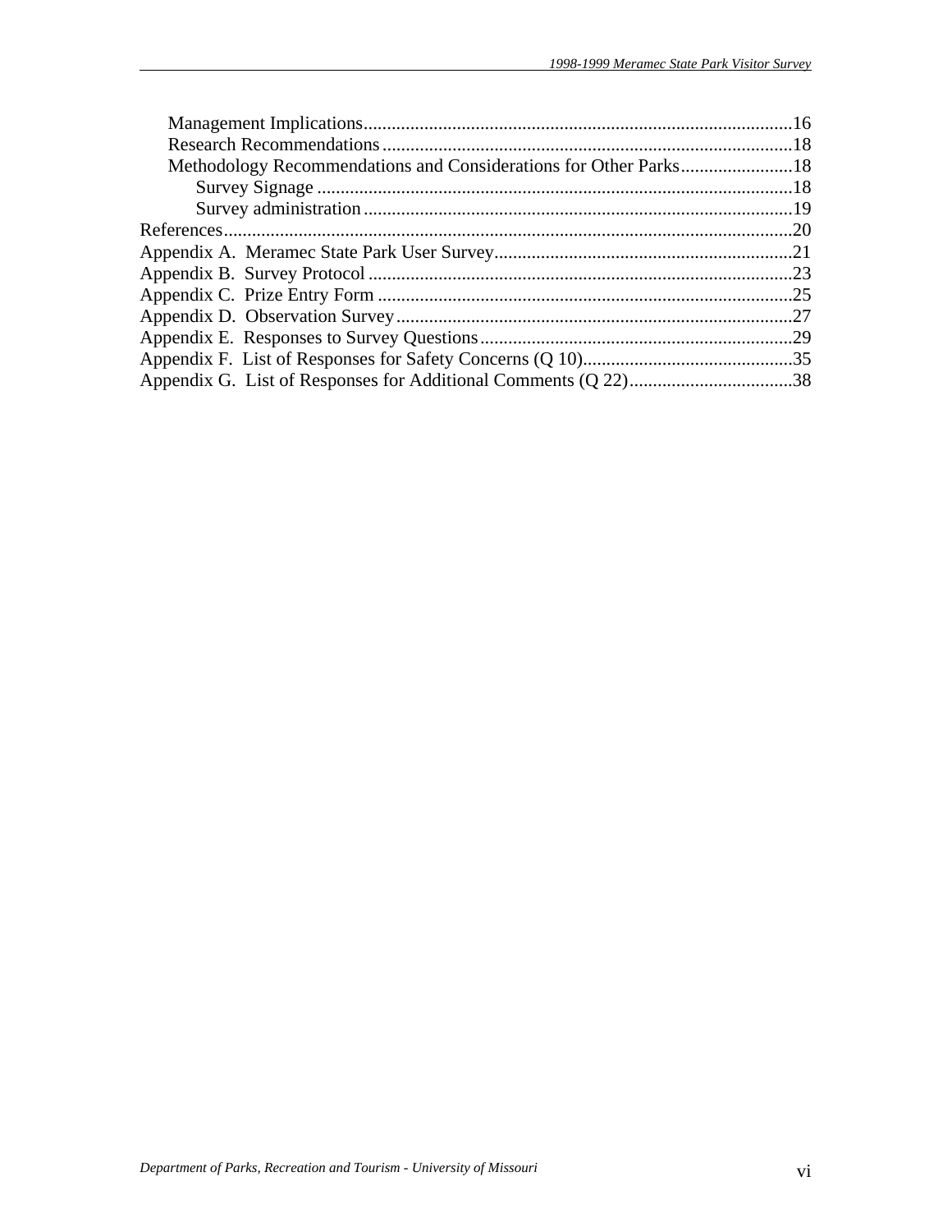- Management Implications...........................................................................................16
- Research Recommendations........................................................................................18
- Methodology Recommendations and Considerations for Other Parks........................18
  - Survey Signage ......................................................................................................18
  - Survey administration ...........................................................................................19

References.........................................................................................................................20

Appendix A. Meramec State Park User Survey................................................................21

Appendix B. Survey Protocol ...........................................................................................23

Appendix C. Prize Entry Form .........................................................................................25

Appendix D. Observation Survey.....................................................................................27

Appendix E. Responses to Survey Questions...................................................................29

Appendix F. List of Responses for Safety Concerns (Q 10).............................................35

Appendix G. List of Responses for Additional Comments (Q 22)...................................38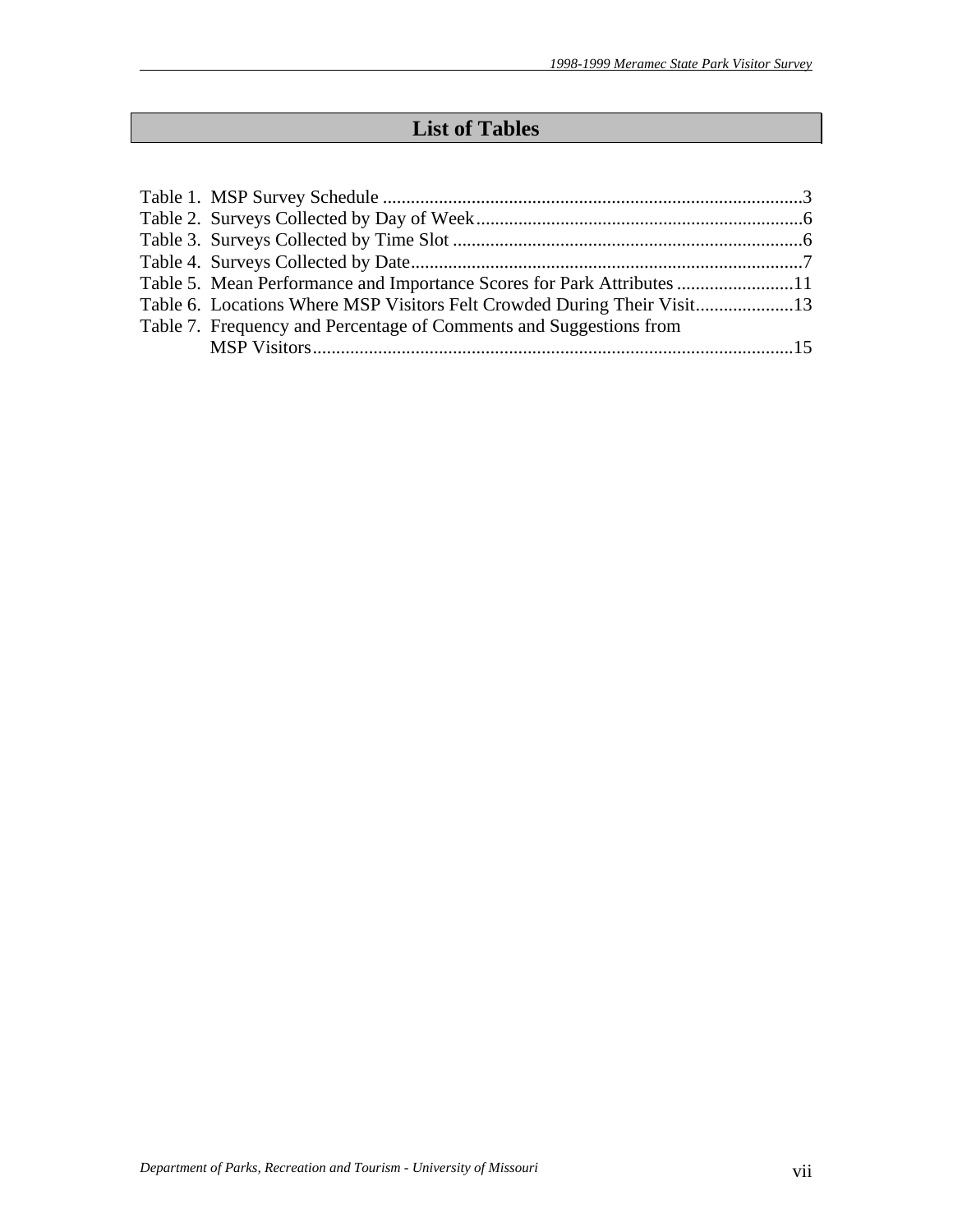# List of Tables

Table 1. MSP Survey Schedule ..........................................................................................3
Table 2. Surveys Collected by Day of Week......................................................................6
Table 3. Surveys Collected by Time Slot ..........................................................................6
Table 4. Surveys Collected by Date....................................................................................7
Table 5. Mean Performance and Importance Scores for Park Attributes .........................11
Table 6. Locations Where MSP Visitors Felt Crowded During Their Visit.....................13
Table 7. Frequency and Percentage of Comments and Suggestions from MSP Visitors.......................................................................................................15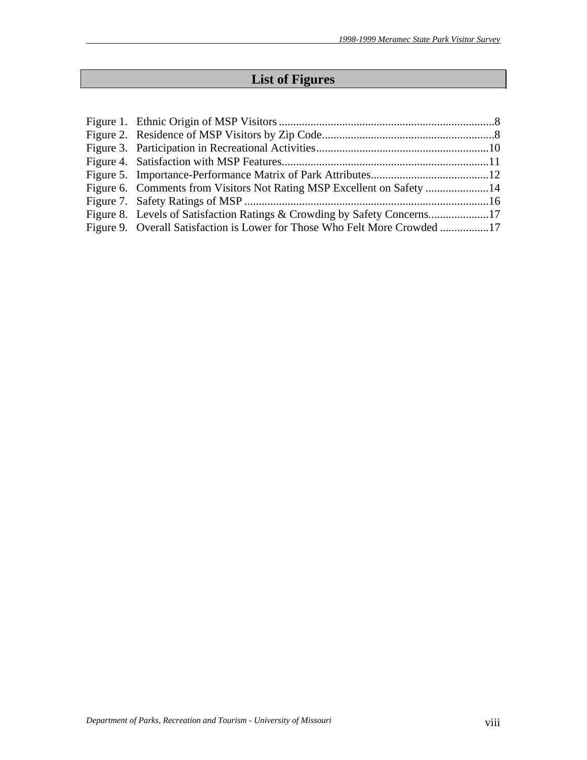# List of Figures

Figure 1. Ethnic Origin of MSP Visitors ........................................................................8
Figure 2. Residence of MSP Visitors by Zip Code..........................................................8
Figure 3. Participation in Recreational Activities..........................................................10
Figure 4. Satisfaction with MSP Features.....................................................................11
Figure 5. Importance-Performance Matrix of Park Attributes.........................................12
Figure 6. Comments from Visitors Not Rating MSP Excellent on Safety ......................14
Figure 7. Safety Ratings of MSP ..................................................................................16
Figure 8. Levels of Satisfaction Ratings & Crowding by Safety Concerns.....................17
Figure 9. Overall Satisfaction is Lower for Those Who Felt More Crowded .................17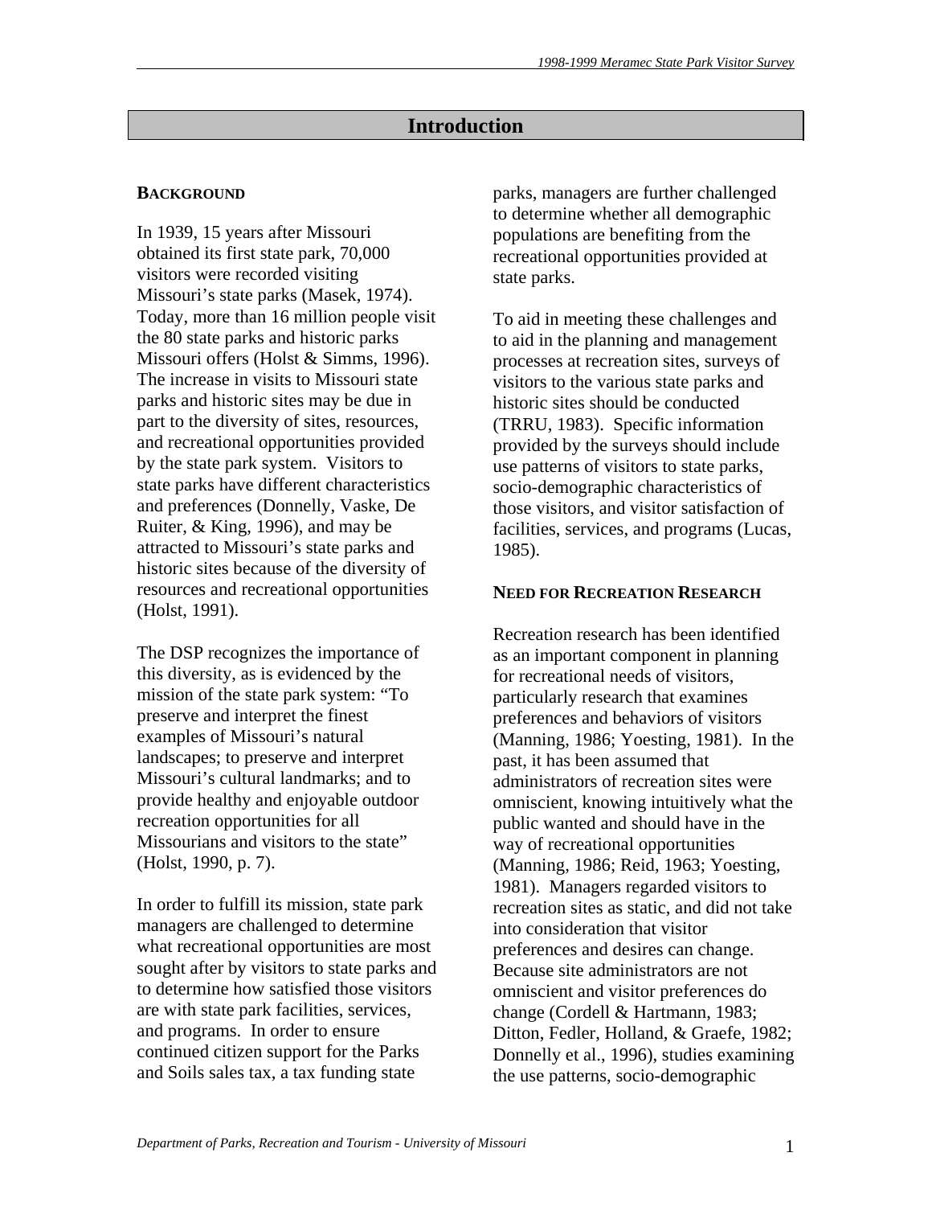# Introduction

## BACKGROUND

In 1939, 15 years after Missouri obtained its first state park, 70,000 visitors were recorded visiting Missouri's state parks (Masek, 1974). Today, more than 16 million people visit the 80 state parks and historic parks Missouri offers (Holst & Simms, 1996). The increase in visits to Missouri state parks and historic sites may be due in part to the diversity of sites, resources, and recreational opportunities provided by the state park system. Visitors to state parks have different characteristics and preferences (Donnelly, Vaske, De Ruiter, & King, 1996), and may be attracted to Missouri's state parks and historic sites because of the diversity of resources and recreational opportunities (Holst, 1991).

The DSP recognizes the importance of this diversity, as is evidenced by the mission of the state park system: "To preserve and interpret the finest examples of Missouri's natural landscapes; to preserve and interpret Missouri's cultural landmarks; and to provide healthy and enjoyable outdoor recreation opportunities for all Missourians and visitors to the state" (Holst, 1990, p. 7).

In order to fulfill its mission, state park managers are challenged to determine what recreational opportunities are most sought after by visitors to state parks and to determine how satisfied those visitors are with state park facilities, services, and programs. In order to ensure continued citizen support for the Parks and Soils sales tax, a tax funding state parks, managers are further challenged to determine whether all demographic populations are benefiting from the recreational opportunities provided at state parks.

To aid in meeting these challenges and to aid in the planning and management processes at recreation sites, surveys of visitors to the various state parks and historic sites should be conducted (TRRU, 1983). Specific information provided by the surveys should include use patterns of visitors to state parks, socio-demographic characteristics of those visitors, and visitor satisfaction of facilities, services, and programs (Lucas, 1985).

## NEED FOR RECREATION RESEARCH

Recreation research has been identified as an important component in planning for recreational needs of visitors, particularly research that examines preferences and behaviors of visitors (Manning, 1986; Yoesting, 1981). In the past, it has been assumed that administrators of recreation sites were omniscient, knowing intuitively what the public wanted and should have in the way of recreational opportunities (Manning, 1986; Reid, 1963; Yoesting, 1981). Managers regarded visitors to recreation sites as static, and did not take into consideration that visitor preferences and desires can change. Because site administrators are not omniscient and visitor preferences do change (Cordell & Hartmann, 1983; Ditton, Fedler, Holland, & Graefe, 1982; Donnelly et al., 1996), studies examining the use patterns, socio-demographic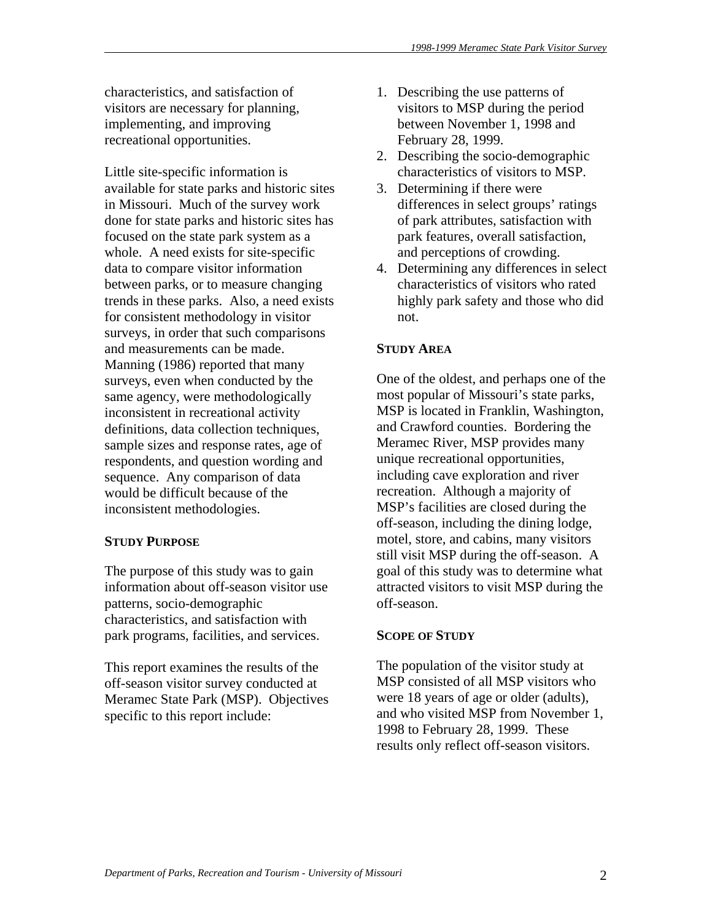characteristics, and satisfaction of visitors are necessary for planning, implementing, and improving recreational opportunities.

Little site-specific information is available for state parks and historic sites in Missouri. Much of the survey work done for state parks and historic sites has focused on the state park system as a whole. A need exists for site-specific data to compare visitor information between parks, or to measure changing trends in these parks. Also, a need exists for consistent methodology in visitor surveys, in order that such comparisons and measurements can be made. Manning (1986) reported that many surveys, even when conducted by the same agency, were methodologically inconsistent in recreational activity definitions, data collection techniques, sample sizes and response rates, age of respondents, and question wording and sequence. Any comparison of data would be difficult because of the inconsistent methodologies.

**STUDY PURPOSE**

The purpose of this study was to gain information about off-season visitor use patterns, socio-demographic characteristics, and satisfaction with park programs, facilities, and services.

This report examines the results of the off-season visitor survey conducted at Meramec State Park (MSP). Objectives specific to this report include:

1. Describing the use patterns of visitors to MSP during the period between November 1, 1998 and February 28, 1999.
2. Describing the socio-demographic characteristics of visitors to MSP.
3. Determining if there were differences in select groups' ratings of park attributes, satisfaction with park features, overall satisfaction, and perceptions of crowding.
4. Determining any differences in select characteristics of visitors who rated highly park safety and those who did not.

**STUDY AREA**

One of the oldest, and perhaps one of the most popular of Missouri's state parks, MSP is located in Franklin, Washington, and Crawford counties. Bordering the Meramec River, MSP provides many unique recreational opportunities, including cave exploration and river recreation. Although a majority of MSP's facilities are closed during the off-season, including the dining lodge, motel, store, and cabins, many visitors still visit MSP during the off-season. A goal of this study was to determine what attracted visitors to visit MSP during the off-season.

**SCOPE OF STUDY**

The population of the visitor study at MSP consisted of all MSP visitors who were 18 years of age or older (adults), and who visited MSP from November 1, 1998 to February 28, 1999. These results only reflect off-season visitors.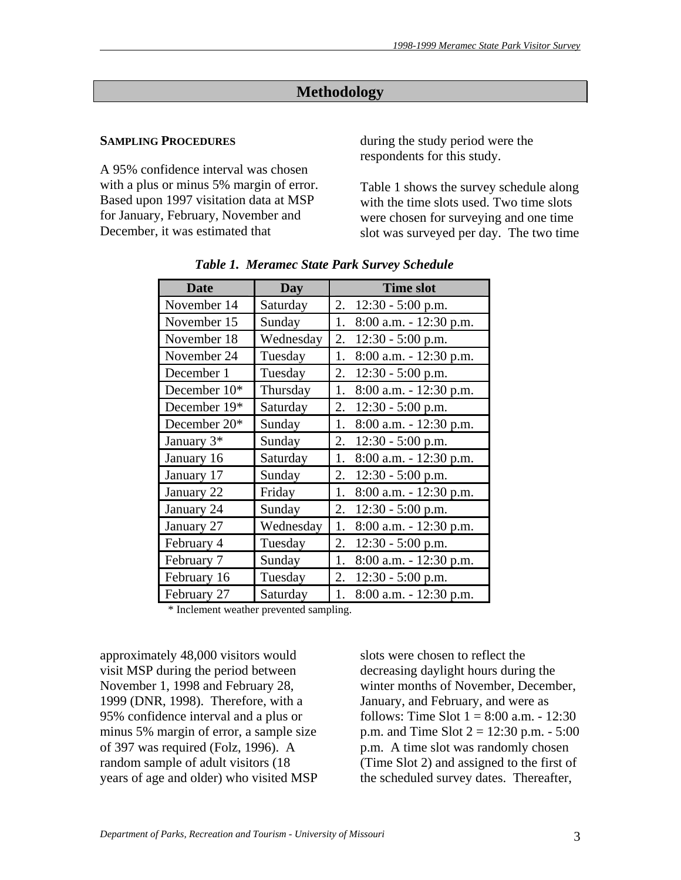# Methodology

**SAMPLING PROCEDURES**

A 95% confidence interval was chosen with a plus or minus 5% margin of error. Based upon 1997 visitation data at MSP for January, February, November and December, it was estimated that approximately 48,000 visitors would visit MSP during the period between November 1, 1998 and February 28, 1999 (DNR, 1998). Therefore, with a 95% confidence interval and a plus or minus 5% margin of error, a sample size of 397 was required (Folz, 1996). A random sample of adult visitors (18 years of age and older) who visited MSP during the study period were the respondents for this study.

Table 1 shows the survey schedule along with the time slots used. Two time slots were chosen for surveying and one time slot was surveyed per day. The two time slots were chosen to reflect the decreasing daylight hours during the winter months of November, December, January, and February, and were as follows: Time Slot 1 = 8:00 a.m. - 12:30 p.m. and Time Slot 2 = 12:30 p.m. - 5:00 p.m. A time slot was randomly chosen (Time Slot 2) and assigned to the first of the scheduled survey dates. Thereafter,

***Table 1. Meramec State Park Survey Schedule***

| Date | Day | Time slot |
|---|---|---|
| November 14 | Saturday | 2. 12:30 - 5:00 p.m. |
| November 15 | Sunday | 1. 8:00 a.m. - 12:30 p.m. |
| November 18 | Wednesday | 2. 12:30 - 5:00 p.m. |
| November 24 | Tuesday | 1. 8:00 a.m. - 12:30 p.m. |
| December 1 | Tuesday | 2. 12:30 - 5:00 p.m. |
| December 10* | Thursday | 1. 8:00 a.m. - 12:30 p.m. |
| December 19* | Saturday | 2. 12:30 - 5:00 p.m. |
| December 20* | Sunday | 1. 8:00 a.m. - 12:30 p.m. |
| January 3* | Sunday | 2. 12:30 - 5:00 p.m. |
| January 16 | Saturday | 1. 8:00 a.m. - 12:30 p.m. |
| January 17 | Sunday | 2. 12:30 - 5:00 p.m. |
| January 22 | Friday | 1. 8:00 a.m. - 12:30 p.m. |
| January 24 | Sunday | 2. 12:30 - 5:00 p.m. |
| January 27 | Wednesday | 1. 8:00 a.m. - 12:30 p.m. |
| February 4 | Tuesday | 2. 12:30 - 5:00 p.m. |
| February 7 | Sunday | 1. 8:00 a.m. - 12:30 p.m. |
| February 16 | Tuesday | 2. 12:30 - 5:00 p.m. |
| February 27 | Saturday | 1. 8:00 a.m. - 12:30 p.m. |

\* Inclement weather prevented sampling.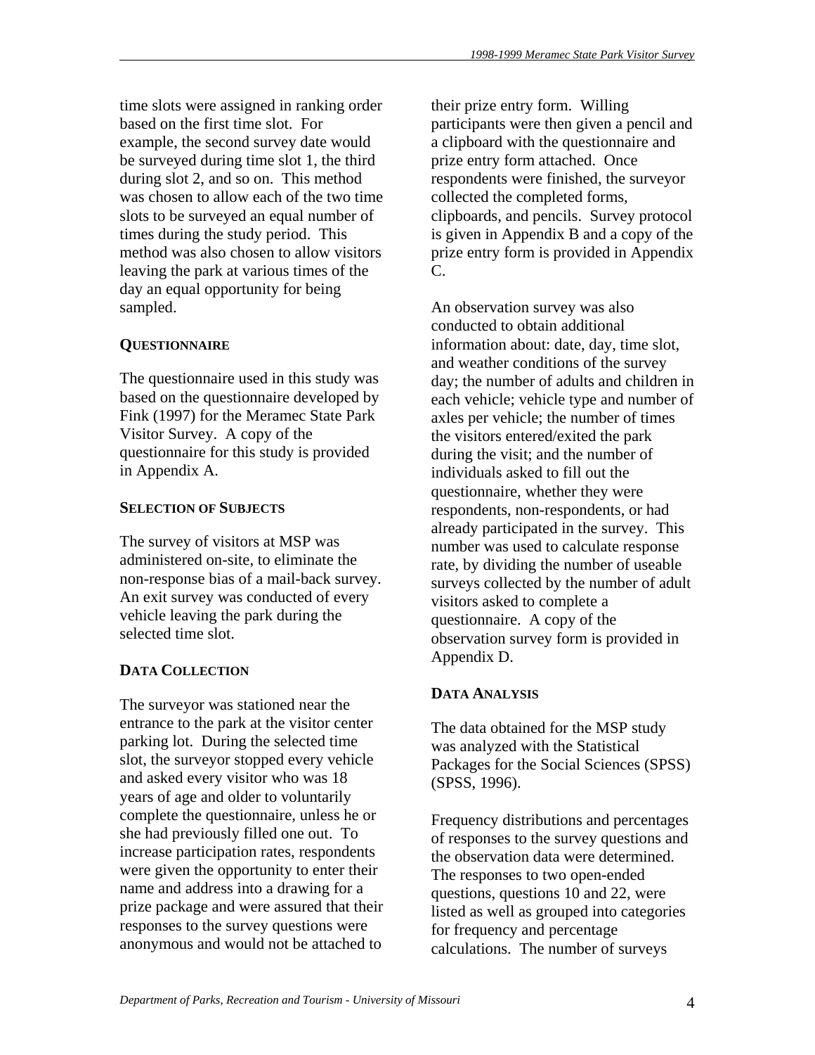time slots were assigned in ranking order based on the first time slot. For example, the second survey date would be surveyed during time slot 1, the third during slot 2, and so on. This method was chosen to allow each of the two time slots to be surveyed an equal number of times during the study period. This method was also chosen to allow visitors leaving the park at various times of the day an equal opportunity for being sampled.

### QUESTIONNAIRE

The questionnaire used in this study was based on the questionnaire developed by Fink (1997) for the Meramec State Park Visitor Survey. A copy of the questionnaire for this study is provided in Appendix A.

### SELECTION OF SUBJECTS

The survey of visitors at MSP was administered on-site, to eliminate the non-response bias of a mail-back survey. An exit survey was conducted of every vehicle leaving the park during the selected time slot.

### DATA COLLECTION

The surveyor was stationed near the entrance to the park at the visitor center parking lot. During the selected time slot, the surveyor stopped every vehicle and asked every visitor who was 18 years of age and older to voluntarily complete the questionnaire, unless he or she had previously filled one out. To increase participation rates, respondents were given the opportunity to enter their name and address into a drawing for a prize package and were assured that their responses to the survey questions were anonymous and would not be attached to their prize entry form. Willing participants were then given a pencil and a clipboard with the questionnaire and prize entry form attached. Once respondents were finished, the surveyor collected the completed forms, clipboards, and pencils. Survey protocol is given in Appendix B and a copy of the prize entry form is provided in Appendix C.

An observation survey was also conducted to obtain additional information about: date, day, time slot, and weather conditions of the survey day; the number of adults and children in each vehicle; vehicle type and number of axles per vehicle; the number of times the visitors entered/exited the park during the visit; and the number of individuals asked to fill out the questionnaire, whether they were respondents, non-respondents, or had already participated in the survey. This number was used to calculate response rate, by dividing the number of useable surveys collected by the number of adult visitors asked to complete a questionnaire. A copy of the observation survey form is provided in Appendix D.

### DATA ANALYSIS

The data obtained for the MSP study was analyzed with the Statistical Packages for the Social Sciences (SPSS) (SPSS, 1996).

Frequency distributions and percentages of responses to the survey questions and the observation data were determined. The responses to two open-ended questions, questions 10 and 22, were listed as well as grouped into categories for frequency and percentage calculations. The number of surveys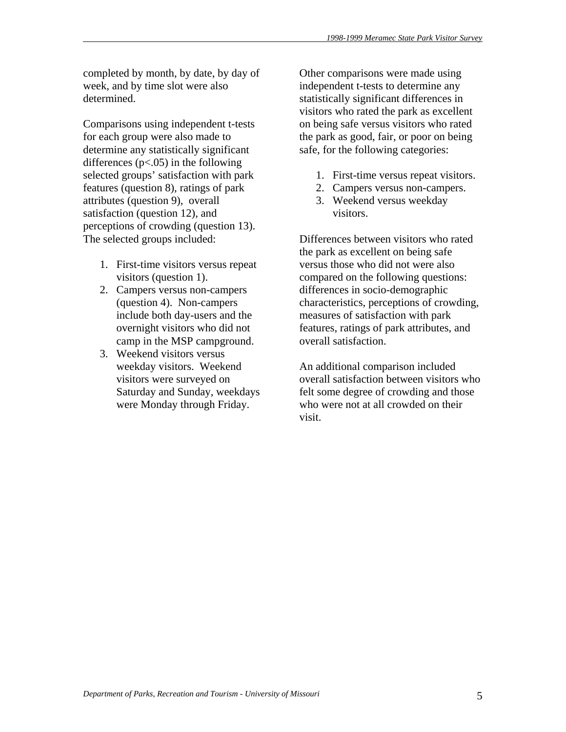completed by month, by date, by day of week, and by time slot were also determined.

Comparisons using independent t-tests for each group were also made to determine any statistically significant differences ($p<.05$) in the following selected groups' satisfaction with park features (question 8), ratings of park attributes (question 9), overall satisfaction (question 12), and perceptions of crowding (question 13). The selected groups included:

1. First-time visitors versus repeat visitors (question 1).
2. Campers versus non-campers (question 4). Non-campers include both day-users and the overnight visitors who did not camp in the MSP campground.
3. Weekend visitors versus weekday visitors. Weekend visitors were surveyed on Saturday and Sunday, weekdays were Monday through Friday.

Other comparisons were made using independent t-tests to determine any statistically significant differences in visitors who rated the park as excellent on being safe versus visitors who rated the park as good, fair, or poor on being safe, for the following categories:

1. First-time versus repeat visitors.
2. Campers versus non-campers.
3. Weekend versus weekday visitors.

Differences between visitors who rated the park as excellent on being safe versus those who did not were also compared on the following questions: differences in socio-demographic characteristics, perceptions of crowding, measures of satisfaction with park features, ratings of park attributes, and overall satisfaction.

An additional comparison included overall satisfaction between visitors who felt some degree of crowding and those who were not at all crowded on their visit.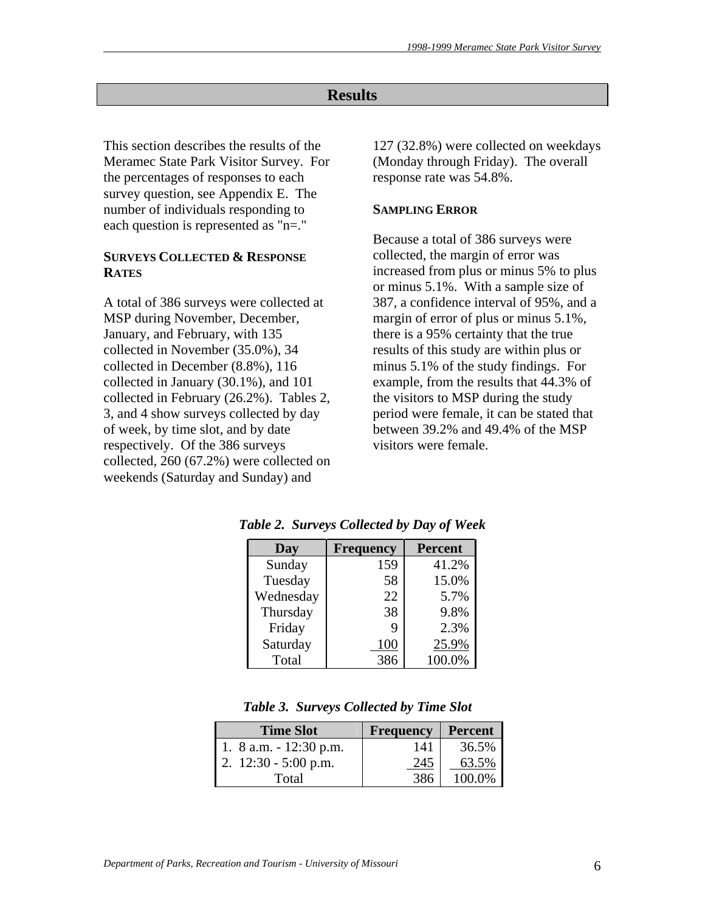## Results

This section describes the results of the Meramec State Park Visitor Survey. For the percentages of responses to each survey question, see Appendix E. The number of individuals responding to each question is represented as "n=."

### SURVEYS COLLECTED & RESPONSE RATES

A total of 386 surveys were collected at MSP during November, December, January, and February, with 135 collected in November (35.0%), 34 collected in December (8.8%), 116 collected in January (30.1%), and 101 collected in February (26.2%). Tables 2, 3, and 4 show surveys collected by day of week, by time slot, and by date respectively. Of the 386 surveys collected, 260 (67.2%) were collected on weekends (Saturday and Sunday) and 127 (32.8%) were collected on weekdays (Monday through Friday). The overall response rate was 54.8%.

### SAMPLING ERROR

Because a total of 386 surveys were collected, the margin of error was increased from plus or minus 5% to plus or minus 5.1%. With a sample size of 387, a confidence interval of 95%, and a margin of error of plus or minus 5.1%, there is a 95% certainty that the true results of this study are within plus or minus 5.1% of the study findings. For example, from the results that 44.3% of the visitors to MSP during the study period were female, it can be stated that between 39.2% and 49.4% of the MSP visitors were female.

***Table 2. Surveys Collected by Day of Week***

| Day | Frequency | Percent |
|---|---|---|
| Sunday | 159 | 41.2% |
| Tuesday | 58 | 15.0% |
| Wednesday | 22 | 5.7% |
| Thursday | 38 | 9.8% |
| Friday | 9 | 2.3% |
| Saturday | 100 | 25.9% |
| Total | 386 | 100.0% |

***Table 3. Surveys Collected by Time Slot***

| Time Slot | Frequency | Percent |
|---|---|---|
| 1. 8 a.m. - 12:30 p.m. | 141 | 36.5% |
| 2. 12:30 - 5:00 p.m. | 245 | 63.5% |
| Total | 386 | 100.0% |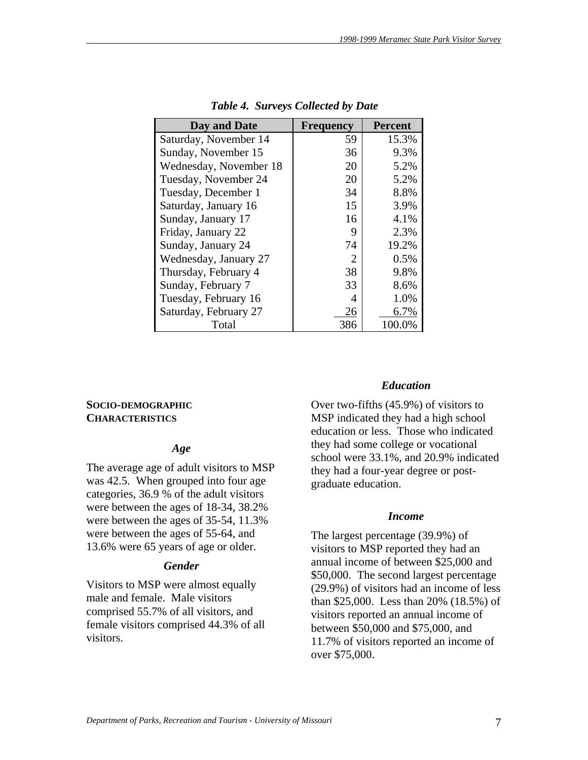*Table 4. Surveys Collected by Date*

| Day and Date | Frequency | Percent |
|---|---|---|
| Saturday, November 14 | 59 | 15.3% |
| Sunday, November 15 | 36 | 9.3% |
| Wednesday, November 18 | 20 | 5.2% |
| Tuesday, November 24 | 20 | 5.2% |
| Tuesday, December 1 | 34 | 8.8% |
| Saturday, January 16 | 15 | 3.9% |
| Sunday, January 17 | 16 | 4.1% |
| Friday, January 22 | 9 | 2.3% |
| Sunday, January 24 | 74 | 19.2% |
| Wednesday, January 27 | 2 | 0.5% |
| Thursday, February 4 | 38 | 9.8% |
| Sunday, February 7 | 33 | 8.6% |
| Tuesday, February 16 | 4 | 1.0% |
| Saturday, February 27 | 26 | 6.7% |
| Total | 386 | 100.0% |

## SOCIO-DEMOGRAPHIC CHARACTERISTICS

### *Age*

The average age of adult visitors to MSP was 42.5. When grouped into four age categories, 36.9 % of the adult visitors were between the ages of 18-34, 38.2% were between the ages of 35-54, 11.3% were between the ages of 55-64, and 13.6% were 65 years of age or older.

### *Gender*

Visitors to MSP were almost equally male and female. Male visitors comprised 55.7% of all visitors, and female visitors comprised 44.3% of all visitors.

### *Education*

Over two-fifths (45.9%) of visitors to MSP indicated they had a high school education or less. Those who indicated they had some college or vocational school were 33.1%, and 20.9% indicated they had a four-year degree or post-graduate education.

### *Income*

The largest percentage (39.9%) of visitors to MSP reported they had an annual income of between $25,000 and $50,000. The second largest percentage (29.9%) of visitors had an income of less than $25,000. Less than 20% (18.5%) of visitors reported an annual income of between $50,000 and $75,000, and 11.7% of visitors reported an income of over $75,000.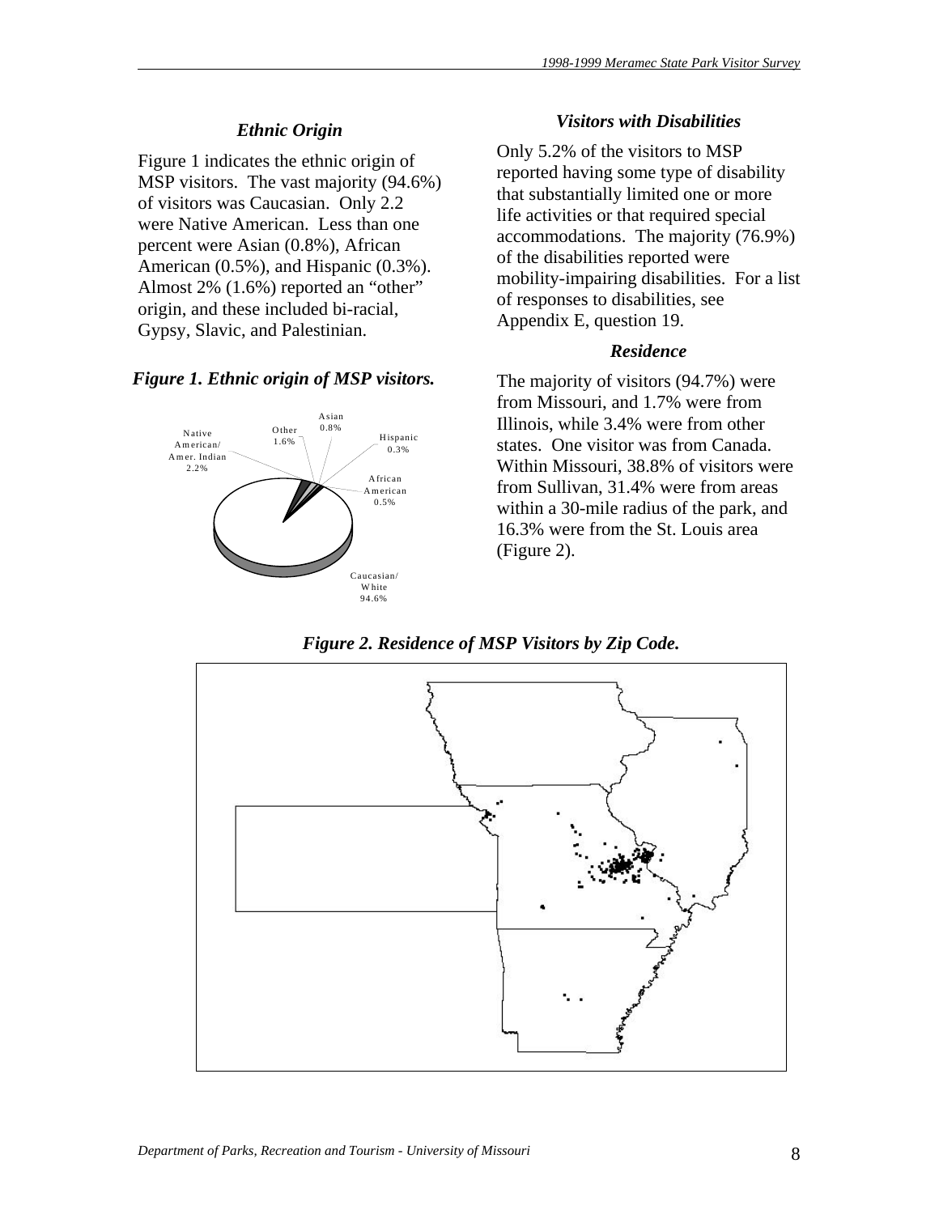### *Ethnic Origin*

Figure 1 indicates the ethnic origin of MSP visitors. The vast majority (94.6%) of visitors was Caucasian. Only 2.2 were Native American. Less than one percent were Asian (0.8%), African American (0.5%), and Hispanic (0.3%). Almost 2% (1.6%) reported an "other" origin, and these included bi-racial, Gypsy, Slavic, and Palestinian.

***Figure 1. Ethnic origin of MSP visitors.***

### *Visitors with Disabilities*

Only 5.2% of the visitors to MSP reported having some type of disability that substantially limited one or more life activities or that required special accommodations. The majority (76.9%) of the disabilities reported were mobility-impairing disabilities. For a list of responses to disabilities, see Appendix E, question 19.

### *Residence*

The majority of visitors (94.7%) were from Missouri, and 1.7% were from Illinois, while 3.4% were from other states. One visitor was from Canada. Within Missouri, 38.8% of visitors were from Sullivan, 31.4% were from areas within a 30-mile radius of the park, and 16.3% were from the St. Louis area (Figure 2).

***Figure 2. Residence of MSP Visitors by Zip Code.***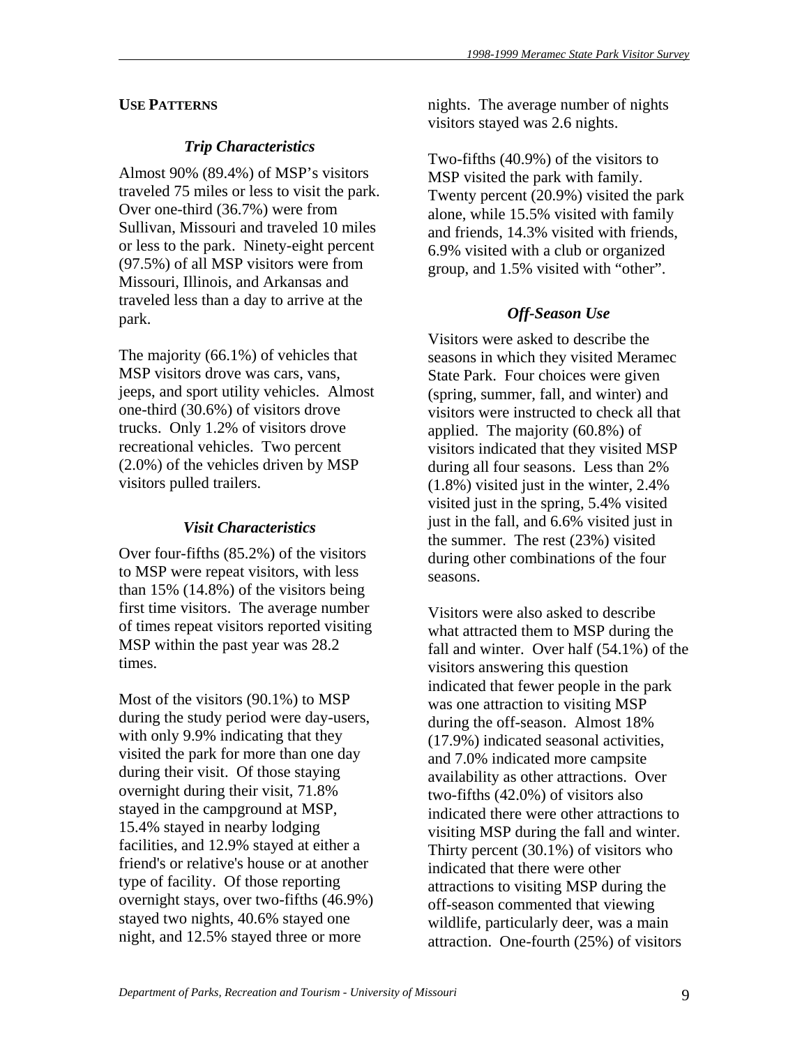## USE PATTERNS

### *Trip Characteristics*

Almost 90% (89.4%) of MSP's visitors traveled 75 miles or less to visit the park. Over one-third (36.7%) were from Sullivan, Missouri and traveled 10 miles or less to the park. Ninety-eight percent (97.5%) of all MSP visitors were from Missouri, Illinois, and Arkansas and traveled less than a day to arrive at the park.

The majority (66.1%) of vehicles that MSP visitors drove was cars, vans, jeeps, and sport utility vehicles. Almost one-third (30.6%) of visitors drove trucks. Only 1.2% of visitors drove recreational vehicles. Two percent (2.0%) of the vehicles driven by MSP visitors pulled trailers.

### *Visit Characteristics*

Over four-fifths (85.2%) of the visitors to MSP were repeat visitors, with less than 15% (14.8%) of the visitors being first time visitors. The average number of times repeat visitors reported visiting MSP within the past year was 28.2 times.

Most of the visitors (90.1%) to MSP during the study period were day-users, with only 9.9% indicating that they visited the park for more than one day during their visit. Of those staying overnight during their visit, 71.8% stayed in the campground at MSP, 15.4% stayed in nearby lodging facilities, and 12.9% stayed at either a friend's or relative's house or at another type of facility. Of those reporting overnight stays, over two-fifths (46.9%) stayed two nights, 40.6% stayed one night, and 12.5% stayed three or more nights. The average number of nights visitors stayed was 2.6 nights.

Two-fifths (40.9%) of the visitors to MSP visited the park with family. Twenty percent (20.9%) visited the park alone, while 15.5% visited with family and friends, 14.3% visited with friends, 6.9% visited with a club or organized group, and 1.5% visited with "other".

### *Off-Season Use*

Visitors were asked to describe the seasons in which they visited Meramec State Park. Four choices were given (spring, summer, fall, and winter) and visitors were instructed to check all that applied. The majority (60.8%) of visitors indicated that they visited MSP during all four seasons. Less than 2% (1.8%) visited just in the winter, 2.4% visited just in the spring, 5.4% visited just in the fall, and 6.6% visited just in the summer. The rest (23%) visited during other combinations of the four seasons.

Visitors were also asked to describe what attracted them to MSP during the fall and winter. Over half (54.1%) of the visitors answering this question indicated that fewer people in the park was one attraction to visiting MSP during the off-season. Almost 18% (17.9%) indicated seasonal activities, and 7.0% indicated more campsite availability as other attractions. Over two-fifths (42.0%) of visitors also indicated there were other attractions to visiting MSP during the fall and winter. Thirty percent (30.1%) of visitors who indicated that there were other attractions to visiting MSP during the off-season commented that viewing wildlife, particularly deer, was a main attraction. One-fourth (25%) of visitors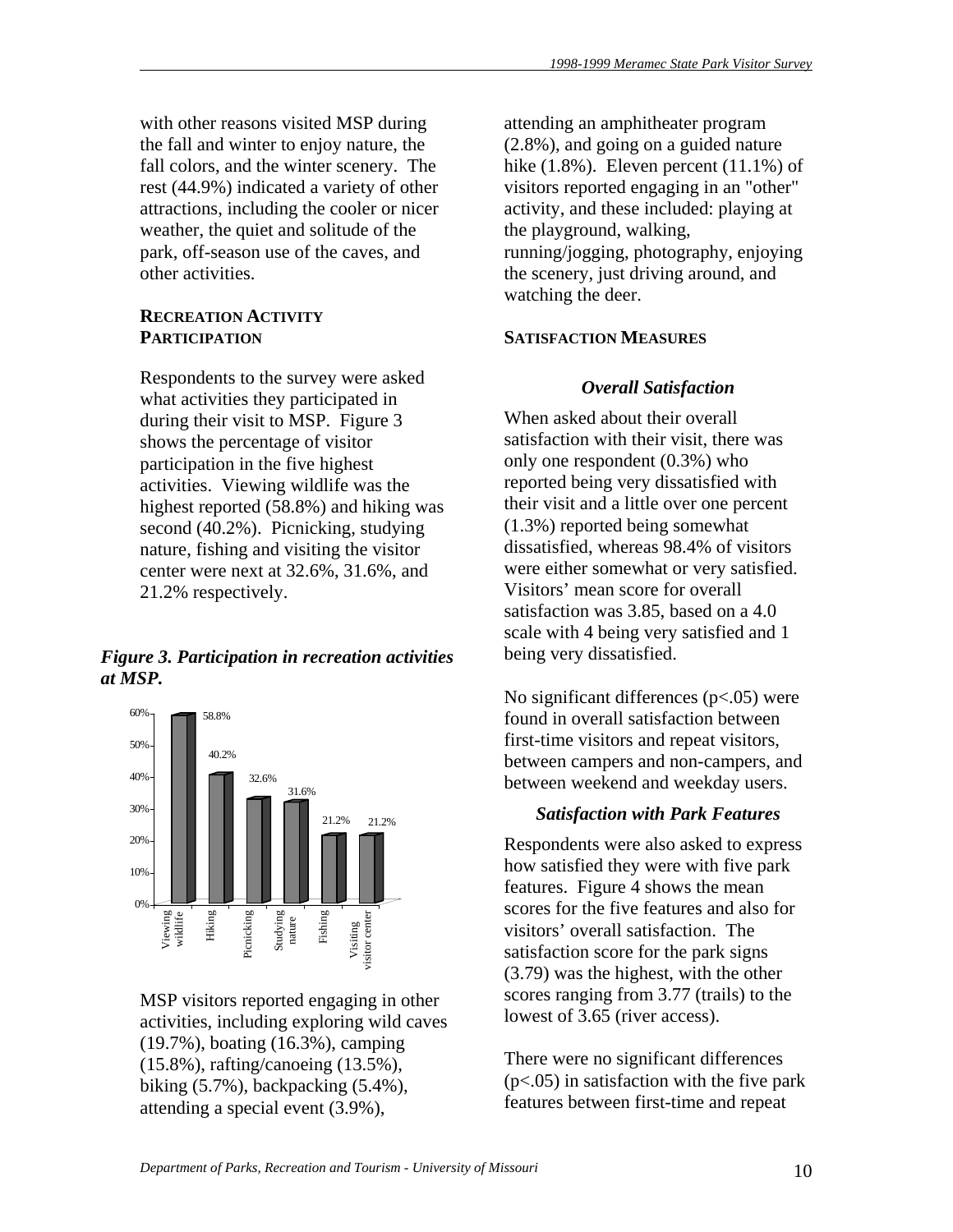with other reasons visited MSP during the fall and winter to enjoy nature, the fall colors, and the winter scenery. The rest (44.9%) indicated a variety of other attractions, including the cooler or nicer weather, the quiet and solitude of the park, off-season use of the caves, and other activities.

## RECREATION ACTIVITY PARTICIPATION

Respondents to the survey were asked what activities they participated in during their visit to MSP. Figure 3 shows the percentage of visitor participation in the five highest activities. Viewing wildlife was the highest reported (58.8%) and hiking was second (40.2%). Picnicking, studying nature, fishing and visiting the visitor center were next at 32.6%, 31.6%, and 21.2% respectively.

***Figure 3. Participation in recreation activities at MSP.***

| Activity | Percentage |
|---|---|
| Viewing wildlife | 58.8% |
| Hiking | 40.2% |
| Picnicking | 32.6% |
| Studying nature | 31.6% |
| Fishing | 21.2% |
| Visiting visitor center | 21.2% |

MSP visitors reported engaging in other activities, including exploring wild caves (19.7%), boating (16.3%), camping (15.8%), rafting/canoeing (13.5%), biking (5.7%), backpacking (5.4%), attending a special event (3.9%), attending an amphitheater program (2.8%), and going on a guided nature hike (1.8%). Eleven percent (11.1%) of visitors reported engaging in an "other" activity, and these included: playing at the playground, walking, running/jogging, photography, enjoying the scenery, just driving around, and watching the deer.

## SATISFACTION MEASURES

### *Overall Satisfaction*

When asked about their overall satisfaction with their visit, there was only one respondent (0.3%) who reported being very dissatisfied with their visit and a little over one percent (1.3%) reported being somewhat dissatisfied, whereas 98.4% of visitors were either somewhat or very satisfied. Visitors' mean score for overall satisfaction was 3.85, based on a 4.0 scale with 4 being very satisfied and 1 being very dissatisfied.

No significant differences ($p<.05$) were found in overall satisfaction between first-time visitors and repeat visitors, between campers and non-campers, and between weekend and weekday users.

### *Satisfaction with Park Features*

Respondents were also asked to express how satisfied they were with five park features. Figure 4 shows the mean scores for the five features and also for visitors' overall satisfaction. The satisfaction score for the park signs (3.79) was the highest, with the other scores ranging from 3.77 (trails) to the lowest of 3.65 (river access).

There were no significant differences ($p<.05$) in satisfaction with the five park features between first-time and repeat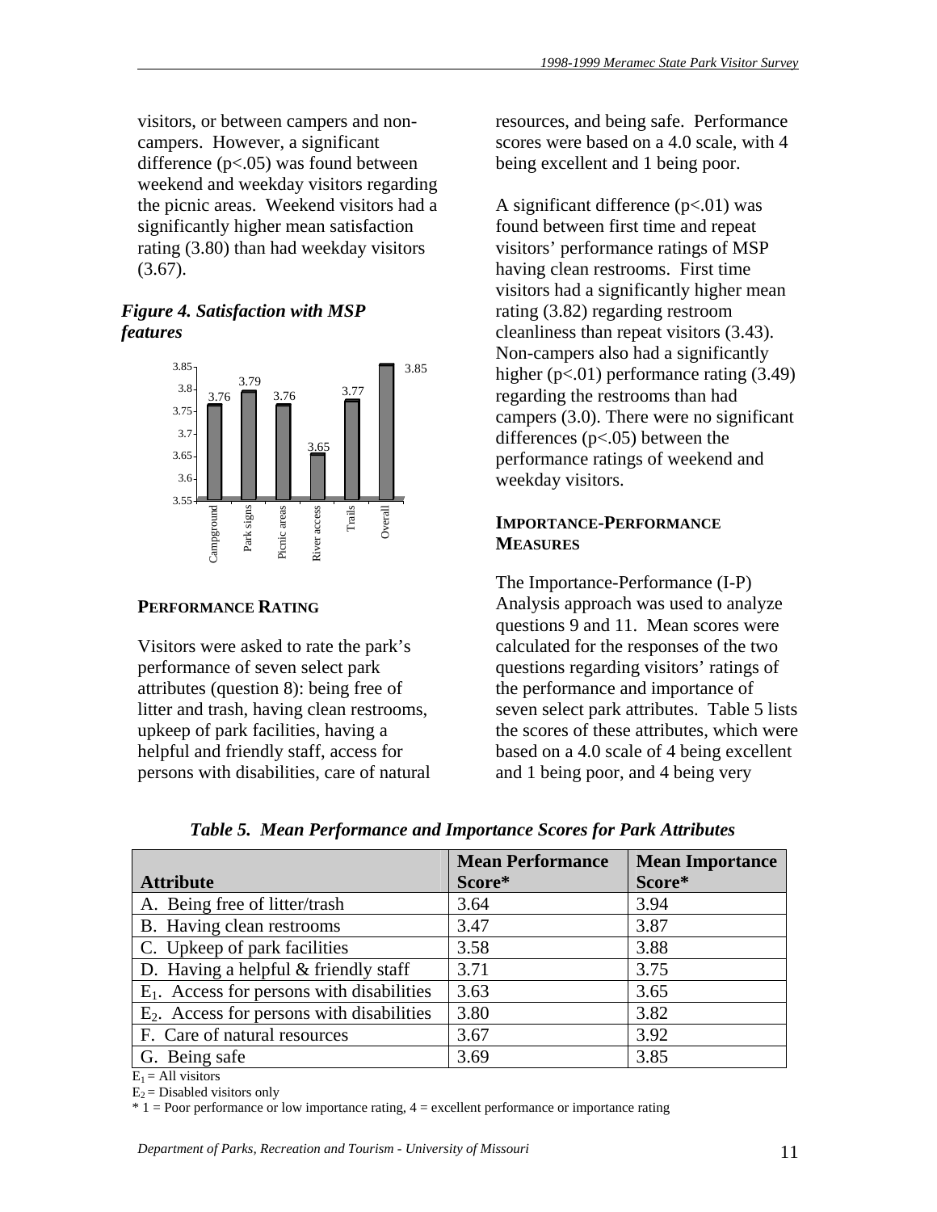visitors, or between campers and non-campers. However, a significant difference ($p<.05$) was found between weekend and weekday visitors regarding the picnic areas. Weekend visitors had a significantly higher mean satisfaction rating (3.80) than had weekday visitors (3.67).

***Figure 4. Satisfaction with MSP features***

| Feature | Satisfaction |
|---|---|
| Campground | 3.76 |
| Park signs | 3.79 |
| Picnic areas | 3.76 |
| River access | 3.65 |
| Trails | 3.77 |
| Overall | 3.85 |

## PERFORMANCE RATING

Visitors were asked to rate the park's performance of seven select park attributes (question 8): being free of litter and trash, having clean restrooms, upkeep of park facilities, having a helpful and friendly staff, access for persons with disabilities, care of natural resources, and being safe. Performance scores were based on a 4.0 scale, with 4 being excellent and 1 being poor.

A significant difference ($p<.01$) was found between first time and repeat visitors' performance ratings of MSP having clean restrooms. First time visitors had a significantly higher mean rating (3.82) regarding restroom cleanliness than repeat visitors (3.43). Non-campers also had a significantly higher ($p<.01$) performance rating (3.49) regarding the restrooms than had campers (3.0). There were no significant differences ($p<.05$) between the performance ratings of weekend and weekday visitors.

## IMPORTANCE-PERFORMANCE MEASURES

The Importance-Performance (I-P) Analysis approach was used to analyze questions 9 and 11. Mean scores were calculated for the responses of the two questions regarding visitors' ratings of the performance and importance of seven select park attributes. Table 5 lists the scores of these attributes, which were based on a 4.0 scale of 4 being excellent and 1 being poor, and 4 being very

***Table 5. Mean Performance and Importance Scores for Park Attributes***

| Attribute | Mean Performance Score* | Mean Importance Score* |
|---|---|---|
| A. Being free of litter/trash | 3.64 | 3.94 |
| B. Having clean restrooms | 3.47 | 3.87 |
| C. Upkeep of park facilities | 3.58 | 3.88 |
| D. Having a helpful & friendly staff | 3.71 | 3.75 |
| $E_1$. Access for persons with disabilities | 3.63 | 3.65 |
| $E_2$. Access for persons with disabilities | 3.80 | 3.82 |
| F. Care of natural resources | 3.67 | 3.92 |
| G. Being safe | 3.69 | 3.85 |

$E_1$ = All visitors

$E_2$ = Disabled visitors only

* 1 = Poor performance or low importance rating, 4 = excellent performance or importance rating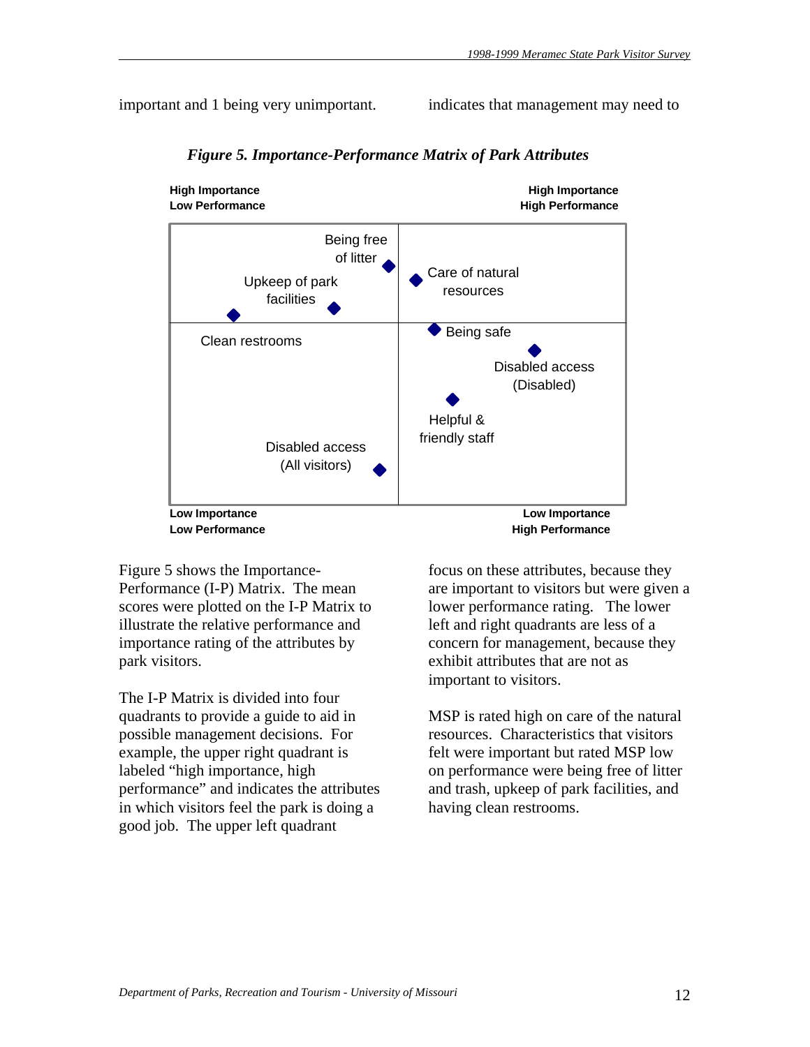important and 1 being very unimportant.

indicates that management may need to

*Figure 5. Importance-Performance Matrix of Park Attributes*

**High Importance**
**Low Performance**

**High Importance**
**High Performance**

Being free of litter

Upkeep of park facilities

Care of natural resources

Clean restrooms

Being safe

Disabled access (Disabled)

Helpful & friendly staff

Disabled access (All visitors)

**Low Importance**
**Low Performance**

**Low Importance**
**High Performance**

Figure 5 shows the Importance-Performance (I-P) Matrix. The mean scores were plotted on the I-P Matrix to illustrate the relative performance and importance rating of the attributes by park visitors.

The I-P Matrix is divided into four quadrants to provide a guide to aid in possible management decisions. For example, the upper right quadrant is labeled "high importance, high performance" and indicates the attributes in which visitors feel the park is doing a good job. The upper left quadrant focus on these attributes, because they are important to visitors but were given a lower performance rating. The lower left and right quadrants are less of a concern for management, because they exhibit attributes that are not as important to visitors.

MSP is rated high on care of the natural resources. Characteristics that visitors felt were important but rated MSP low on performance were being free of litter and trash, upkeep of park facilities, and having clean restrooms.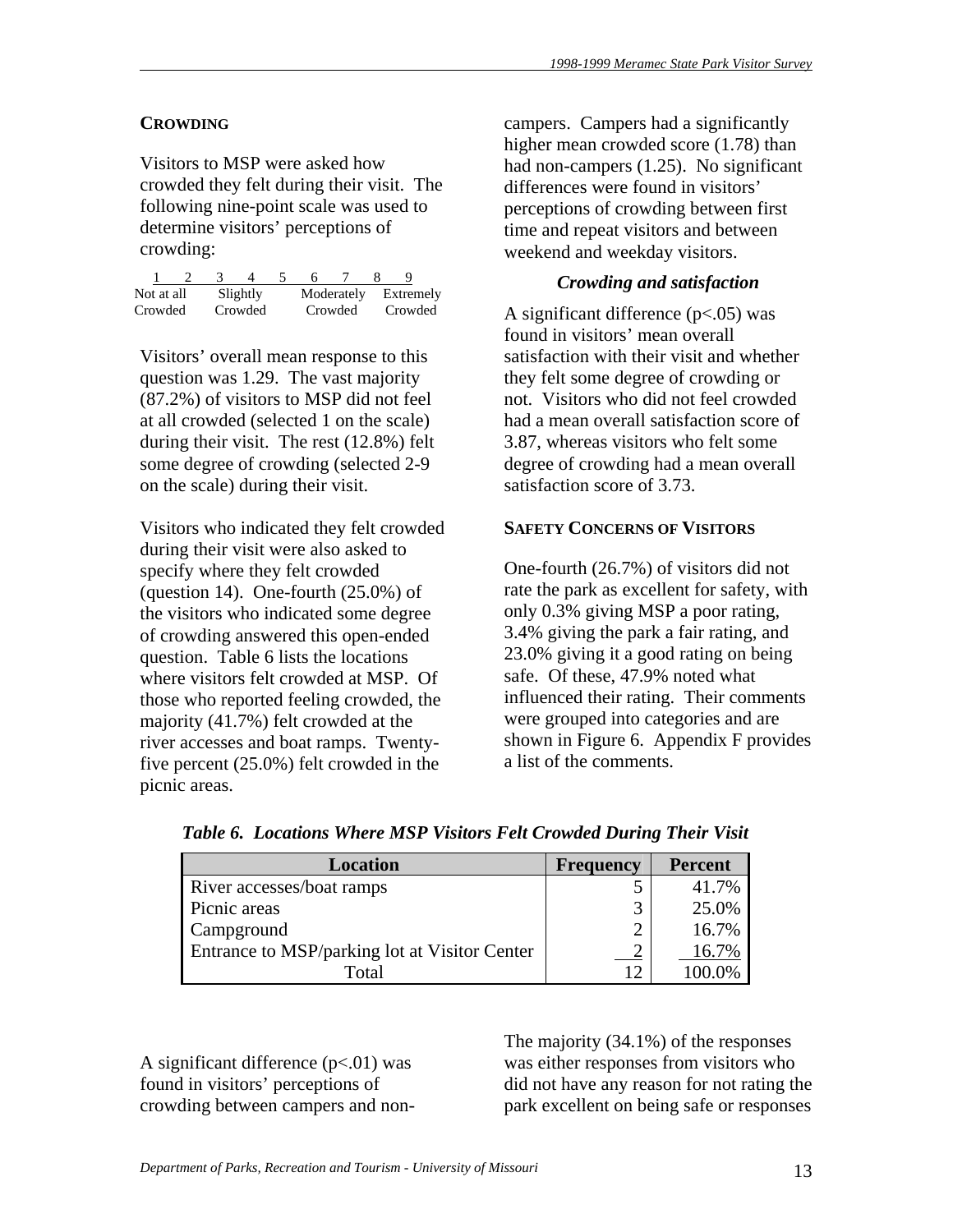## CROWDING

Visitors to MSP were asked how crowded they felt during their visit. The following nine-point scale was used to determine visitors' perceptions of crowding:

| 1 | 2 | 3 | 4 | 5 | 6 | 7 | 8 | 9 |
|---|---|---|---|---|---|---|---|---|
| Not at all Crowded | | Slightly Crowded | | | Moderately Crowded | | Extremely Crowded | |

Visitors' overall mean response to this question was 1.29. The vast majority (87.2%) of visitors to MSP did not feel at all crowded (selected 1 on the scale) during their visit. The rest (12.8%) felt some degree of crowding (selected 2-9 on the scale) during their visit.

Visitors who indicated they felt crowded during their visit were also asked to specify where they felt crowded (question 14). One-fourth (25.0%) of the visitors who indicated some degree of crowding answered this open-ended question. Table 6 lists the locations where visitors felt crowded at MSP. Of those who reported feeling crowded, the majority (41.7%) felt crowded at the river accesses and boat ramps. Twenty-five percent (25.0%) felt crowded in the picnic areas.

A significant difference ($p<.01$) was found in visitors' perceptions of crowding between campers and non-campers. Campers had a significantly higher mean crowded score (1.78) than had non-campers (1.25). No significant differences were found in visitors' perceptions of crowding between first time and repeat visitors and between weekend and weekday visitors.

### *Crowding and satisfaction*

A significant difference ($p<.05$) was found in visitors' mean overall satisfaction with their visit and whether they felt some degree of crowding or not. Visitors who did not feel crowded had a mean overall satisfaction score of 3.87, whereas visitors who felt some degree of crowding had a mean overall satisfaction score of 3.73.

## SAFETY CONCERNS OF VISITORS

One-fourth (26.7%) of visitors did not rate the park as excellent for safety, with only 0.3% giving MSP a poor rating, 3.4% giving the park a fair rating, and 23.0% giving it a good rating on being safe. Of these, 47.9% noted what influenced their rating. Their comments were grouped into categories and are shown in Figure 6. Appendix F provides a list of the comments.

The majority (34.1%) of the responses was either responses from visitors who did not have any reason for not rating the park excellent on being safe or responses

***Table 6. Locations Where MSP Visitors Felt Crowded During Their Visit***

| Location | Frequency | Percent |
|---|---|---|
| River accesses/boat ramps | 5 | 41.7% |
| Picnic areas | 3 | 25.0% |
| Campground | 2 | 16.7% |
| Entrance to MSP/parking lot at Visitor Center | 2 | 16.7% |
| Total | 12 | 100.0% |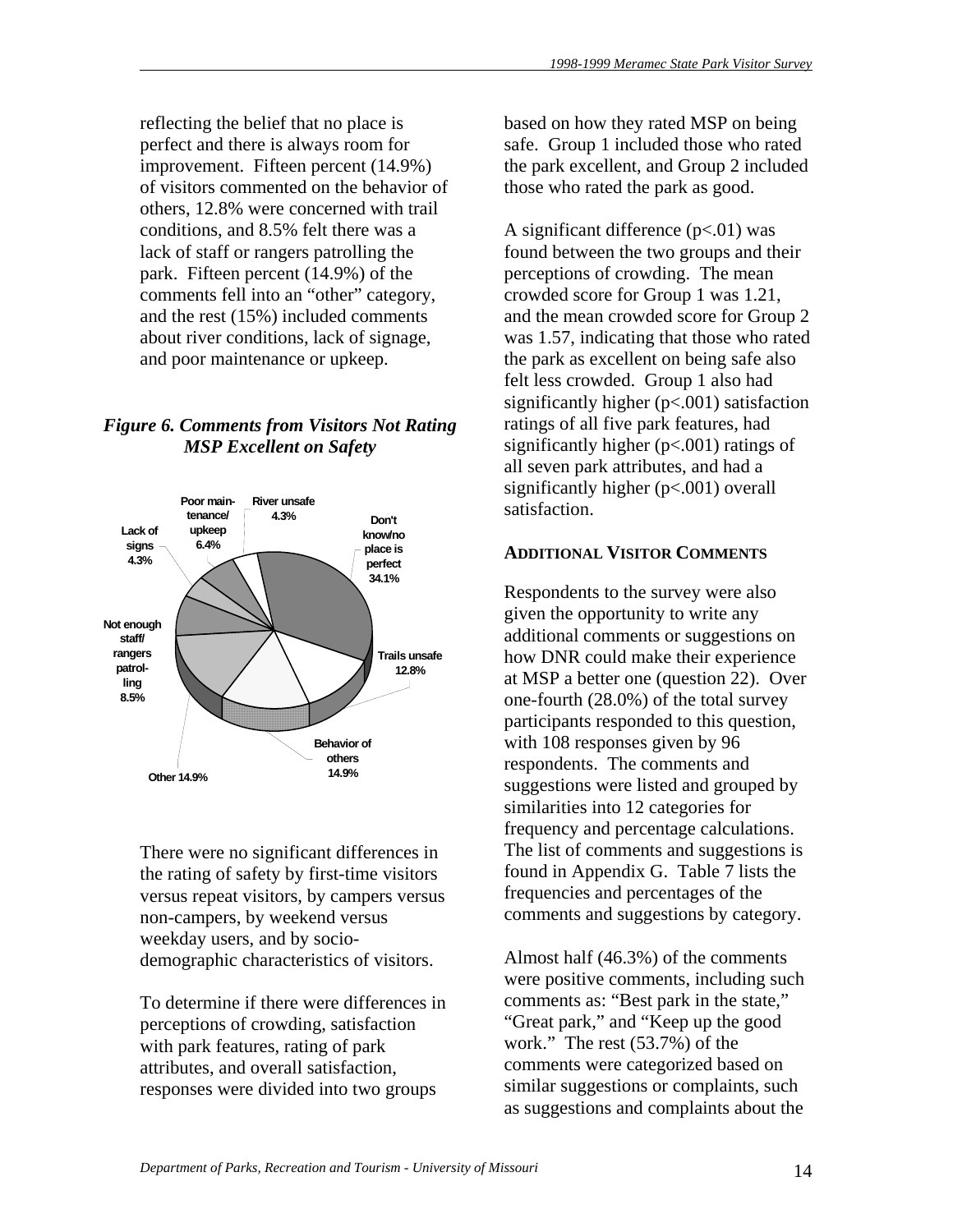reflecting the belief that no place is perfect and there is always room for improvement. Fifteen percent (14.9%) of visitors commented on the behavior of others, 12.8% were concerned with trail conditions, and 8.5% felt there was a lack of staff or rangers patrolling the park. Fifteen percent (14.9%) of the comments fell into an "other" category, and the rest (15%) included comments about river conditions, lack of signage, and poor maintenance or upkeep.

***Figure 6. Comments from Visitors Not Rating MSP Excellent on Safety***

Don't know/no place is perfect 34.1%
Trails unsafe 12.8%
Behavior of others 14.9%
Other 14.9%
Not enough staff/ rangers patrolling 8.5%
Lack of signs 4.3%
Poor maintenance/ upkeep 6.4%
River unsafe 4.3%

There were no significant differences in the rating of safety by first-time visitors versus repeat visitors, by campers versus non-campers, by weekend versus weekday users, and by socio-demographic characteristics of visitors.

To determine if there were differences in perceptions of crowding, satisfaction with park features, rating of park attributes, and overall satisfaction, responses were divided into two groups based on how they rated MSP on being safe. Group 1 included those who rated the park excellent, and Group 2 included those who rated the park as good.

A significant difference ($p<.01$) was found between the two groups and their perceptions of crowding. The mean crowded score for Group 1 was 1.21, and the mean crowded score for Group 2 was 1.57, indicating that those who rated the park as excellent on being safe also felt less crowded. Group 1 also had significantly higher ($p<.001$) satisfaction ratings of all five park features, had significantly higher ($p<.001$) ratings of all seven park attributes, and had a significantly higher ($p<.001$) overall satisfaction.

## ADDITIONAL VISITOR COMMENTS

Respondents to the survey were also given the opportunity to write any additional comments or suggestions on how DNR could make their experience at MSP a better one (question 22). Over one-fourth (28.0%) of the total survey participants responded to this question, with 108 responses given by 96 respondents. The comments and suggestions were listed and grouped by similarities into 12 categories for frequency and percentage calculations. The list of comments and suggestions is found in Appendix G. Table 7 lists the frequencies and percentages of the comments and suggestions by category.

Almost half (46.3%) of the comments were positive comments, including such comments as: "Best park in the state," "Great park," and "Keep up the good work." The rest (53.7%) of the comments were categorized based on similar suggestions or complaints, such as suggestions and complaints about the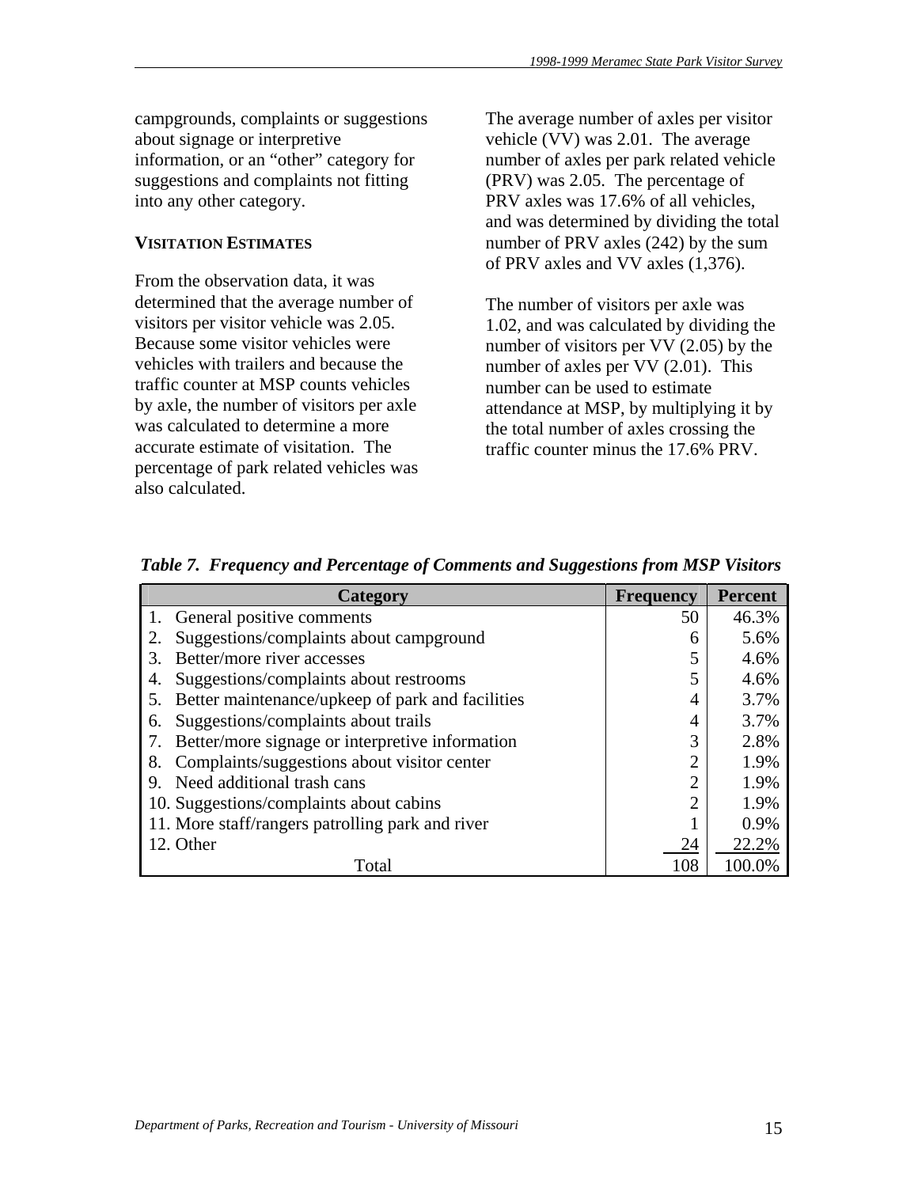campgrounds, complaints or suggestions about signage or interpretive information, or an "other" category for suggestions and complaints not fitting into any other category.

### VISITATION ESTIMATES

From the observation data, it was determined that the average number of visitors per visitor vehicle was 2.05. Because some visitor vehicles were vehicles with trailers and because the traffic counter at MSP counts vehicles by axle, the number of visitors per axle was calculated to determine a more accurate estimate of visitation. The percentage of park related vehicles was also calculated.

The average number of axles per visitor vehicle (VV) was 2.01. The average number of axles per park related vehicle (PRV) was 2.05. The percentage of PRV axles was 17.6% of all vehicles, and was determined by dividing the total number of PRV axles (242) by the sum of PRV axles and VV axles (1,376).

The number of visitors per axle was 1.02, and was calculated by dividing the number of visitors per VV (2.05) by the number of axles per VV (2.01). This number can be used to estimate attendance at MSP, by multiplying it by the total number of axles crossing the traffic counter minus the 17.6% PRV.

***Table 7. Frequency and Percentage of Comments and Suggestions from MSP Visitors***

| Category | Frequency | Percent |
|---|---|---|
| 1. General positive comments | 50 | 46.3% |
| 2. Suggestions/complaints about campground | 6 | 5.6% |
| 3. Better/more river accesses | 5 | 4.6% |
| 4. Suggestions/complaints about restrooms | 5 | 4.6% |
| 5. Better maintenance/upkeep of park and facilities | 4 | 3.7% |
| 6. Suggestions/complaints about trails | 4 | 3.7% |
| 7. Better/more signage or interpretive information | 3 | 2.8% |
| 8. Complaints/suggestions about visitor center | 2 | 1.9% |
| 9. Need additional trash cans | 2 | 1.9% |
| 10. Suggestions/complaints about cabins | 2 | 1.9% |
| 11. More staff/rangers patrolling park and river | 1 | 0.9% |
| 12. Other | 24 | 22.2% |
| Total | 108 | 100.0% |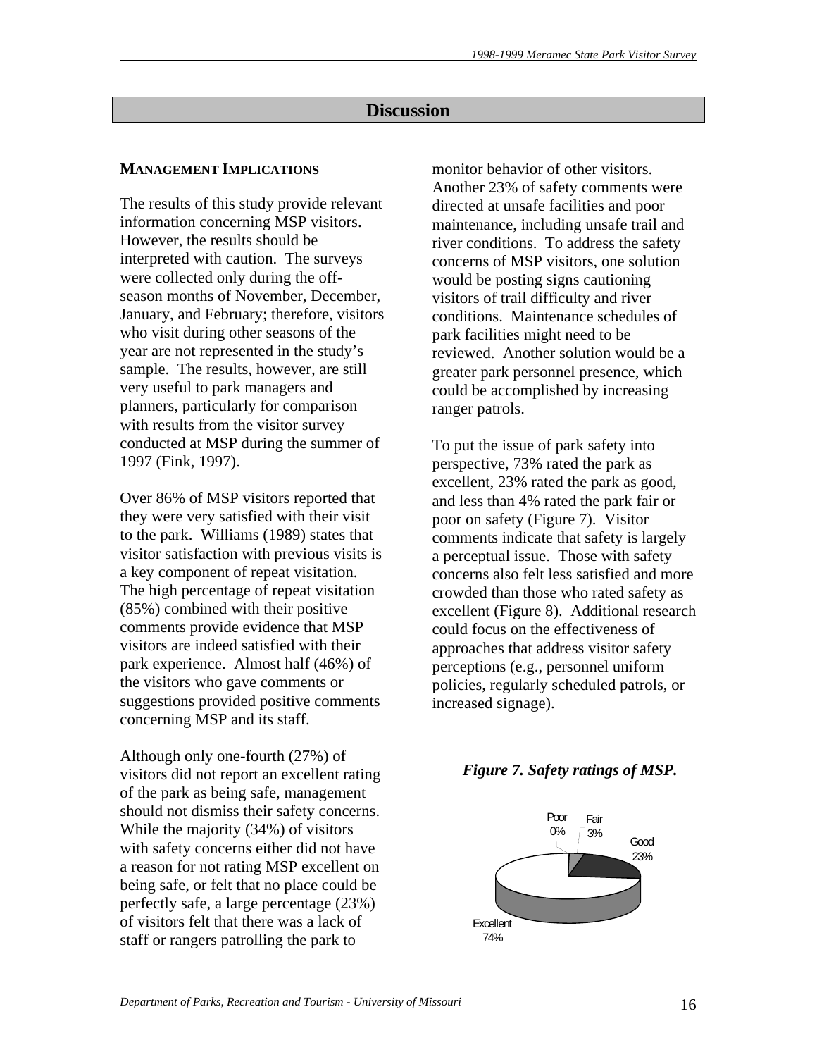## Discussion

### MANAGEMENT IMPLICATIONS

The results of this study provide relevant information concerning MSP visitors. However, the results should be interpreted with caution. The surveys were collected only during the off-season months of November, December, January, and February; therefore, visitors who visit during other seasons of the year are not represented in the study's sample. The results, however, are still very useful to park managers and planners, particularly for comparison with results from the visitor survey conducted at MSP during the summer of 1997 (Fink, 1997).

Over 86% of MSP visitors reported that they were very satisfied with their visit to the park. Williams (1989) states that visitor satisfaction with previous visits is a key component of repeat visitation. The high percentage of repeat visitation (85%) combined with their positive comments provide evidence that MSP visitors are indeed satisfied with their park experience. Almost half (46%) of the visitors who gave comments or suggestions provided positive comments concerning MSP and its staff.

Although only one-fourth (27%) of visitors did not report an excellent rating of the park as being safe, management should not dismiss their safety concerns. While the majority (34%) of visitors with safety concerns either did not have a reason for not rating MSP excellent on being safe, or felt that no place could be perfectly safe, a large percentage (23%) of visitors felt that there was a lack of staff or rangers patrolling the park to monitor behavior of other visitors. Another 23% of safety comments were directed at unsafe facilities and poor maintenance, including unsafe trail and river conditions. To address the safety concerns of MSP visitors, one solution would be posting signs cautioning visitors of trail difficulty and river conditions. Maintenance schedules of park facilities might need to be reviewed. Another solution would be a greater park personnel presence, which could be accomplished by increasing ranger patrols.

To put the issue of park safety into perspective, 73% rated the park as excellent, 23% rated the park as good, and less than 4% rated the park fair or poor on safety (Figure 7). Visitor comments indicate that safety is largely a perceptual issue. Those with safety concerns also felt less satisfied and more crowded than those who rated safety as excellent (Figure 8). Additional research could focus on the effectiveness of approaches that address visitor safety perceptions (e.g., personnel uniform policies, regularly scheduled patrols, or increased signage).

*Figure 7. Safety ratings of MSP.*

Poor 0%, Fair 3%, Good 23%, Excellent 74%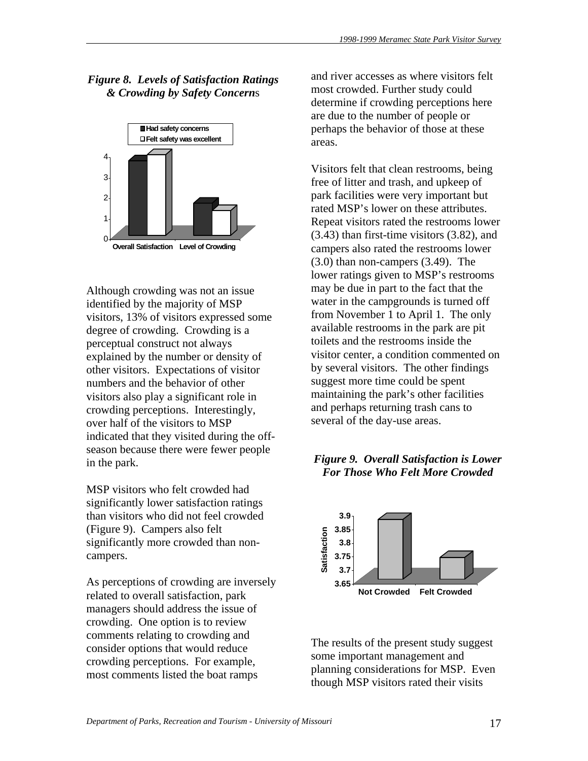*Figure 8. Levels of Satisfaction Ratings & Crowding by Safety Concerns*

Although crowding was not an issue identified by the majority of MSP visitors, 13% of visitors expressed some degree of crowding. Crowding is a perceptual construct not always explained by the number or density of other visitors. Expectations of visitor numbers and the behavior of other visitors also play a significant role in crowding perceptions. Interestingly, over half of the visitors to MSP indicated that they visited during the off-season because there were fewer people in the park.

MSP visitors who felt crowded had significantly lower satisfaction ratings than visitors who did not feel crowded (Figure 9). Campers also felt significantly more crowded than non-campers.

As perceptions of crowding are inversely related to overall satisfaction, park managers should address the issue of crowding. One option is to review comments relating to crowding and consider options that would reduce crowding perceptions. For example, most comments listed the boat ramps and river accesses as where visitors felt most crowded. Further study could determine if crowding perceptions here are due to the number of people or perhaps the behavior of those at these areas.

Visitors felt that clean restrooms, being free of litter and trash, and upkeep of park facilities were very important but rated MSP's lower on these attributes. Repeat visitors rated the restrooms lower (3.43) than first-time visitors (3.82), and campers also rated the restrooms lower (3.0) than non-campers (3.49). The lower ratings given to MSP's restrooms may be due in part to the fact that the water in the campgrounds is turned off from November 1 to April 1. The only available restrooms in the park are pit toilets and the restrooms inside the visitor center, a condition commented on by several visitors. The other findings suggest more time could be spent maintaining the park's other facilities and perhaps returning trash cans to several of the day-use areas.

*Figure 9. Overall Satisfaction is Lower For Those Who Felt More Crowded*

The results of the present study suggest some important management and planning considerations for MSP. Even though MSP visitors rated their visits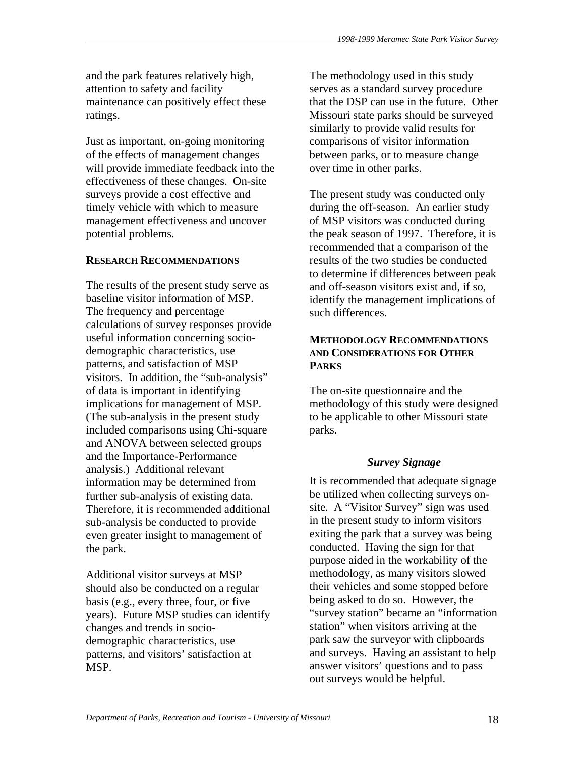and the park features relatively high, attention to safety and facility maintenance can positively effect these ratings.

Just as important, on-going monitoring of the effects of management changes will provide immediate feedback into the effectiveness of these changes. On-site surveys provide a cost effective and timely vehicle with which to measure management effectiveness and uncover potential problems.

## RESEARCH RECOMMENDATIONS

The results of the present study serve as baseline visitor information of MSP. The frequency and percentage calculations of survey responses provide useful information concerning socio-demographic characteristics, use patterns, and satisfaction of MSP visitors. In addition, the "sub-analysis" of data is important in identifying implications for management of MSP. (The sub-analysis in the present study included comparisons using Chi-square and ANOVA between selected groups and the Importance-Performance analysis.) Additional relevant information may be determined from further sub-analysis of existing data. Therefore, it is recommended additional sub-analysis be conducted to provide even greater insight to management of the park.

Additional visitor surveys at MSP should also be conducted on a regular basis (e.g., every three, four, or five years). Future MSP studies can identify changes and trends in socio-demographic characteristics, use patterns, and visitors' satisfaction at MSP.

The methodology used in this study serves as a standard survey procedure that the DSP can use in the future. Other Missouri state parks should be surveyed similarly to provide valid results for comparisons of visitor information between parks, or to measure change over time in other parks.

The present study was conducted only during the off-season. An earlier study of MSP visitors was conducted during the peak season of 1997. Therefore, it is recommended that a comparison of the results of the two studies be conducted to determine if differences between peak and off-season visitors exist and, if so, identify the management implications of such differences.

## METHODOLOGY RECOMMENDATIONS AND CONSIDERATIONS FOR OTHER PARKS

The on-site questionnaire and the methodology of this study were designed to be applicable to other Missouri state parks.

### *Survey Signage*

It is recommended that adequate signage be utilized when collecting surveys on-site. A "Visitor Survey" sign was used in the present study to inform visitors exiting the park that a survey was being conducted. Having the sign for that purpose aided in the workability of the methodology, as many visitors slowed their vehicles and some stopped before being asked to do so. However, the "survey station" became an "information station" when visitors arriving at the park saw the surveyor with clipboards and surveys. Having an assistant to help answer visitors' questions and to pass out surveys would be helpful.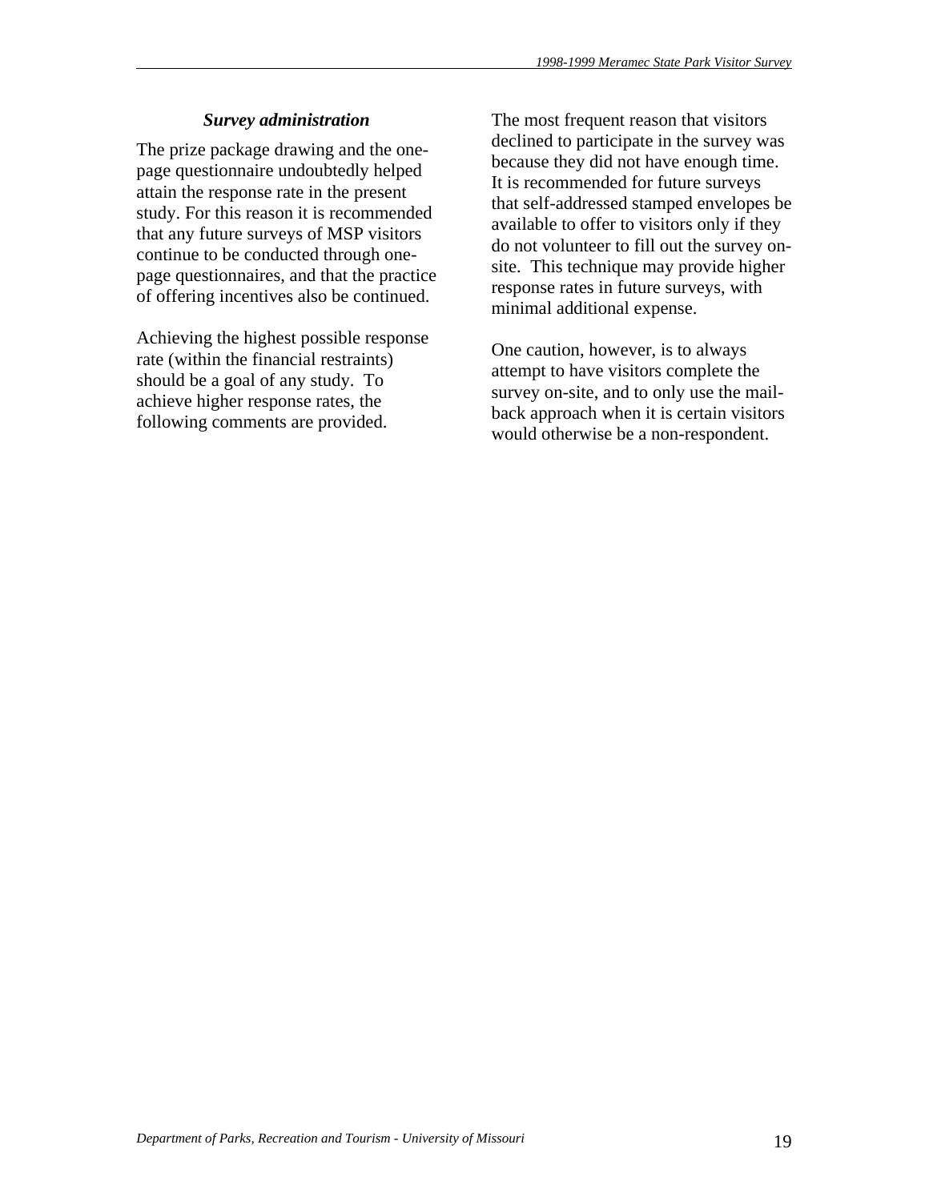### *Survey administration*

The prize package drawing and the one-page questionnaire undoubtedly helped attain the response rate in the present study. For this reason it is recommended that any future surveys of MSP visitors continue to be conducted through one-page questionnaires, and that the practice of offering incentives also be continued.

Achieving the highest possible response rate (within the financial restraints) should be a goal of any study. To achieve higher response rates, the following comments are provided.

The most frequent reason that visitors declined to participate in the survey was because they did not have enough time. It is recommended for future surveys that self-addressed stamped envelopes be available to offer to visitors only if they do not volunteer to fill out the survey on-site. This technique may provide higher response rates in future surveys, with minimal additional expense.

One caution, however, is to always attempt to have visitors complete the survey on-site, and to only use the mail-back approach when it is certain visitors would otherwise be a non-respondent.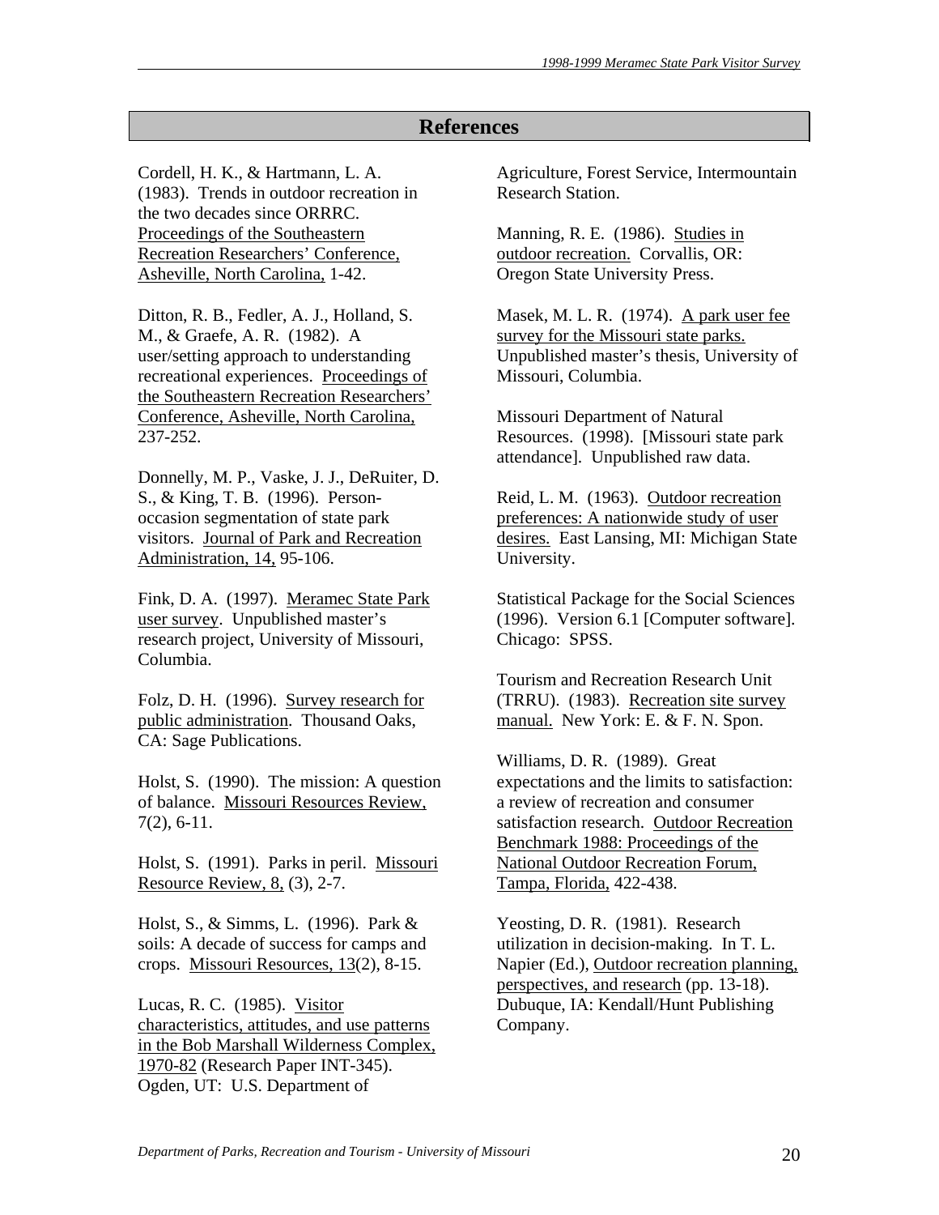# References

Cordell, H. K., & Hartmann, L. A. (1983). Trends in outdoor recreation in the two decades since ORRRC. Proceedings of the Southeastern Recreation Researchers' Conference, Asheville, North Carolina, 1-42.

Ditton, R. B., Fedler, A. J., Holland, S. M., & Graefe, A. R. (1982). A user/setting approach to understanding recreational experiences. Proceedings of the Southeastern Recreation Researchers' Conference, Asheville, North Carolina, 237-252.

Donnelly, M. P., Vaske, J. J., DeRuiter, D. S., & King, T. B. (1996). Person-occasion segmentation of state park visitors. Journal of Park and Recreation Administration, 14, 95-106.

Fink, D. A. (1997). Meramec State Park user survey. Unpublished master's research project, University of Missouri, Columbia.

Folz, D. H. (1996). Survey research for public administration. Thousand Oaks, CA: Sage Publications.

Holst, S. (1990). The mission: A question of balance. Missouri Resources Review, 7(2), 6-11.

Holst, S. (1991). Parks in peril. Missouri Resource Review, 8, (3), 2-7.

Holst, S., & Simms, L. (1996). Park & soils: A decade of success for camps and crops. Missouri Resources, 13(2), 8-15.

Lucas, R. C. (1985). Visitor characteristics, attitudes, and use patterns in the Bob Marshall Wilderness Complex, 1970-82 (Research Paper INT-345). Ogden, UT: U.S. Department of Agriculture, Forest Service, Intermountain Research Station.

Manning, R. E. (1986). Studies in outdoor recreation. Corvallis, OR: Oregon State University Press.

Masek, M. L. R. (1974). A park user fee survey for the Missouri state parks. Unpublished master's thesis, University of Missouri, Columbia.

Missouri Department of Natural Resources. (1998). [Missouri state park attendance]. Unpublished raw data.

Reid, L. M. (1963). Outdoor recreation preferences: A nationwide study of user desires. East Lansing, MI: Michigan State University.

Statistical Package for the Social Sciences (1996). Version 6.1 [Computer software]. Chicago: SPSS.

Tourism and Recreation Research Unit (TRRU). (1983). Recreation site survey manual. New York: E. & F. N. Spon.

Williams, D. R. (1989). Great expectations and the limits to satisfaction: a review of recreation and consumer satisfaction research. Outdoor Recreation Benchmark 1988: Proceedings of the National Outdoor Recreation Forum, Tampa, Florida, 422-438.

Yeosting, D. R. (1981). Research utilization in decision-making. In T. L. Napier (Ed.), Outdoor recreation planning, perspectives, and research (pp. 13-18). Dubuque, IA: Kendall/Hunt Publishing Company.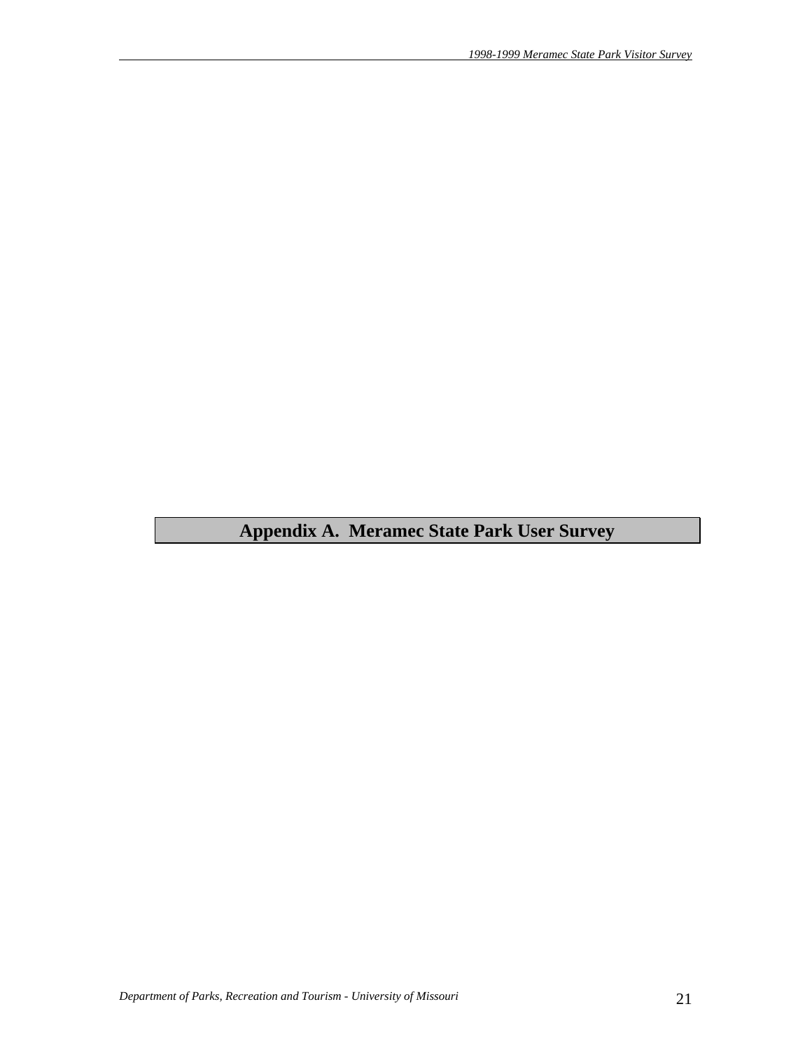# Appendix A. Meramec State Park User Survey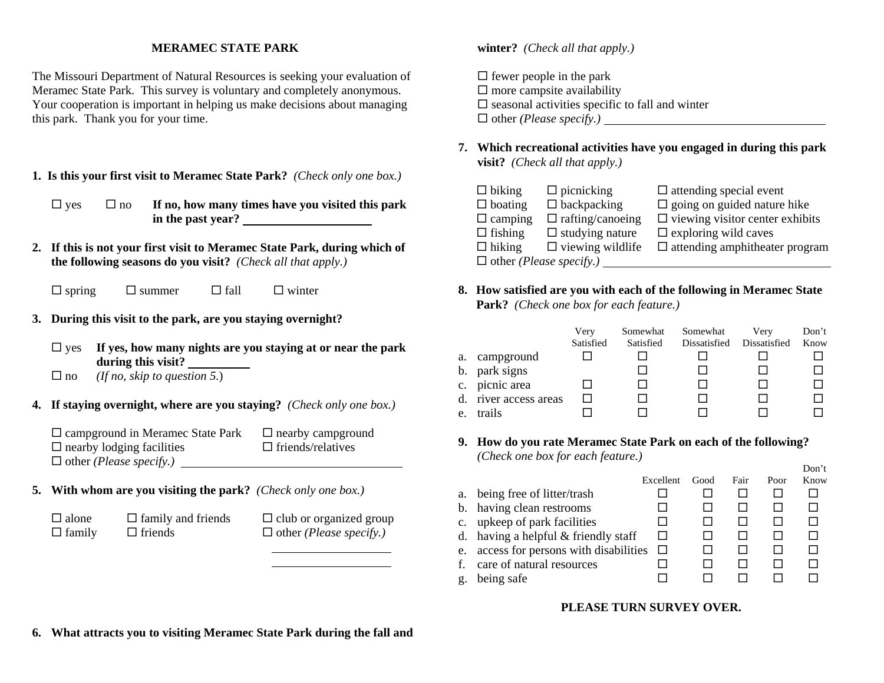## MERAMEC STATE PARK

The Missouri Department of Natural Resources is seeking your evaluation of Meramec State Park. This survey is voluntary and completely anonymous. Your cooperation is important in helping us make decisions about managing this park. Thank you for your time.

**1. Is this your first visit to Meramec State Park?** *(Check only one box.)*

☐ yes ☐ no **If no, how many times have you visited this park in the past year?** ____________

**2. If this is not your first visit to Meramec State Park, during which of the following seasons do you visit?** *(Check all that apply.)*

☐ spring ☐ summer ☐ fall ☐ winter

**3. During this visit to the park, are you staying overnight?**

☐ yes **If yes, how many nights are you staying at or near the park during this visit?** ______

☐ no *(If no, skip to question 5.)*

**4. If staying overnight, where are you staying?** *(Check only one box.)*

☐ campground in Meramec State Park ☐ nearby campground
☐ nearby lodging facilities ☐ friends/relatives
☐ other *(Please specify.)* ____________________

**5. With whom are you visiting the park?** *(Check only one box.)*

☐ alone ☐ family and friends ☐ club or organized group
☐ family ☐ friends ☐ other *(Please specify.)* ____________

**6. What attracts you to visiting Meramec State Park during the fall and winter?** *(Check all that apply.)*

☐ fewer people in the park
☐ more campsite availability
☐ seasonal activities specific to fall and winter
☐ other *(Please specify.)* ____________________

**7. Which recreational activities have you engaged in during this park visit?** *(Check all that apply.)*

☐ biking ☐ picnicking ☐ attending special event
☐ boating ☐ backpacking ☐ going on guided nature hike
☐ camping ☐ rafting/canoeing ☐ viewing visitor center exhibits
☐ fishing ☐ studying nature ☐ exploring wild caves
☐ hiking ☐ viewing wildlife ☐ attending amphitheater program
☐ other *(Please specify.)* ____________________

**8. How satisfied are you with each of the following in Meramec State Park?** *(Check one box for each feature.)*

| | Very Satisfied | Somewhat Satisfied | Somewhat Dissatisfied | Very Dissatisfied | Don't Know |
|---|---|---|---|---|---|
| a. campground | ☐ | ☐ | ☐ | ☐ | ☐ |
| b. park signs | | ☐ | ☐ | ☐ | ☐ |
| c. picnic area | ☐ | ☐ | ☐ | ☐ | ☐ |
| d. river access areas | ☐ | ☐ | ☐ | ☐ | ☐ |
| e. trails | ☐ | ☐ | ☐ | ☐ | ☐ |

**9. How do you rate Meramec State Park on each of the following?** *(Check one box for each feature.)*

| | Excellent | Good | Fair | Poor | Don't Know |
|---|---|---|---|---|---|
| a. being free of litter/trash | ☐ | ☐ | ☐ | ☐ | ☐ |
| b. having clean restrooms | ☐ | ☐ | ☐ | ☐ | ☐ |
| c. upkeep of park facilities | ☐ | ☐ | ☐ | ☐ | ☐ |
| d. having a helpful & friendly staff | ☐ | ☐ | ☐ | ☐ | ☐ |
| e. access for persons with disabilities | ☐ | ☐ | ☐ | ☐ | ☐ |
| f. care of natural resources | ☐ | ☐ | ☐ | ☐ | ☐ |
| g. being safe | ☐ | ☐ | ☐ | ☐ | ☐ |

**PLEASE TURN SURVEY OVER.**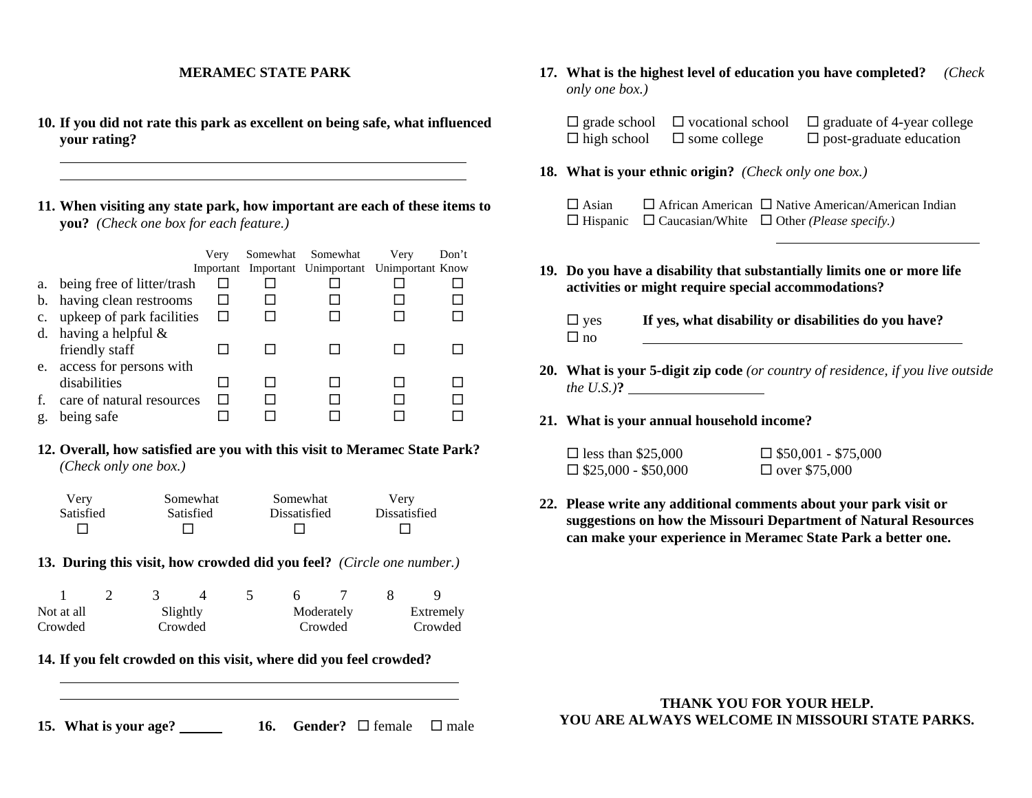## MERAMEC STATE PARK

**10. If you did not rate this park as excellent on being safe, what influenced your rating?**

______________________________________________________________

______________________________________________________________

**11. When visiting any state park, how important are each of these items to you?** *(Check one box for each feature.)*

| | Very Important | Somewhat Important | Somewhat Unimportant | Very Unimportant | Don't Know |
|---|---|---|---|---|---|
| a. being free of litter/trash | ☐ | ☐ | ☐ | ☐ | ☐ |
| b. having clean restrooms | ☐ | ☐ | ☐ | ☐ | ☐ |
| c. upkeep of park facilities | ☐ | ☐ | ☐ | ☐ | ☐ |
| d. having a helpful & friendly staff | ☐ | ☐ | ☐ | ☐ | ☐ |
| e. access for persons with disabilities | ☐ | ☐ | ☐ | ☐ | ☐ |
| f. care of natural resources | ☐ | ☐ | ☐ | ☐ | ☐ |
| g. being safe | ☐ | ☐ | ☐ | ☐ | ☐ |

**12. Overall, how satisfied are you with this visit to Meramec State Park?** *(Check only one box.)*

| Very Satisfied | Somewhat Satisfied | Somewhat Dissatisfied | Very Dissatisfied |
|---|---|---|---|
| ☐ | ☐ | ☐ | ☐ |

**13. During this visit, how crowded did you feel?** *(Circle one number.)*

| 1 | 2 | 3 | 4 | 5 | 6 | 7 | 8 | 9 |
|---|---|---|---|---|---|---|---|---|
| Not at all Crowded | | Slightly Crowded | | | Moderately Crowded | | | Extremely Crowded |

**14. If you felt crowded on this visit, where did you feel crowded?**

______________________________________________________________

______________________________________________________________

**15. What is your age?** ______ **16. Gender?** ☐ female ☐ male

**17. What is the highest level of education you have completed?** *(Check only one box.)*

☐ grade school ☐ vocational school ☐ graduate of 4-year college
☐ high school ☐ some college ☐ post-graduate education

**18. What is your ethnic origin?** *(Check only one box.)*

☐ Asian ☐ African American ☐ Native American/American Indian
☐ Hispanic ☐ Caucasian/White ☐ Other *(Please specify.)*

______________________________

**19. Do you have a disability that substantially limits one or more life activities or might require special accommodations?**

☐ yes **If yes, what disability or disabilities do you have?**
☐ no ______________________________________________

**20. What is your 5-digit zip code** *(or country of residence, if you live outside the U.S.)***?** ____________________

**21. What is your annual household income?**

☐ less than $25,000 ☐ $50,001 - $75,000
☐ $25,000 - $50,000 ☐ over $75,000

**22. Please write any additional comments about your park visit or suggestions on how the Missouri Department of Natural Resources can make your experience in Meramec State Park a better one.**

**THANK YOU FOR YOUR HELP.**
**YOU ARE ALWAYS WELCOME IN MISSOURI STATE PARKS.**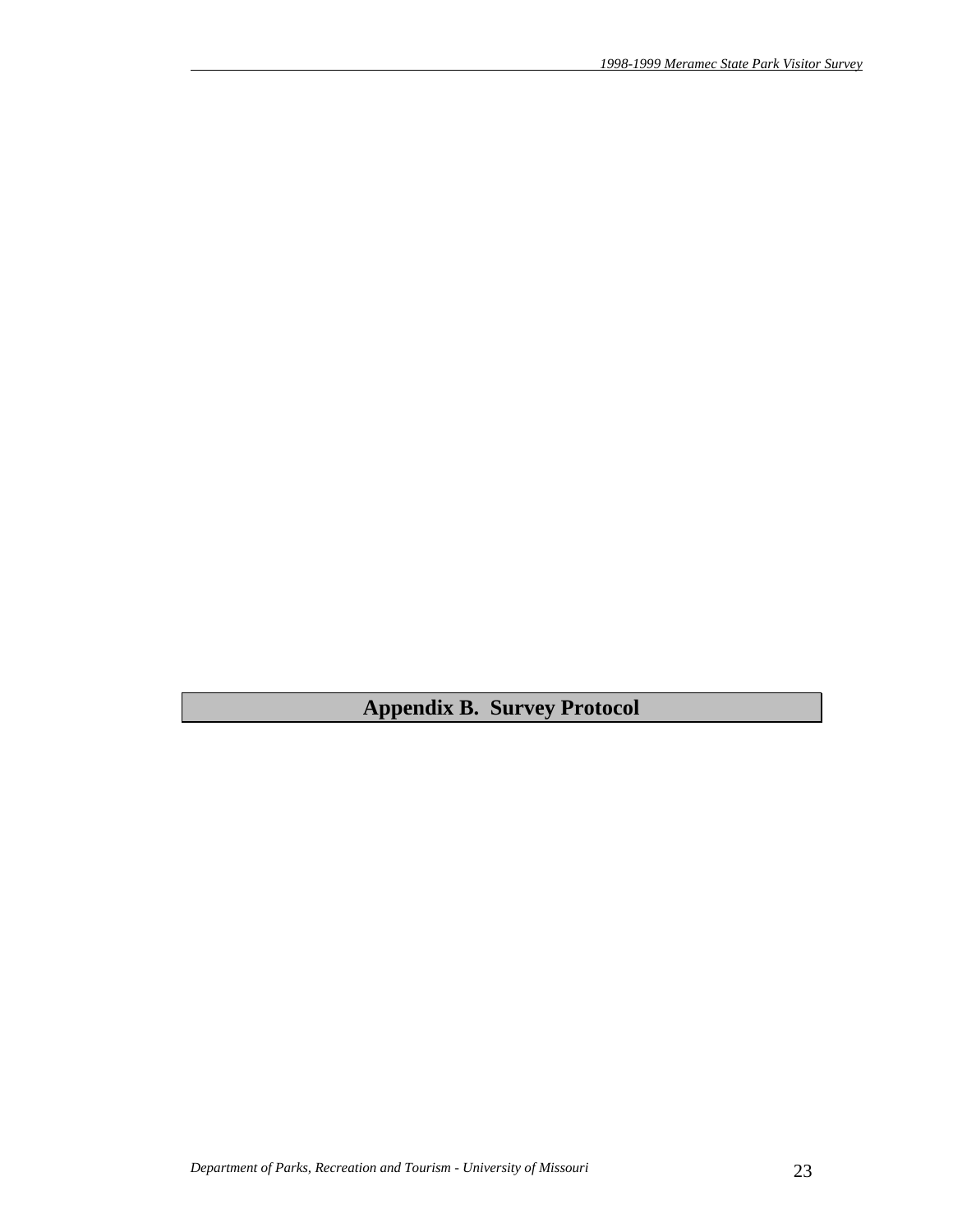# Appendix B. Survey Protocol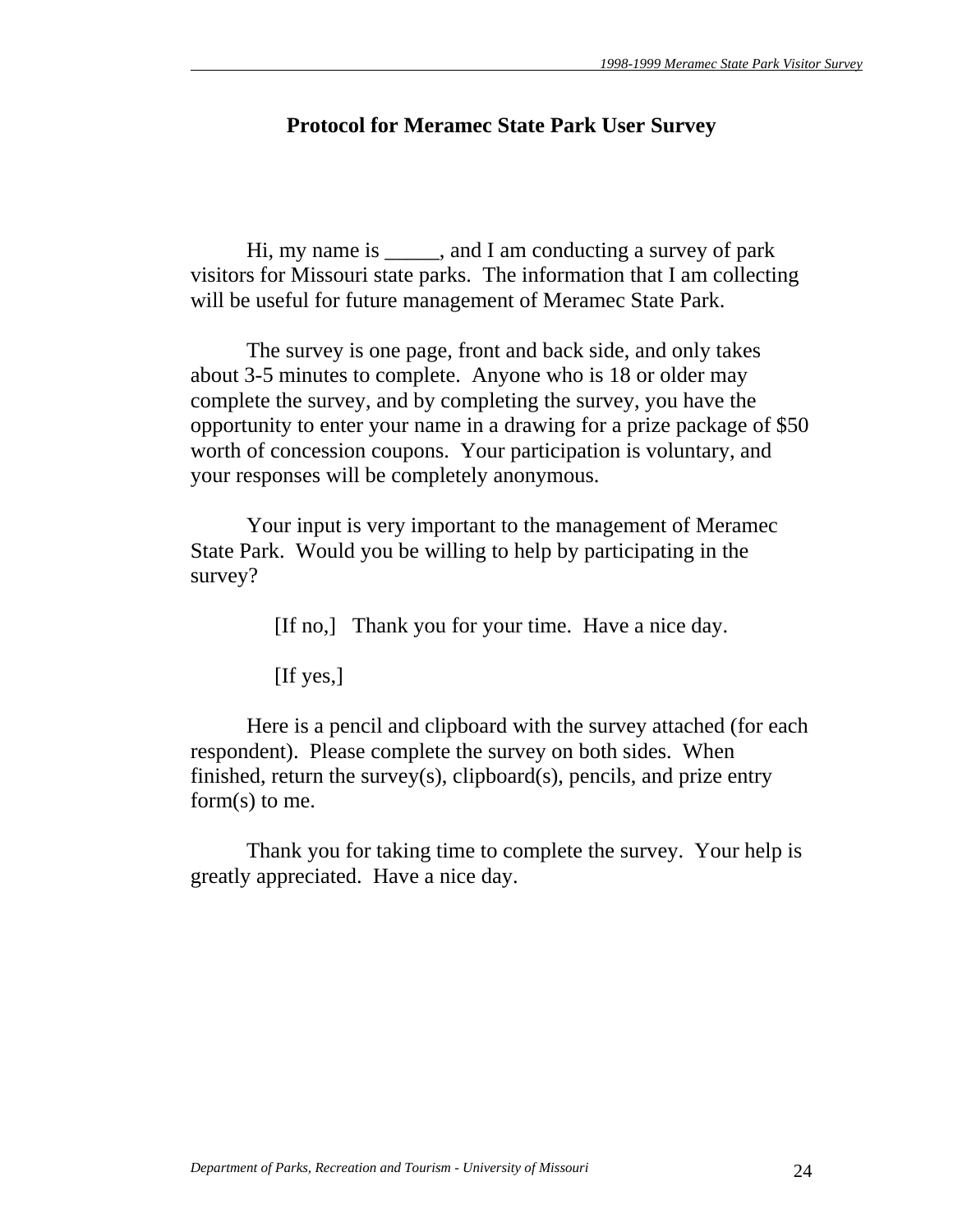## Protocol for Meramec State Park User Survey

Hi, my name is _____, and I am conducting a survey of park visitors for Missouri state parks. The information that I am collecting will be useful for future management of Meramec State Park.

The survey is one page, front and back side, and only takes about 3-5 minutes to complete. Anyone who is 18 or older may complete the survey, and by completing the survey, you have the opportunity to enter your name in a drawing for a prize package of $50 worth of concession coupons. Your participation is voluntary, and your responses will be completely anonymous.

Your input is very important to the management of Meramec State Park. Would you be willing to help by participating in the survey?

[If no,] Thank you for your time. Have a nice day.

[If yes,]

Here is a pencil and clipboard with the survey attached (for each respondent). Please complete the survey on both sides. When finished, return the survey(s), clipboard(s), pencils, and prize entry form(s) to me.

Thank you for taking time to complete the survey. Your help is greatly appreciated. Have a nice day.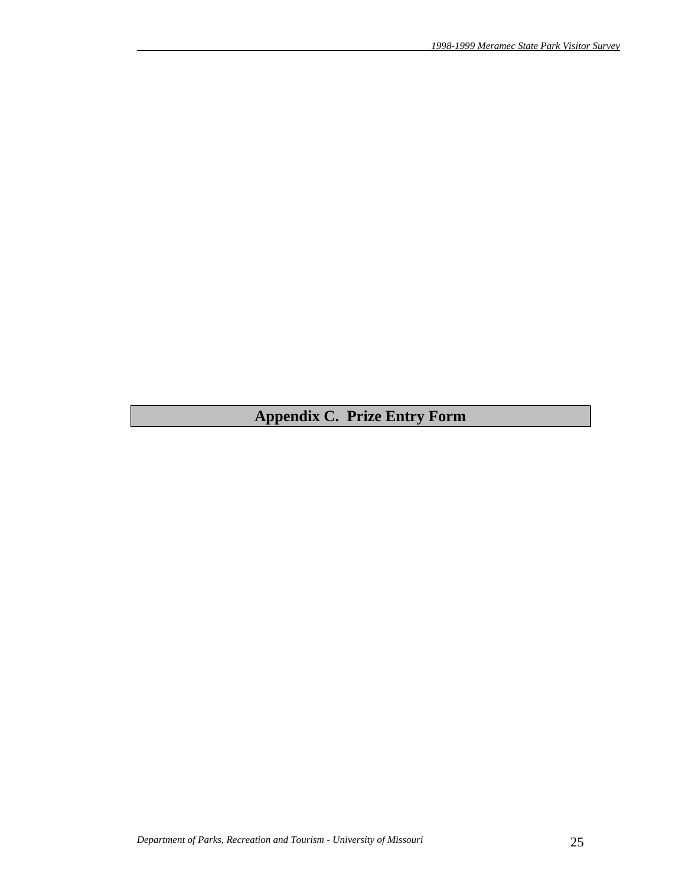# Appendix C. Prize Entry Form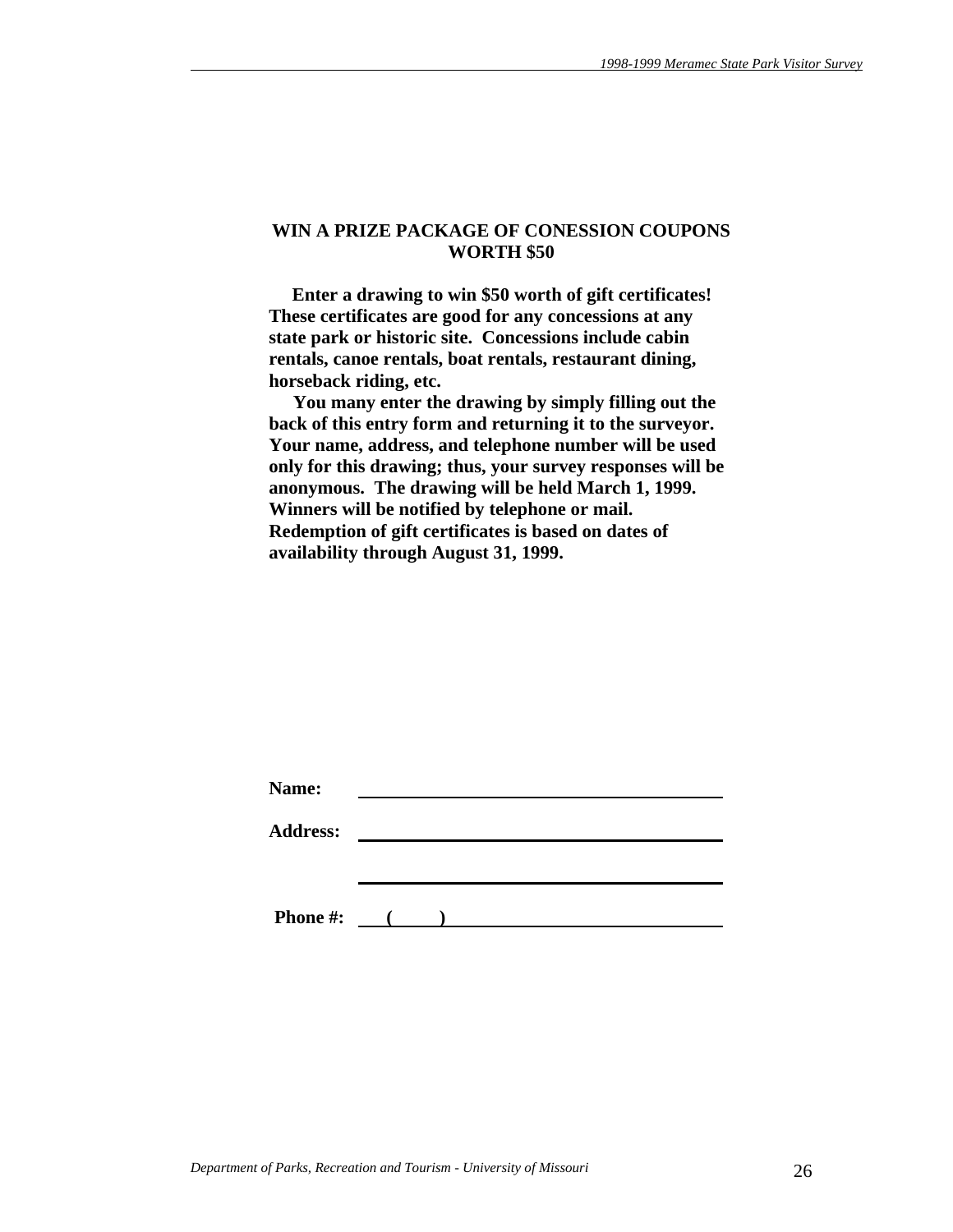## WIN A PRIZE PACKAGE OF CONESSION COUPONS WORTH $50

**Enter a drawing to win $50 worth of gift certificates! These certificates are good for any concessions at any state park or historic site. Concessions include cabin rentals, canoe rentals, boat rentals, restaurant dining, horseback riding, etc.**

**You many enter the drawing by simply filling out the back of this entry form and returning it to the surveyor. Your name, address, and telephone number will be used only for this drawing; thus, your survey responses will be anonymous. The drawing will be held March 1, 1999. Winners will be notified by telephone or mail. Redemption of gift certificates is based on dates of availability through August 31, 1999.**

**Name:** ______________________________

**Address:** ______________________________

______________________________

**Phone #:** (     ) ______________________________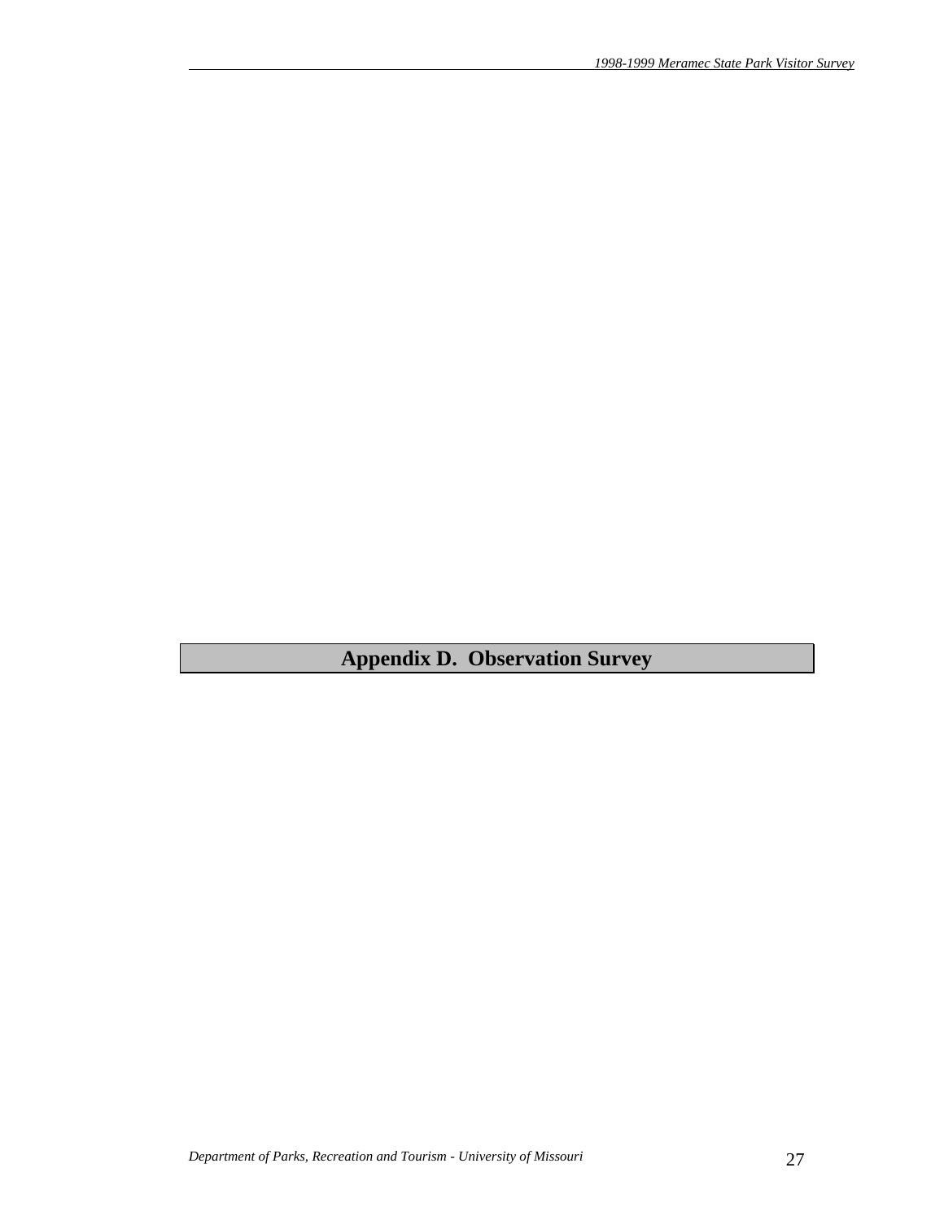# Appendix D. Observation Survey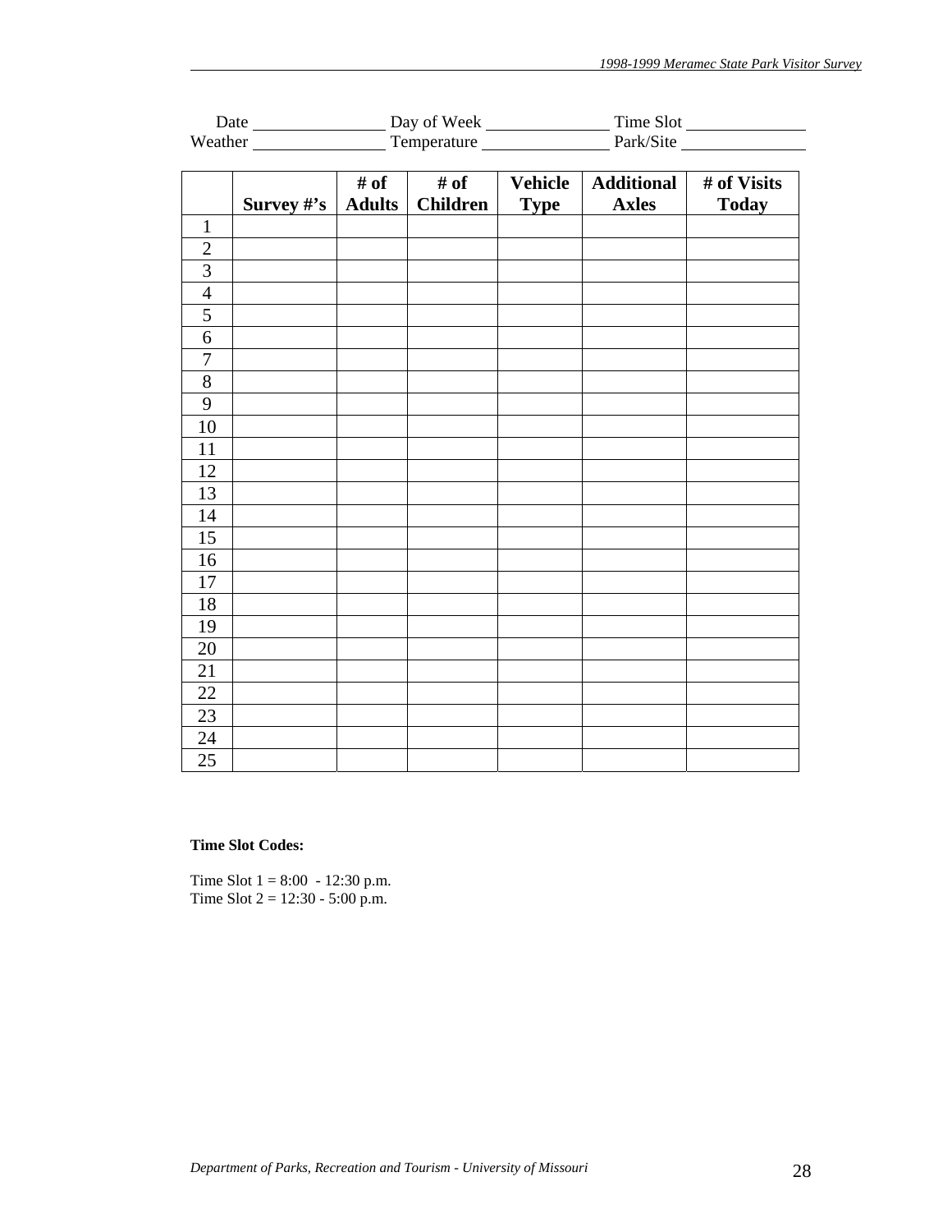Date ________________ Day of Week ________________ Time Slot ________________

Weather ________________ Temperature ________________ Park/Site ________________

| | Survey #'s | # of Adults | # of Children | Vehicle Type | Additional Axles | # of Visits Today |
|---|---|---|---|---|---|---|
| 1 | | | | | | |
| 2 | | | | | | |
| 3 | | | | | | |
| 4 | | | | | | |
| 5 | | | | | | |
| 6 | | | | | | |
| 7 | | | | | | |
| 8 | | | | | | |
| 9 | | | | | | |
| 10 | | | | | | |
| 11 | | | | | | |
| 12 | | | | | | |
| 13 | | | | | | |
| 14 | | | | | | |
| 15 | | | | | | |
| 16 | | | | | | |
| 17 | | | | | | |
| 18 | | | | | | |
| 19 | | | | | | |
| 20 | | | | | | |
| 21 | | | | | | |
| 22 | | | | | | |
| 23 | | | | | | |
| 24 | | | | | | |
| 25 | | | | | | |

**Time Slot Codes:**

Time Slot 1 = 8:00 - 12:30 p.m.
Time Slot 2 = 12:30 - 5:00 p.m.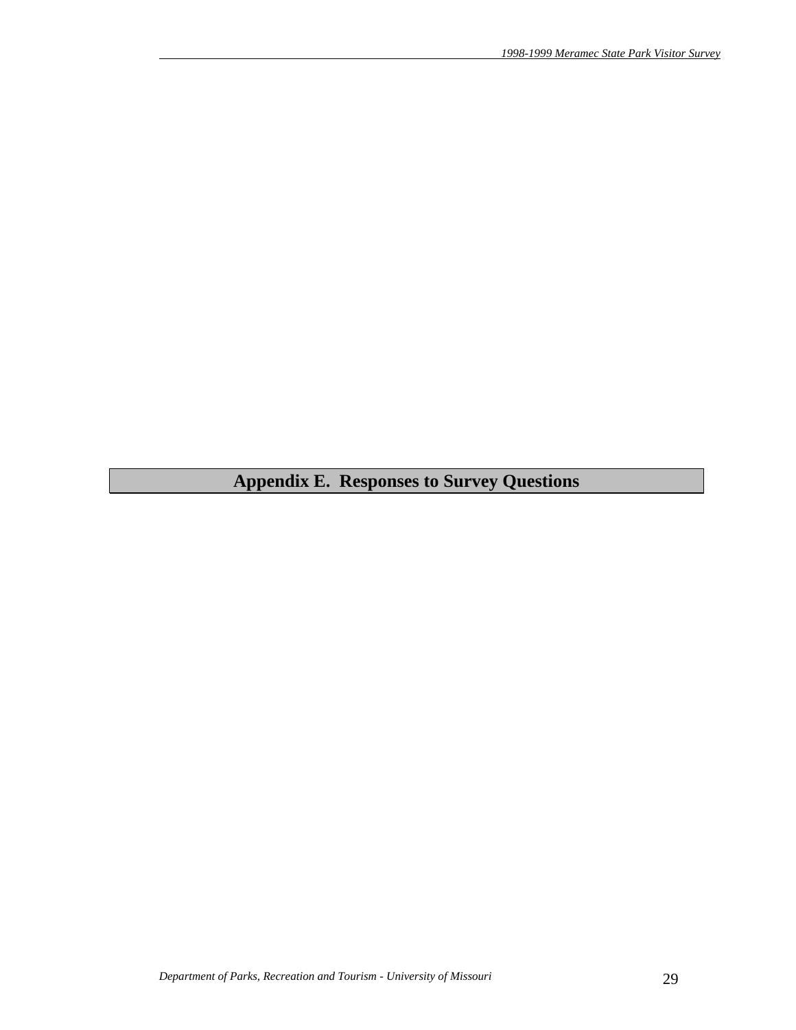# Appendix E. Responses to Survey Questions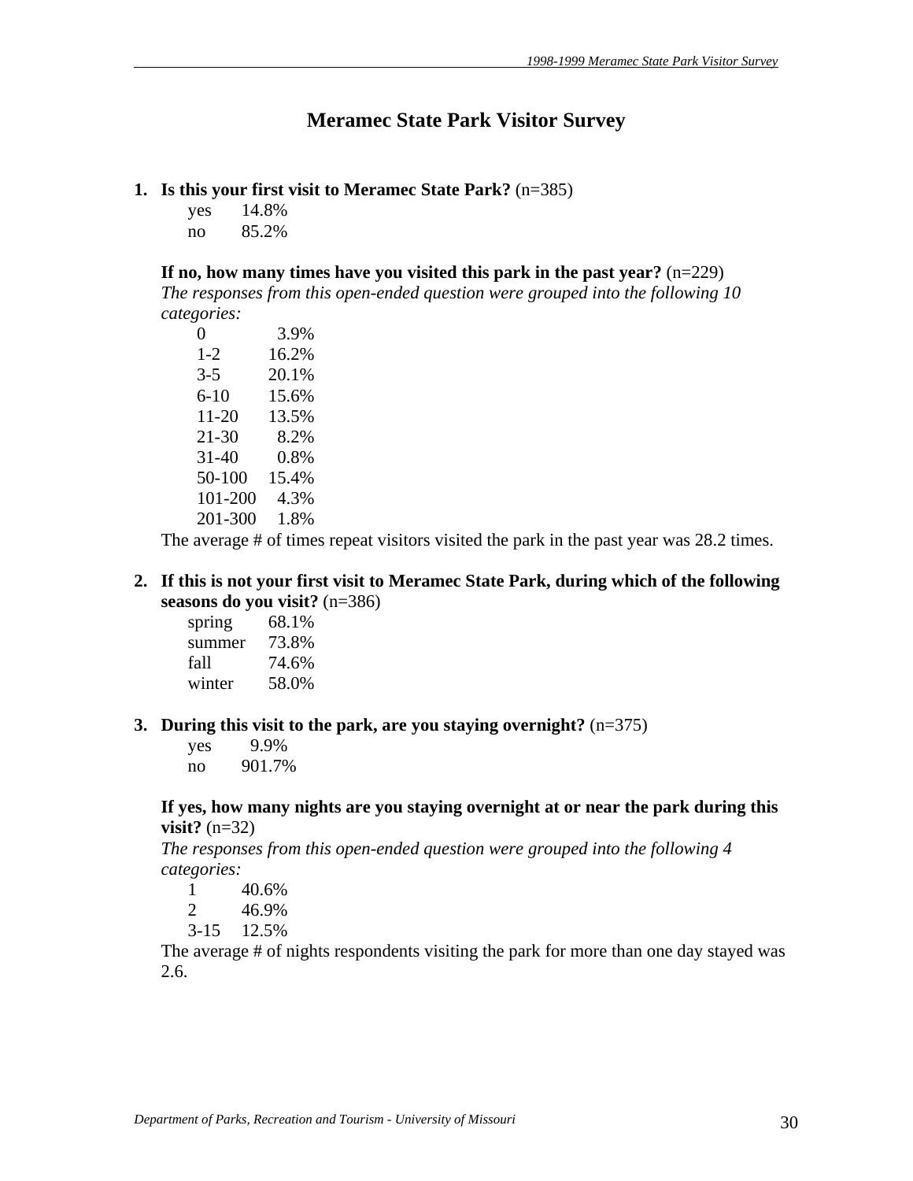# Meramec State Park Visitor Survey

**1. Is this your first visit to Meramec State Park?** (n=385)

| | |
|---|---|
| yes | 14.8% |
| no | 85.2% |

**If no, how many times have you visited this park in the past year?** (n=229)
*The responses from this open-ended question were grouped into the following 10 categories:*

| | |
|---|---|
| 0 | 3.9% |
| 1-2 | 16.2% |
| 3-5 | 20.1% |
| 6-10 | 15.6% |
| 11-20 | 13.5% |
| 21-30 | 8.2% |
| 31-40 | 0.8% |
| 50-100 | 15.4% |
| 101-200 | 4.3% |
| 201-300 | 1.8% |

The average # of times repeat visitors visited the park in the past year was 28.2 times.

**2. If this is not your first visit to Meramec State Park, during which of the following seasons do you visit?** (n=386)

| | |
|---|---|
| spring | 68.1% |
| summer | 73.8% |
| fall | 74.6% |
| winter | 58.0% |

**3. During this visit to the park, are you staying overnight?** (n=375)

| | |
|---|---|
| yes | 9.9% |
| no | 901.7% |

**If yes, how many nights are you staying overnight at or near the park during this visit?** (n=32)
*The responses from this open-ended question were grouped into the following 4 categories:*

| | |
|---|---|
| 1 | 40.6% |
| 2 | 46.9% |
| 3-15 | 12.5% |

The average # of nights respondents visiting the park for more than one day stayed was 2.6.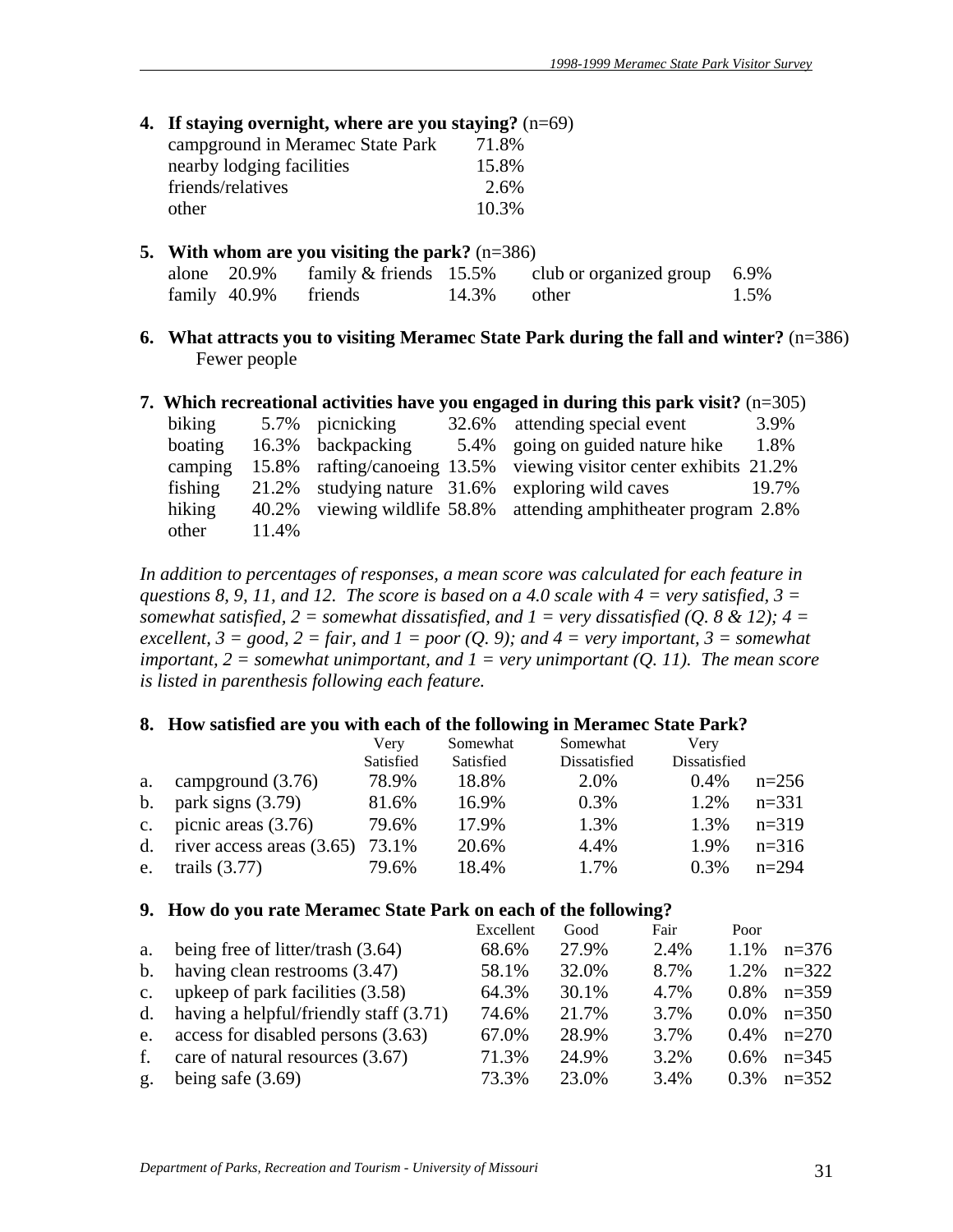**4. If staying overnight, where are you staying?** (n=69)

| | |
|---|---|
| campground in Meramec State Park | 71.8% |
| nearby lodging facilities | 15.8% |
| friends/relatives | 2.6% |
| other | 10.3% |

**5. With whom are you visiting the park?** (n=386)

| | | | | | |
|---|---|---|---|---|---|
| alone | 20.9% | family & friends | 15.5% | club or organized group | 6.9% |
| family | 40.9% | friends | 14.3% | other | 1.5% |

**6. What attracts you to visiting Meramec State Park during the fall and winter?** (n=386)

Fewer people

**7. Which recreational activities have you engaged in during this park visit?** (n=305)

| | | | | | |
|---|---|---|---|---|---|
| biking | 5.7% | picnicking | 32.6% | attending special event | 3.9% |
| boating | 16.3% | backpacking | 5.4% | going on guided nature hike | 1.8% |
| camping | 15.8% | rafting/canoeing | 13.5% | viewing visitor center exhibits | 21.2% |
| fishing | 21.2% | studying nature | 31.6% | exploring wild caves | 19.7% |
| hiking | 40.2% | viewing wildlife | 58.8% | attending amphitheater program | 2.8% |
| other | 11.4% | | | | |

*In addition to percentages of responses, a mean score was calculated for each feature in questions 8, 9, 11, and 12. The score is based on a 4.0 scale with 4 = very satisfied, 3 = somewhat satisfied, 2 = somewhat dissatisfied, and 1 = very dissatisfied (Q. 8 & 12); 4 = excellent, 3 = good, 2 = fair, and 1 = poor (Q. 9); and 4 = very important, 3 = somewhat important, 2 = somewhat unimportant, and 1 = very unimportant (Q. 11). The mean score is listed in parenthesis following each feature.*

**8. How satisfied are you with each of the following in Meramec State Park?**

| | | Very Satisfied | Somewhat Satisfied | Somewhat Dissatisfied | Very Dissatisfied | |
|---|---|---|---|---|---|---|
| a. | campground (3.76) | 78.9% | 18.8% | 2.0% | 0.4% | n=256 |
| b. | park signs (3.79) | 81.6% | 16.9% | 0.3% | 1.2% | n=331 |
| c. | picnic areas (3.76) | 79.6% | 17.9% | 1.3% | 1.3% | n=319 |
| d. | river access areas (3.65) | 73.1% | 20.6% | 4.4% | 1.9% | n=316 |
| e. | trails (3.77) | 79.6% | 18.4% | 1.7% | 0.3% | n=294 |

**9. How do you rate Meramec State Park on each of the following?**

| | | Excellent | Good | Fair | Poor | |
|---|---|---|---|---|---|---|
| a. | being free of litter/trash (3.64) | 68.6% | 27.9% | 2.4% | 1.1% | n=376 |
| b. | having clean restrooms (3.47) | 58.1% | 32.0% | 8.7% | 1.2% | n=322 |
| c. | upkeep of park facilities (3.58) | 64.3% | 30.1% | 4.7% | 0.8% | n=359 |
| d. | having a helpful/friendly staff (3.71) | 74.6% | 21.7% | 3.7% | 0.0% | n=350 |
| e. | access for disabled persons (3.63) | 67.0% | 28.9% | 3.7% | 0.4% | n=270 |
| f. | care of natural resources (3.67) | 71.3% | 24.9% | 3.2% | 0.6% | n=345 |
| g. | being safe (3.69) | 73.3% | 23.0% | 3.4% | 0.3% | n=352 |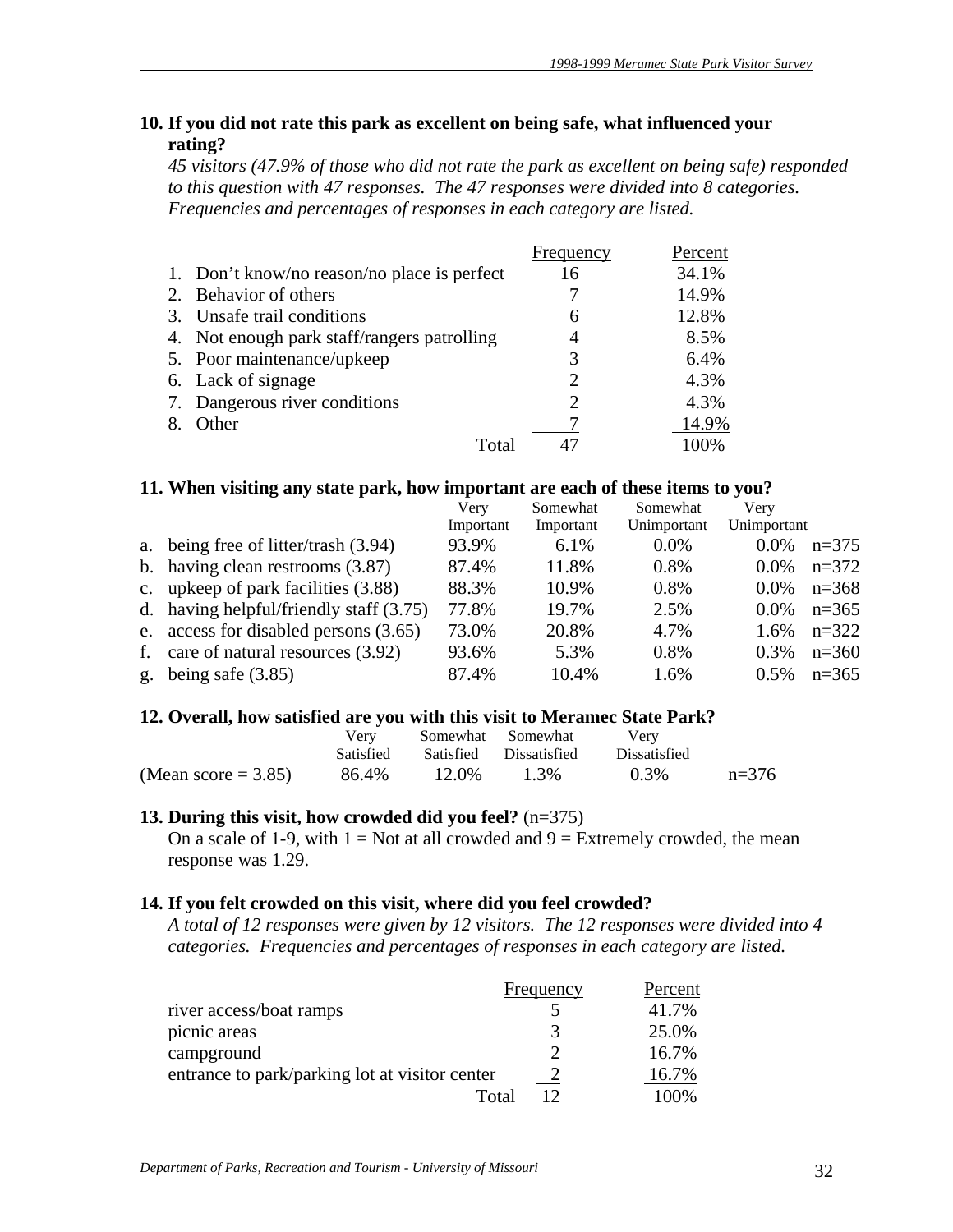**10. If you did not rate this park as excellent on being safe, what influenced your rating?**

*45 visitors (47.9% of those who did not rate the park as excellent on being safe) responded to this question with 47 responses. The 47 responses were divided into 8 categories. Frequencies and percentages of responses in each category are listed.*

| | Frequency | Percent |
|---|---|---|
| 1. Don't know/no reason/no place is perfect | 16 | 34.1% |
| 2. Behavior of others | 7 | 14.9% |
| 3. Unsafe trail conditions | 6 | 12.8% |
| 4. Not enough park staff/rangers patrolling | 4 | 8.5% |
| 5. Poor maintenance/upkeep | 3 | 6.4% |
| 6. Lack of signage | 2 | 4.3% |
| 7. Dangerous river conditions | 2 | 4.3% |
| 8. Other | 7 | 14.9% |
| Total | 47 | 100% |

**11. When visiting any state park, how important are each of these items to you?**

| | Very Important | Somewhat Important | Somewhat Unimportant | Very Unimportant | |
|---|---|---|---|---|---|
| a. being free of litter/trash (3.94) | 93.9% | 6.1% | 0.0% | 0.0% | n=375 |
| b. having clean restrooms (3.87) | 87.4% | 11.8% | 0.8% | 0.0% | n=372 |
| c. upkeep of park facilities (3.88) | 88.3% | 10.9% | 0.8% | 0.0% | n=368 |
| d. having helpful/friendly staff (3.75) | 77.8% | 19.7% | 2.5% | 0.0% | n=365 |
| e. access for disabled persons (3.65) | 73.0% | 20.8% | 4.7% | 1.6% | n=322 |
| f. care of natural resources (3.92) | 93.6% | 5.3% | 0.8% | 0.3% | n=360 |
| g. being safe (3.85) | 87.4% | 10.4% | 1.6% | 0.5% | n=365 |

**12. Overall, how satisfied are you with this visit to Meramec State Park?**

| | Very Satisfied | Somewhat Satisfied | Somewhat Dissatisfied | Very Dissatisfied | |
|---|---|---|---|---|---|
| (Mean score = 3.85) | 86.4% | 12.0% | 1.3% | 0.3% | n=376 |

**13. During this visit, how crowded did you feel?** (n=375)

On a scale of 1-9, with 1 = Not at all crowded and 9 = Extremely crowded, the mean response was 1.29.

**14. If you felt crowded on this visit, where did you feel crowded?**

*A total of 12 responses were given by 12 visitors. The 12 responses were divided into 4 categories. Frequencies and percentages of responses in each category are listed.*

| | Frequency | Percent |
|---|---|---|
| river access/boat ramps | 5 | 41.7% |
| picnic areas | 3 | 25.0% |
| campground | 2 | 16.7% |
| entrance to park/parking lot at visitor center | 2 | 16.7% |
| Total | 12 | 100% |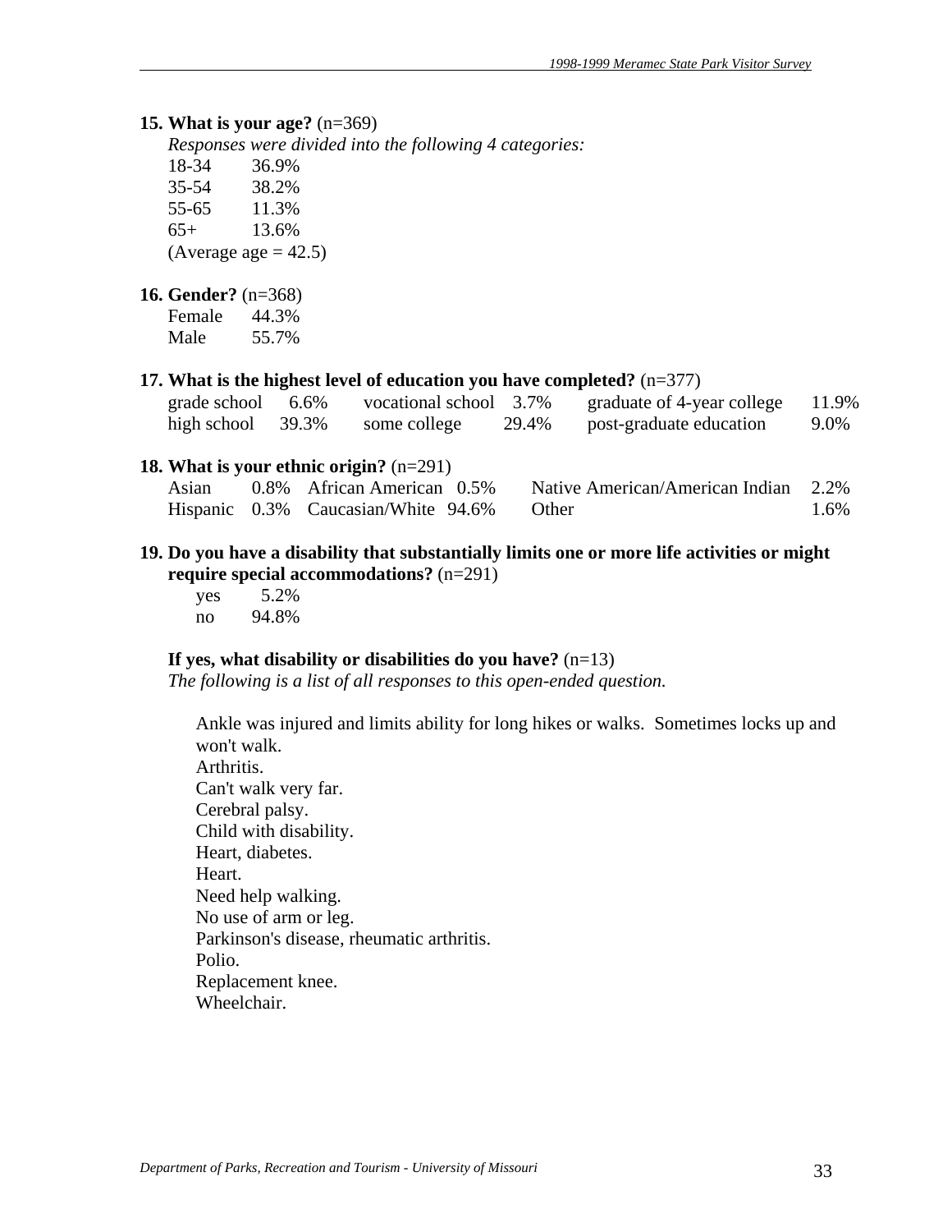**15. What is your age?** (n=369)

*Responses were divided into the following 4 categories:*

| Age | Percent |
|---|---|
| 18-34 | 36.9% |
| 35-54 | 38.2% |
| 55-65 | 11.3% |
| 65+ | 13.6% |

(Average age = 42.5)

**16. Gender?** (n=368)

| Gender | Percent |
|---|---|
| Female | 44.3% |
| Male | 55.7% |

**17. What is the highest level of education you have completed?** (n=377)

| | | | | | |
|---|---|---|---|---|---|
| grade school | 6.6% | vocational school | 3.7% | graduate of 4-year college | 11.9% |
| high school | 39.3% | some college | 29.4% | post-graduate education | 9.0% |

**18. What is your ethnic origin?** (n=291)

| | | | | | |
|---|---|---|---|---|---|
| Asian | 0.8% | African American | 0.5% | Native American/American Indian | 2.2% |
| Hispanic | 0.3% | Caucasian/White | 94.6% | Other | 1.6% |

**19. Do you have a disability that substantially limits one or more life activities or might require special accommodations?** (n=291)

| | |
|---|---|
| yes | 5.2% |
| no | 94.8% |

**If yes, what disability or disabilities do you have?** (n=13)

*The following is a list of all responses to this open-ended question.*

Ankle was injured and limits ability for long hikes or walks. Sometimes locks up and won't walk.
Arthritis.
Can't walk very far.
Cerebral palsy.
Child with disability.
Heart, diabetes.
Heart.
Need help walking.
No use of arm or leg.
Parkinson's disease, rheumatic arthritis.
Polio.
Replacement knee.
Wheelchair.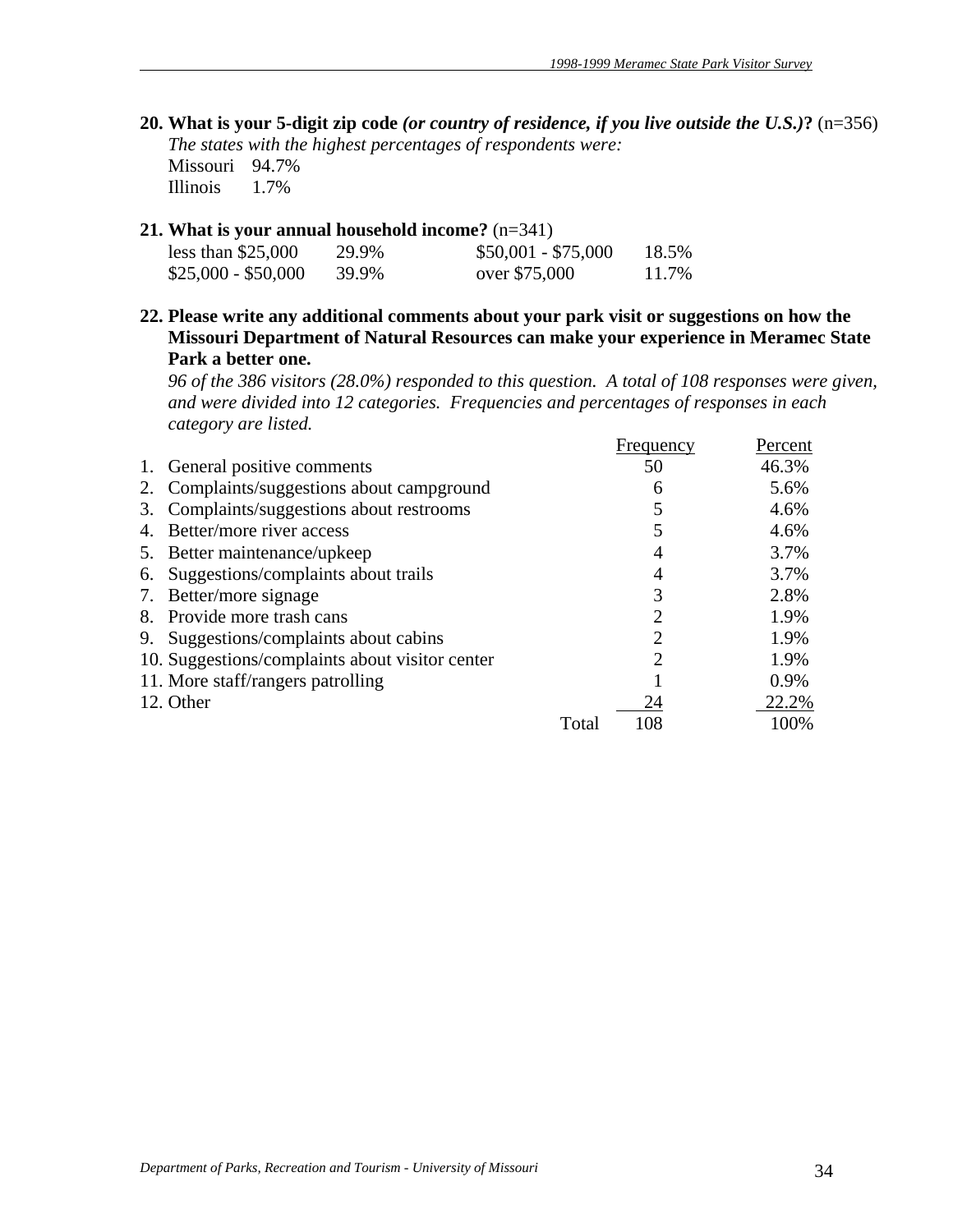**20. What is your 5-digit zip code *(or country of residence, if you live outside the U.S.)*?** (n=356)

*The states with the highest percentages of respondents were:*

| | |
|---|---|
| Missouri | 94.7% |
| Illinois | 1.7% |

**21. What is your annual household income?** (n=341)

| | | | |
|---|---|---|---|
| less than $25,000 | 29.9% | $50,001 - $75,000 | 18.5% |
| $25,000 - $50,000 | 39.9% | over $75,000 | 11.7% |

**22. Please write any additional comments about your park visit or suggestions on how the Missouri Department of Natural Resources can make your experience in Meramec State Park a better one.**

*96 of the 386 visitors (28.0%) responded to this question. A total of 108 responses were given, and were divided into 12 categories. Frequencies and percentages of responses in each category are listed.*

| | Frequency | Percent |
|---|---|---|
| 1. General positive comments | 50 | 46.3% |
| 2. Complaints/suggestions about campground | 6 | 5.6% |
| 3. Complaints/suggestions about restrooms | 5 | 4.6% |
| 4. Better/more river access | 5 | 4.6% |
| 5. Better maintenance/upkeep | 4 | 3.7% |
| 6. Suggestions/complaints about trails | 4 | 3.7% |
| 7. Better/more signage | 3 | 2.8% |
| 8. Provide more trash cans | 2 | 1.9% |
| 9. Suggestions/complaints about cabins | 2 | 1.9% |
| 10. Suggestions/complaints about visitor center | 2 | 1.9% |
| 11. More staff/rangers patrolling | 1 | 0.9% |
| 12. Other | 24 | 22.2% |
| Total | 108 | 100% |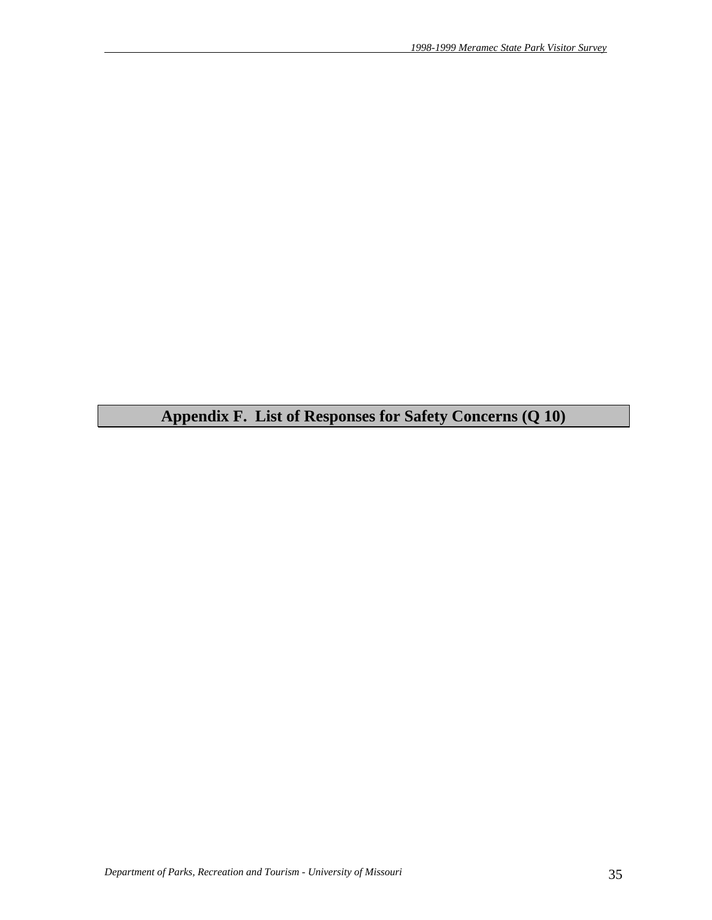# Appendix F. List of Responses for Safety Concerns (Q 10)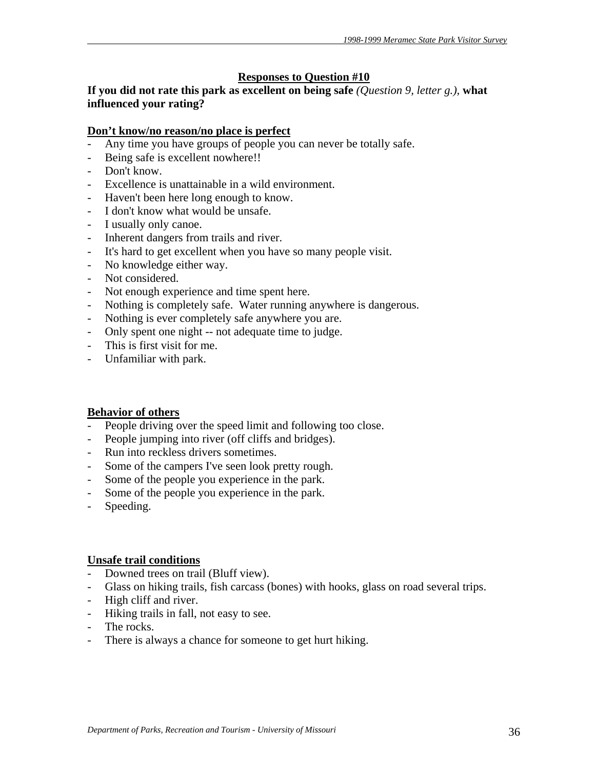## Responses to Question #10

**If you did not rate this park as excellent on being safe** *(Question 9, letter g.)*, **what influenced your rating?**

### Don't know/no reason/no place is perfect

- Any time you have groups of people you can never be totally safe.
- Being safe is excellent nowhere!!
- Don't know.
- Excellence is unattainable in a wild environment.
- Haven't been here long enough to know.
- I don't know what would be unsafe.
- I usually only canoe.
- Inherent dangers from trails and river.
- It's hard to get excellent when you have so many people visit.
- No knowledge either way.
- Not considered.
- Not enough experience and time spent here.
- Nothing is completely safe. Water running anywhere is dangerous.
- Nothing is ever completely safe anywhere you are.
- Only spent one night -- not adequate time to judge.
- This is first visit for me.
- Unfamiliar with park.

### Behavior of others

- People driving over the speed limit and following too close.
- People jumping into river (off cliffs and bridges).
- Run into reckless drivers sometimes.
- Some of the campers I've seen look pretty rough.
- Some of the people you experience in the park.
- Some of the people you experience in the park.
- Speeding.

### Unsafe trail conditions

- Downed trees on trail (Bluff view).
- Glass on hiking trails, fish carcass (bones) with hooks, glass on road several trips.
- High cliff and river.
- Hiking trails in fall, not easy to see.
- The rocks.
- There is always a chance for someone to get hurt hiking.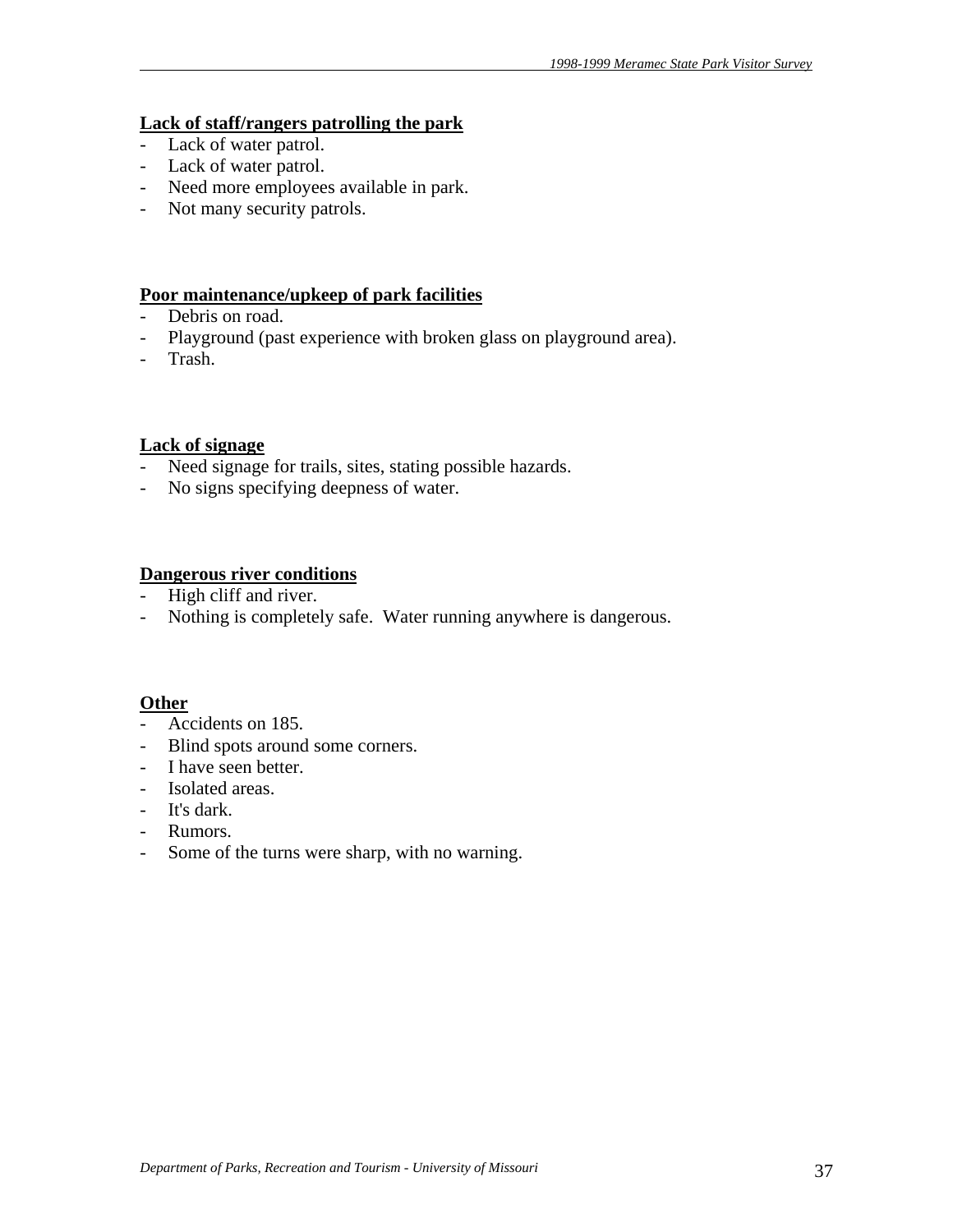**Lack of staff/rangers patrolling the park**

- Lack of water patrol.
- Lack of water patrol.
- Need more employees available in park.
- Not many security patrols.

**Poor maintenance/upkeep of park facilities**

- Debris on road.
- Playground (past experience with broken glass on playground area).
- Trash.

**Lack of signage**

- Need signage for trails, sites, stating possible hazards.
- No signs specifying deepness of water.

**Dangerous river conditions**

- High cliff and river.
- Nothing is completely safe. Water running anywhere is dangerous.

**Other**

- Accidents on 185.
- Blind spots around some corners.
- I have seen better.
- Isolated areas.
- It's dark.
- Rumors.
- Some of the turns were sharp, with no warning.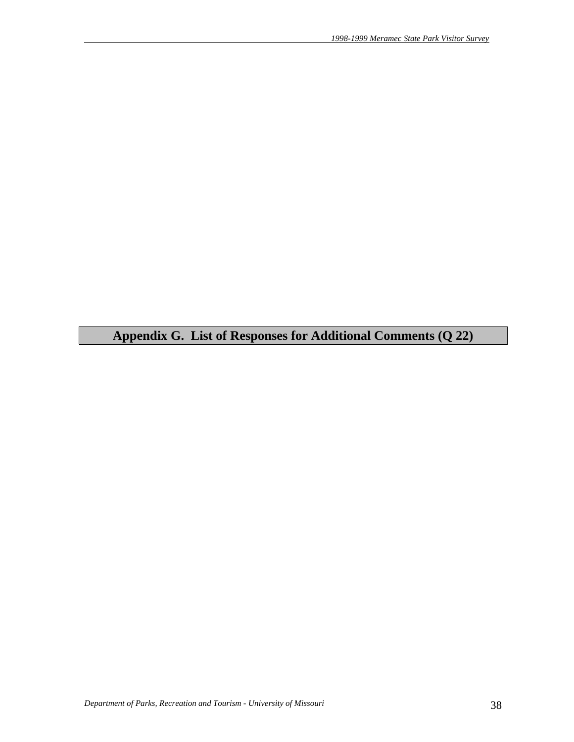# Appendix G. List of Responses for Additional Comments (Q 22)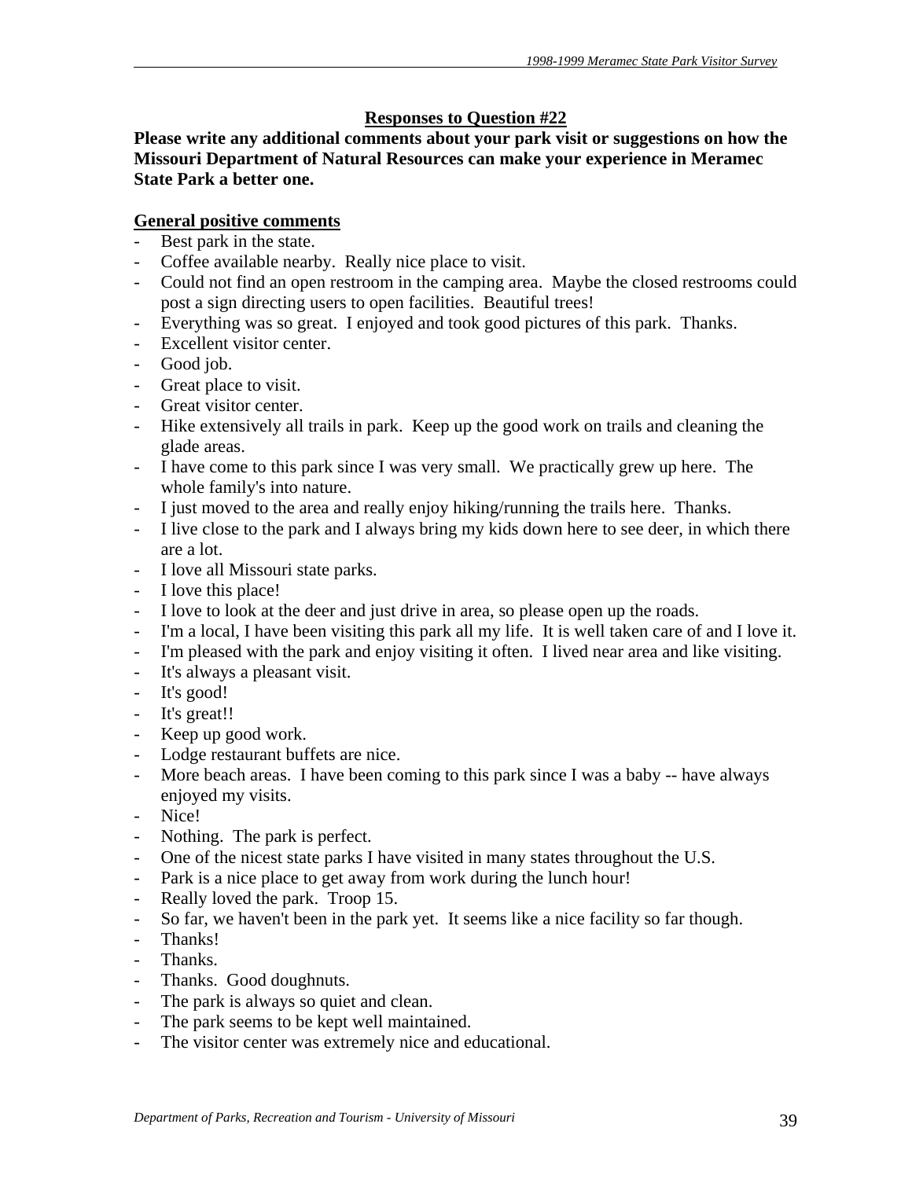## Responses to Question #22

**Please write any additional comments about your park visit or suggestions on how the Missouri Department of Natural Resources can make your experience in Meramec State Park a better one.**

### General positive comments

- Best park in the state.
- Coffee available nearby. Really nice place to visit.
- Could not find an open restroom in the camping area. Maybe the closed restrooms could post a sign directing users to open facilities. Beautiful trees!
- Everything was so great. I enjoyed and took good pictures of this park. Thanks.
- Excellent visitor center.
- Good job.
- Great place to visit.
- Great visitor center.
- Hike extensively all trails in park. Keep up the good work on trails and cleaning the glade areas.
- I have come to this park since I was very small. We practically grew up here. The whole family's into nature.
- I just moved to the area and really enjoy hiking/running the trails here. Thanks.
- I live close to the park and I always bring my kids down here to see deer, in which there are a lot.
- I love all Missouri state parks.
- I love this place!
- I love to look at the deer and just drive in area, so please open up the roads.
- I'm a local, I have been visiting this park all my life. It is well taken care of and I love it.
- I'm pleased with the park and enjoy visiting it often. I lived near area and like visiting.
- It's always a pleasant visit.
- It's good!
- It's great!!
- Keep up good work.
- Lodge restaurant buffets are nice.
- More beach areas. I have been coming to this park since I was a baby -- have always enjoyed my visits.
- Nice!
- Nothing. The park is perfect.
- One of the nicest state parks I have visited in many states throughout the U.S.
- Park is a nice place to get away from work during the lunch hour!
- Really loved the park. Troop 15.
- So far, we haven't been in the park yet. It seems like a nice facility so far though.
- Thanks!
- Thanks.
- Thanks. Good doughnuts.
- The park is always so quiet and clean.
- The park seems to be kept well maintained.
- The visitor center was extremely nice and educational.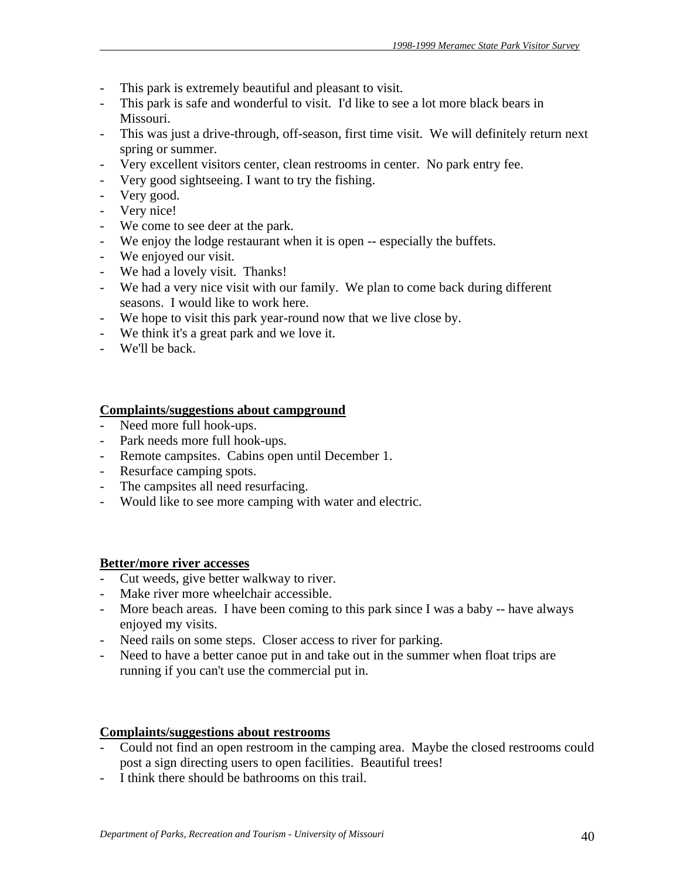- This park is extremely beautiful and pleasant to visit.
- This park is safe and wonderful to visit. I'd like to see a lot more black bears in Missouri.
- This was just a drive-through, off-season, first time visit. We will definitely return next spring or summer.
- Very excellent visitors center, clean restrooms in center. No park entry fee.
- Very good sightseeing. I want to try the fishing.
- Very good.
- Very nice!
- We come to see deer at the park.
- We enjoy the lodge restaurant when it is open -- especially the buffets.
- We enjoyed our visit.
- We had a lovely visit. Thanks!
- We had a very nice visit with our family. We plan to come back during different seasons. I would like to work here.
- We hope to visit this park year-round now that we live close by.
- We think it's a great park and we love it.
- We'll be back.

**Complaints/suggestions about campground**

- Need more full hook-ups.
- Park needs more full hook-ups.
- Remote campsites. Cabins open until December 1.
- Resurface camping spots.
- The campsites all need resurfacing.
- Would like to see more camping with water and electric.

**Better/more river accesses**

- Cut weeds, give better walkway to river.
- Make river more wheelchair accessible.
- More beach areas. I have been coming to this park since I was a baby -- have always enjoyed my visits.
- Need rails on some steps. Closer access to river for parking.
- Need to have a better canoe put in and take out in the summer when float trips are running if you can't use the commercial put in.

**Complaints/suggestions about restrooms**

- Could not find an open restroom in the camping area. Maybe the closed restrooms could post a sign directing users to open facilities. Beautiful trees!
- I think there should be bathrooms on this trail.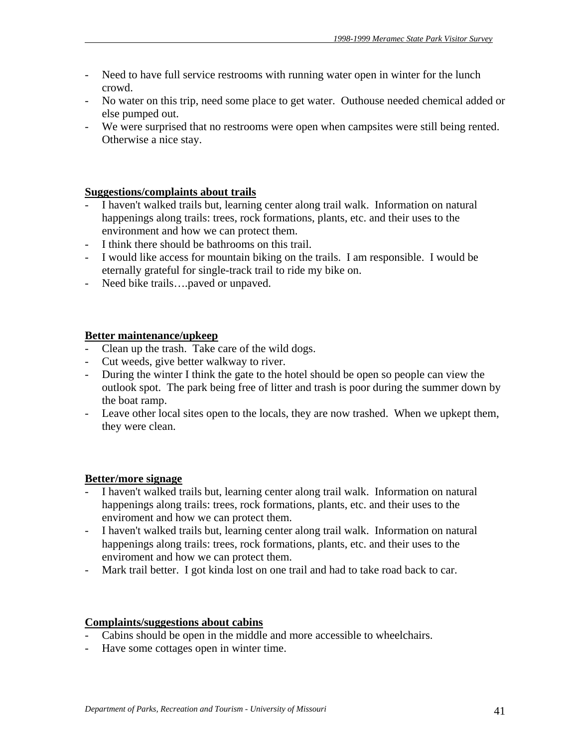- Need to have full service restrooms with running water open in winter for the lunch crowd.
- No water on this trip, need some place to get water. Outhouse needed chemical added or else pumped out.
- We were surprised that no restrooms were open when campsites were still being rented. Otherwise a nice stay.

**Suggestions/complaints about trails**

- I haven't walked trails but, learning center along trail walk. Information on natural happenings along trails: trees, rock formations, plants, etc. and their uses to the environment and how we can protect them.
- I think there should be bathrooms on this trail.
- I would like access for mountain biking on the trails. I am responsible. I would be eternally grateful for single-track trail to ride my bike on.
- Need bike trails….paved or unpaved.

**Better maintenance/upkeep**

- Clean up the trash. Take care of the wild dogs.
- Cut weeds, give better walkway to river.
- During the winter I think the gate to the hotel should be open so people can view the outlook spot. The park being free of litter and trash is poor during the summer down by the boat ramp.
- Leave other local sites open to the locals, they are now trashed. When we upkept them, they were clean.

**Better/more signage**

- I haven't walked trails but, learning center along trail walk. Information on natural happenings along trails: trees, rock formations, plants, etc. and their uses to the enviroment and how we can protect them.
- I haven't walked trails but, learning center along trail walk. Information on natural happenings along trails: trees, rock formations, plants, etc. and their uses to the enviroment and how we can protect them.
- Mark trail better. I got kinda lost on one trail and had to take road back to car.

**Complaints/suggestions about cabins**

- Cabins should be open in the middle and more accessible to wheelchairs.
- Have some cottages open in winter time.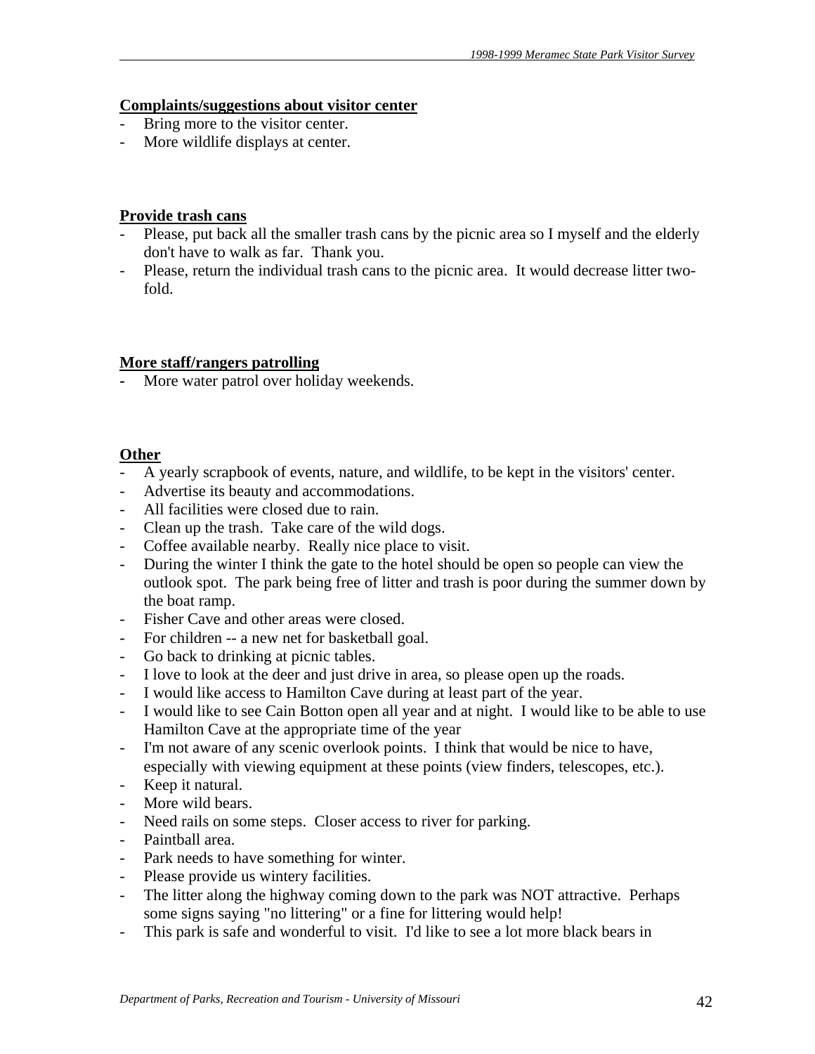**Complaints/suggestions about visitor center**

- Bring more to the visitor center.
- More wildlife displays at center.

**Provide trash cans**

- Please, put back all the smaller trash cans by the picnic area so I myself and the elderly don't have to walk as far. Thank you.
- Please, return the individual trash cans to the picnic area. It would decrease litter two-fold.

**More staff/rangers patrolling**

- More water patrol over holiday weekends.

**Other**

- A yearly scrapbook of events, nature, and wildlife, to be kept in the visitors' center.
- Advertise its beauty and accommodations.
- All facilities were closed due to rain.
- Clean up the trash. Take care of the wild dogs.
- Coffee available nearby. Really nice place to visit.
- During the winter I think the gate to the hotel should be open so people can view the outlook spot. The park being free of litter and trash is poor during the summer down by the boat ramp.
- Fisher Cave and other areas were closed.
- For children -- a new net for basketball goal.
- Go back to drinking at picnic tables.
- I love to look at the deer and just drive in area, so please open up the roads.
- I would like access to Hamilton Cave during at least part of the year.
- I would like to see Cain Botton open all year and at night. I would like to be able to use Hamilton Cave at the appropriate time of the year
- I'm not aware of any scenic overlook points. I think that would be nice to have, especially with viewing equipment at these points (view finders, telescopes, etc.).
- Keep it natural.
- More wild bears.
- Need rails on some steps. Closer access to river for parking.
- Paintball area.
- Park needs to have something for winter.
- Please provide us wintery facilities.
- The litter along the highway coming down to the park was NOT attractive. Perhaps some signs saying "no littering" or a fine for littering would help!
- This park is safe and wonderful to visit. I'd like to see a lot more black bears in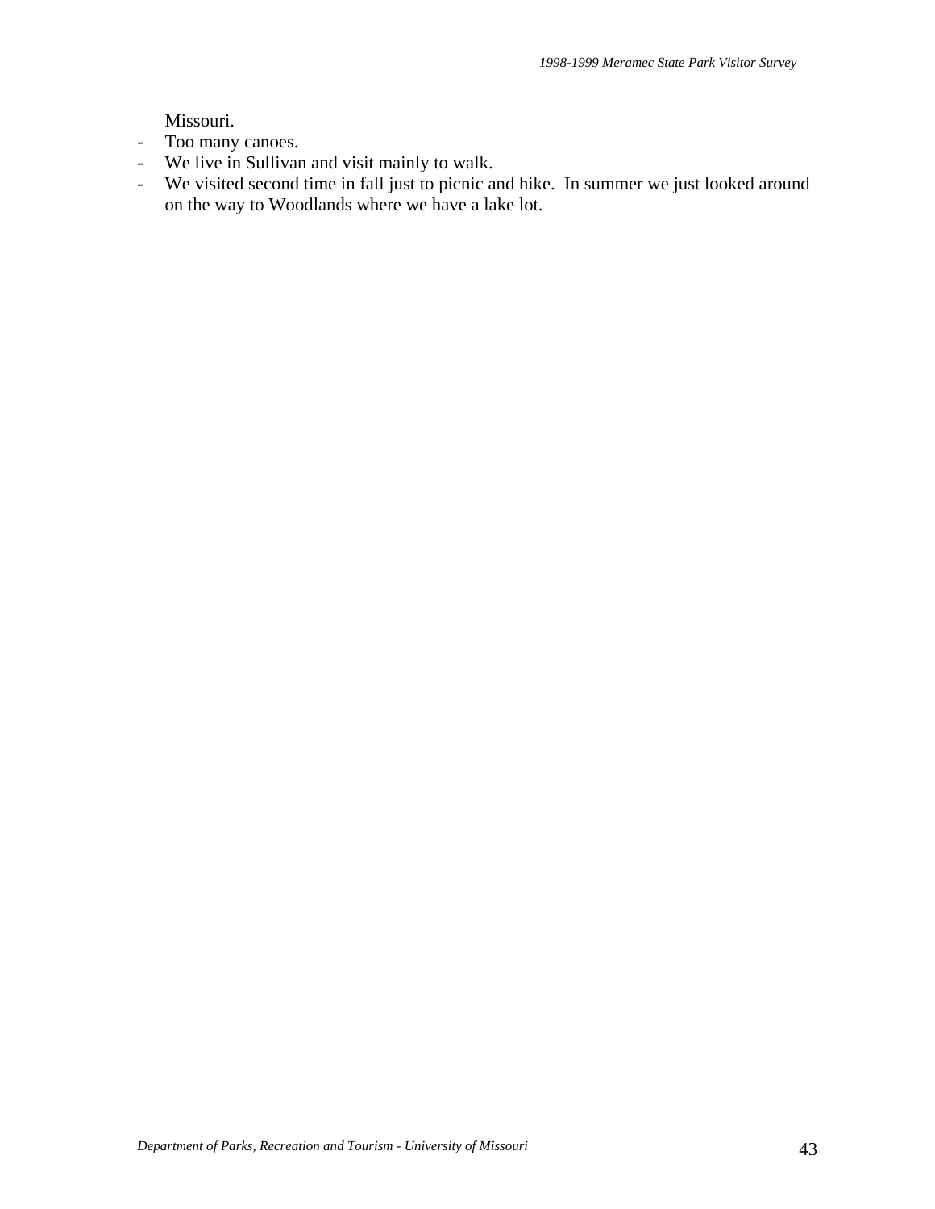Missouri.

- Too many canoes.
- We live in Sullivan and visit mainly to walk.
- We visited second time in fall just to picnic and hike. In summer we just looked around on the way to Woodlands where we have a lake lot.